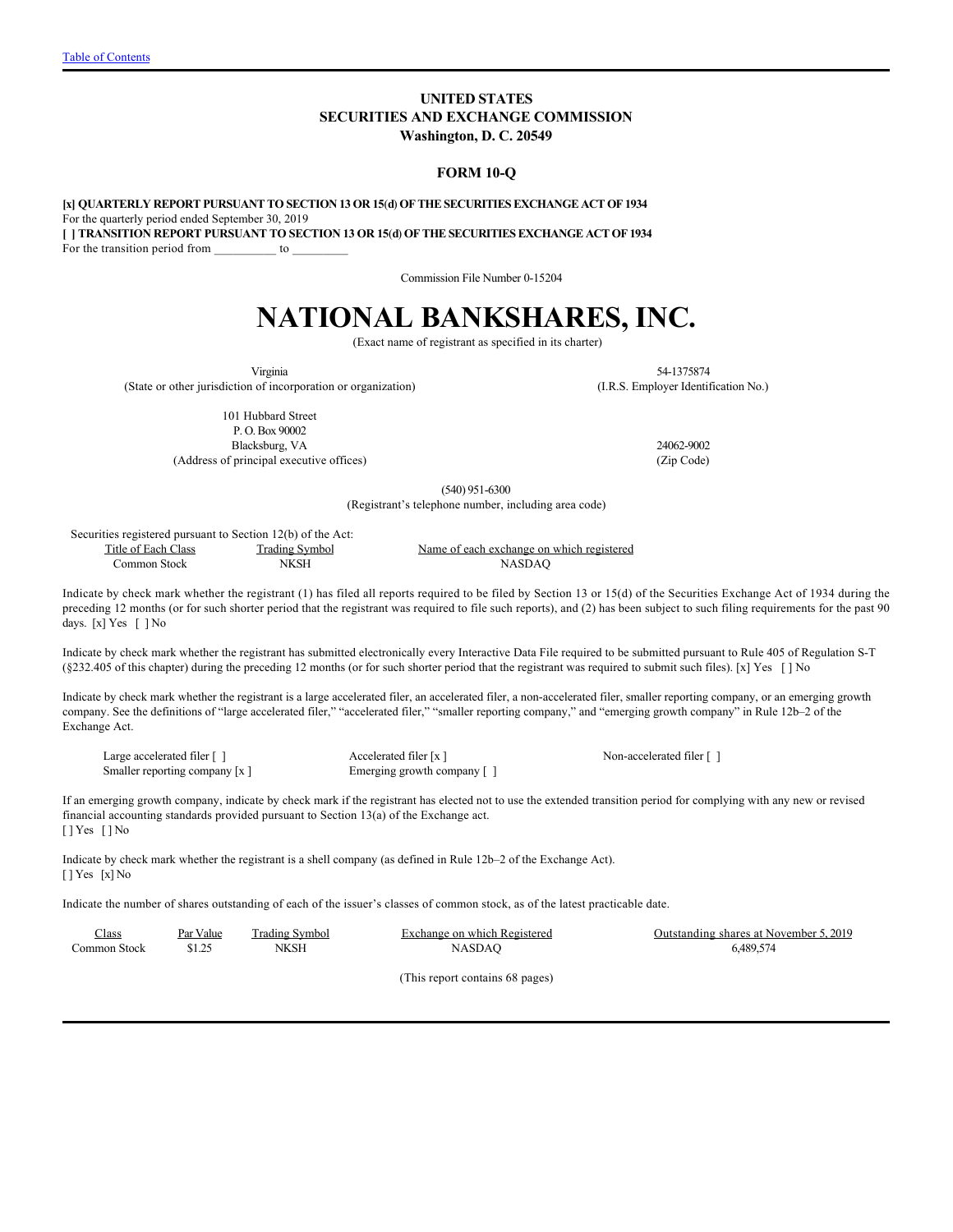[Table of Contents](#)

**UNITED STATES**
**SECURITIES AND EXCHANGE COMMISSION**
**Washington, D. C. 20549**

**FORM 10-Q**

**[x] QUARTERLY REPORT PURSUANT TO SECTION 13 OR 15(d) OF THE SECURITIES EXCHANGE ACT OF 1934**
For the quarterly period ended September 30, 2019
**[ ] TRANSITION REPORT PURSUANT TO SECTION 13 OR 15(d) OF THE SECURITIES EXCHANGE ACT OF 1934**
For the transition period from __________ to _________

Commission File Number 0-15204

# NATIONAL BANKSHARES, INC.

(Exact name of registrant as specified in its charter)

| Virginia | 54-1375874 |
|---|---|
| (State or other jurisdiction of incorporation or organization) | (I.R.S. Employer Identification No.) |

| 101 Hubbard Street<br>P. O. Box 90002<br>Blacksburg, VA | 24062-9002 |
|---|---|
| (Address of principal executive offices) | (Zip Code) |

(540) 951-6300
(Registrant's telephone number, including area code)

Securities registered pursuant to Section 12(b) of the Act:

| Title of Each Class | Trading Symbol | Name of each exchange on which registered |
|---|---|---|
| Common Stock | NKSH | NASDAQ |

Indicate by check mark whether the registrant (1) has filed all reports required to be filed by Section 13 or 15(d) of the Securities Exchange Act of 1934 during the preceding 12 months (or for such shorter period that the registrant was required to file such reports), and (2) has been subject to such filing requirements for the past 90 days. [x] Yes [ ] No

Indicate by check mark whether the registrant has submitted electronically every Interactive Data File required to be submitted pursuant to Rule 405 of Regulation S-T (§232.405 of this chapter) during the preceding 12 months (or for such shorter period that the registrant was required to submit such files). [x] Yes [ ] No

Indicate by check mark whether the registrant is a large accelerated filer, an accelerated filer, a non-accelerated filer, smaller reporting company, or an emerging growth company. See the definitions of "large accelerated filer," "accelerated filer," "smaller reporting company," and "emerging growth company" in Rule 12b–2 of the Exchange Act.

| Large accelerated filer [ ] | Accelerated filer [x ] | Non-accelerated filer [ ] |
|---|---|---|
| Smaller reporting company [x ] | Emerging growth company [ ] | |

If an emerging growth company, indicate by check mark if the registrant has elected not to use the extended transition period for complying with any new or revised financial accounting standards provided pursuant to Section 13(a) of the Exchange act.
[ ] Yes [ ] No

Indicate by check mark whether the registrant is a shell company (as defined in Rule 12b–2 of the Exchange Act).
[ ] Yes [x] No

Indicate the number of shares outstanding of each of the issuer's classes of common stock, as of the latest practicable date.

| Class | Par Value | Trading Symbol | Exchange on which Registered | Outstanding shares at November 5, 2019 |
|---|---|---|---|---|
| Common Stock | $1.25 | NKSH | NASDAQ | 6,489,574 |

(This report contains 68 pages)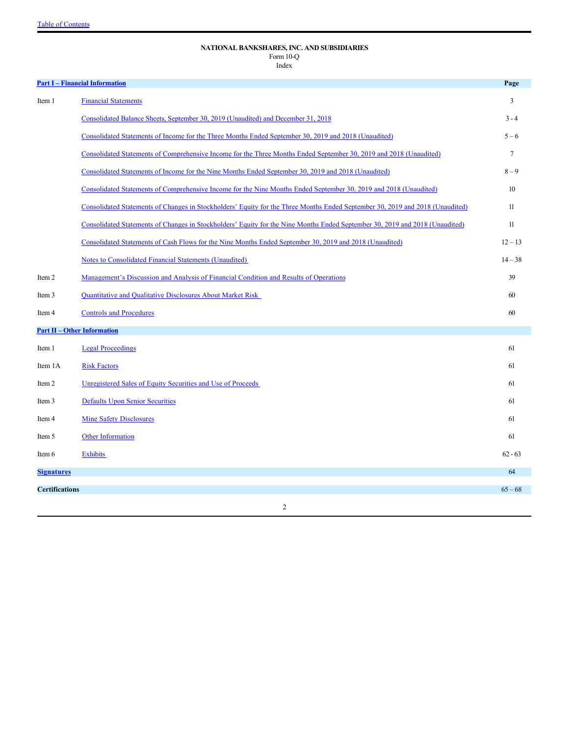Table of Contents

**NATIONAL BANKSHARES, INC. AND SUBSIDIARIES**
Form 10-Q
Index

| **Part I – Financial Information** | | **Page** |
|---|---|---|
| Item 1 | Financial Statements | 3 |
| | Consolidated Balance Sheets, September 30, 2019 (Unaudited) and December 31, 2018 | 3 - 4 |
| | Consolidated Statements of Income for the Three Months Ended September 30, 2019 and 2018 (Unaudited) | 5 – 6 |
| | Consolidated Statements of Comprehensive Income for the Three Months Ended September 30, 2019 and 2018 (Unaudited) | 7 |
| | Consolidated Statements of Income for the Nine Months Ended September 30, 2019 and 2018 (Unaudited) | 8 – 9 |
| | Consolidated Statements of Comprehensive Income for the Nine Months Ended September 30, 2019 and 2018 (Unaudited) | 10 |
| | Consolidated Statements of Changes in Stockholders' Equity for the Three Months Ended September 30, 2019 and 2018 (Unaudited) | 11 |
| | Consolidated Statements of Changes in Stockholders' Equity for the Nine Months Ended September 30, 2019 and 2018 (Unaudited) | 11 |
| | Consolidated Statements of Cash Flows for the Nine Months Ended September 30, 2019 and 2018 (Unaudited) | 12 – 13 |
| | Notes to Consolidated Financial Statements (Unaudited) | 14 – 38 |
| Item 2 | Management's Discussion and Analysis of Financial Condition and Results of Operations | 39 |
| Item 3 | Quantitative and Qualitative Disclosures About Market Risk | 60 |
| Item 4 | Controls and Procedures | 60 |
| **Part II – Other Information** | | |
| Item 1 | Legal Proceedings | 61 |
| Item 1A | Risk Factors | 61 |
| Item 2 | Unregistered Sales of Equity Securities and Use of Proceeds | 61 |
| Item 3 | Defaults Upon Senior Securities | 61 |
| Item 4 | Mine Safety Disclosures | 61 |
| Item 5 | Other Information | 61 |
| Item 6 | Exhibits | 62 - 63 |
| **Signatures** | | 64 |
| **Certifications** | | 65 – 68 |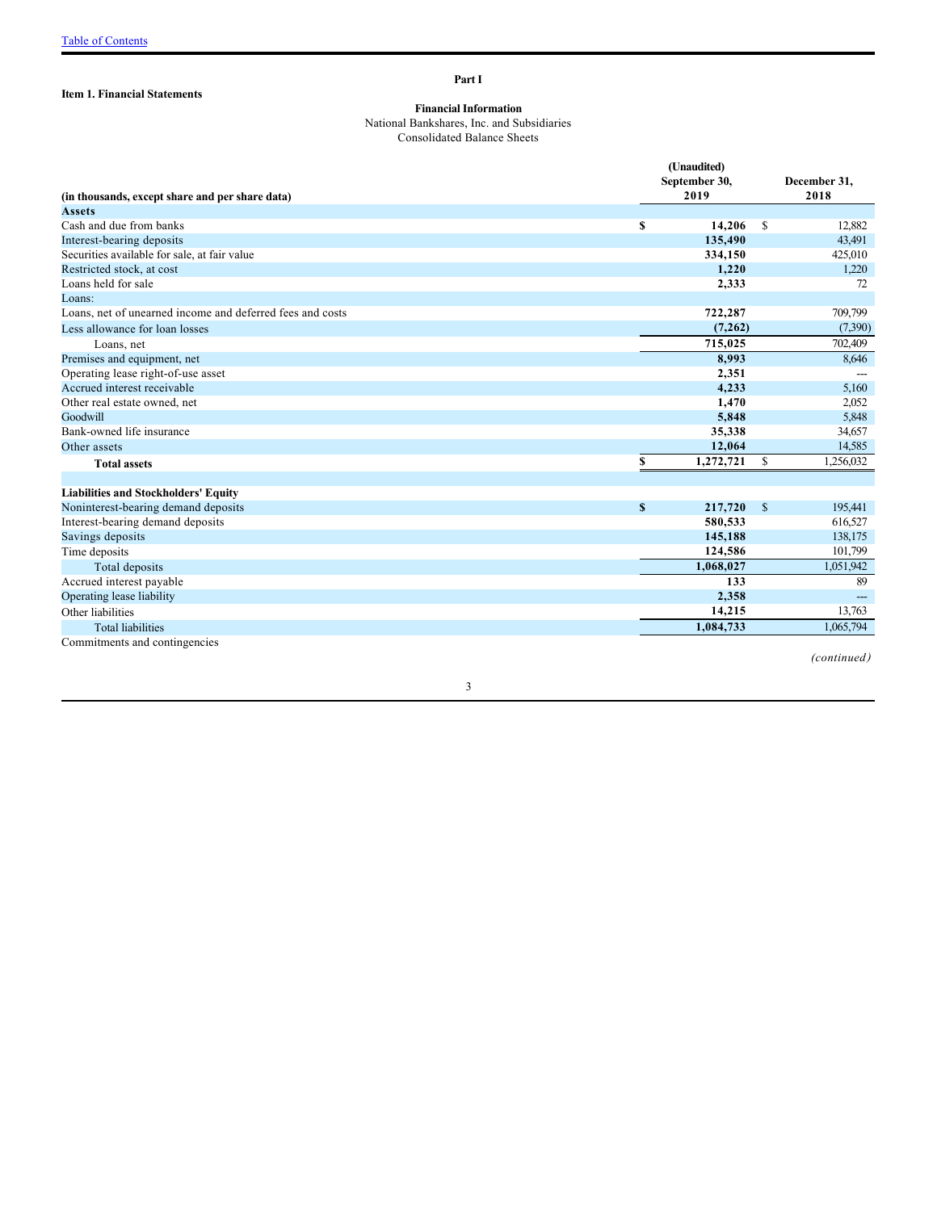[Table of Contents](#)

# Part I

**Item 1. Financial Statements**

**Financial Information**

National Bankshares, Inc. and Subsidiaries

Consolidated Balance Sheets

| (in thousands, except share and per share data) | (Unaudited) September 30, 2019 | December 31, 2018 |
|---|---|---|
| **Assets** | | |
| Cash and due from banks | **$ 14,206** | $ 12,882 |
| Interest-bearing deposits | **135,490** | 43,491 |
| Securities available for sale, at fair value | **334,150** | 425,010 |
| Restricted stock, at cost | **1,220** | 1,220 |
| Loans held for sale | **2,333** | 72 |
| Loans: | | |
| Loans, net of unearned income and deferred fees and costs | **722,287** | 709,799 |
| Less allowance for loan losses | **(7,262)** | (7,390) |
| Loans, net | **715,025** | 702,409 |
| Premises and equipment, net | **8,993** | 8,646 |
| Operating lease right-of-use asset | **2,351** | --- |
| Accrued interest receivable | **4,233** | 5,160 |
| Other real estate owned, net | **1,470** | 2,052 |
| Goodwill | **5,848** | 5,848 |
| Bank-owned life insurance | **35,338** | 34,657 |
| Other assets | **12,064** | 14,585 |
| **Total assets** | **$ 1,272,721** | $ 1,256,032 |
| | | |
| **Liabilities and Stockholders' Equity** | | |
| Noninterest-bearing demand deposits | **$ 217,720** | $ 195,441 |
| Interest-bearing demand deposits | **580,533** | 616,527 |
| Savings deposits | **145,188** | 138,175 |
| Time deposits | **124,586** | 101,799 |
| Total deposits | **1,068,027** | 1,051,942 |
| Accrued interest payable | **133** | 89 |
| Operating lease liability | **2,358** | --- |
| Other liabilities | **14,215** | 13,763 |
| Total liabilities | **1,084,733** | 1,065,794 |
| Commitments and contingencies | | |

*(continued)*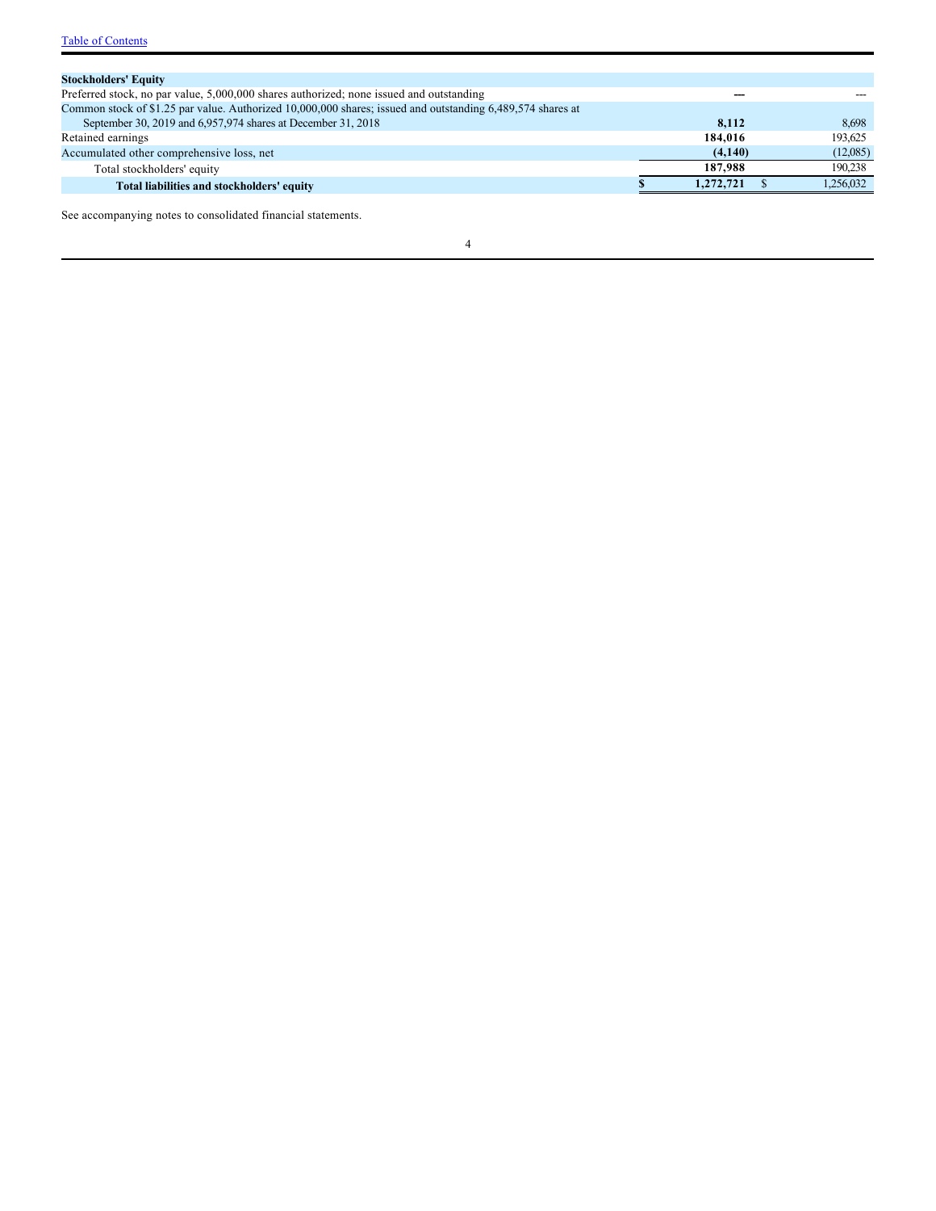| Stockholders' Equity | | |
|---|---|---|
| Preferred stock, no par value, 5,000,000 shares authorized; none issued and outstanding | **---** | --- |
| Common stock of $1.25 par value. Authorized 10,000,000 shares; issued and outstanding 6,489,574 shares at September 30, 2019 and 6,957,974 shares at December 31, 2018 | **8,112** | 8,698 |
| Retained earnings | **184,016** | 193,625 |
| Accumulated other comprehensive loss, net | **(4,140)** | (12,085) |
| Total stockholders' equity | **187,988** | 190,238 |
| **Total liabilities and stockholders' equity** | **$ 1,272,721** | $ 1,256,032 |

See accompanying notes to consolidated financial statements.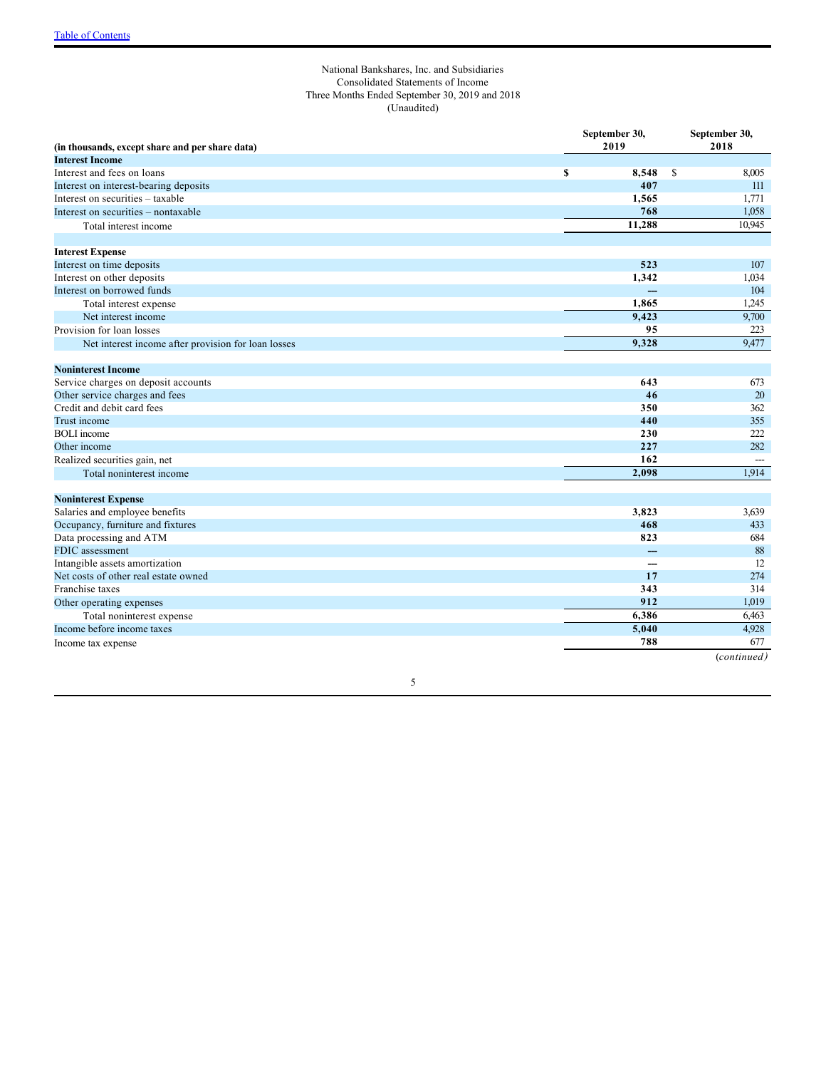National Bankshares, Inc. and Subsidiaries
Consolidated Statements of Income
Three Months Ended September 30, 2019 and 2018
(Unaudited)

| (in thousands, except share and per share data) | September 30, 2019 | September 30, 2018 |
|---|---|---|
| **Interest Income** | | |
| Interest and fees on loans | $ **8,548** | $ 8,005 |
| Interest on interest-bearing deposits | **407** | 111 |
| Interest on securities – taxable | **1,565** | 1,771 |
| Interest on securities – nontaxable | **768** | 1,058 |
| Total interest income | **11,288** | 10,945 |
| | | |
| **Interest Expense** | | |
| Interest on time deposits | **523** | 107 |
| Interest on other deposits | **1,342** | 1,034 |
| Interest on borrowed funds | **---** | 104 |
| Total interest expense | **1,865** | 1,245 |
| Net interest income | **9,423** | 9,700 |
| Provision for loan losses | **95** | 223 |
| Net interest income after provision for loan losses | **9,328** | 9,477 |
| | | |
| **Noninterest Income** | | |
| Service charges on deposit accounts | **643** | 673 |
| Other service charges and fees | **46** | 20 |
| Credit and debit card fees | **350** | 362 |
| Trust income | **440** | 355 |
| BOLI income | **230** | 222 |
| Other income | **227** | 282 |
| Realized securities gain, net | **162** | --- |
| Total noninterest income | **2,098** | 1,914 |
| | | |
| **Noninterest Expense** | | |
| Salaries and employee benefits | **3,823** | 3,639 |
| Occupancy, furniture and fixtures | **468** | 433 |
| Data processing and ATM | **823** | 684 |
| FDIC assessment | **---** | 88 |
| Intangible assets amortization | **---** | 12 |
| Net costs of other real estate owned | **17** | 274 |
| Franchise taxes | **343** | 314 |
| Other operating expenses | **912** | 1,019 |
| Total noninterest expense | **6,386** | 6,463 |
| Income before income taxes | **5,040** | 4,928 |
| Income tax expense | **788** | 677 |

*(continued)*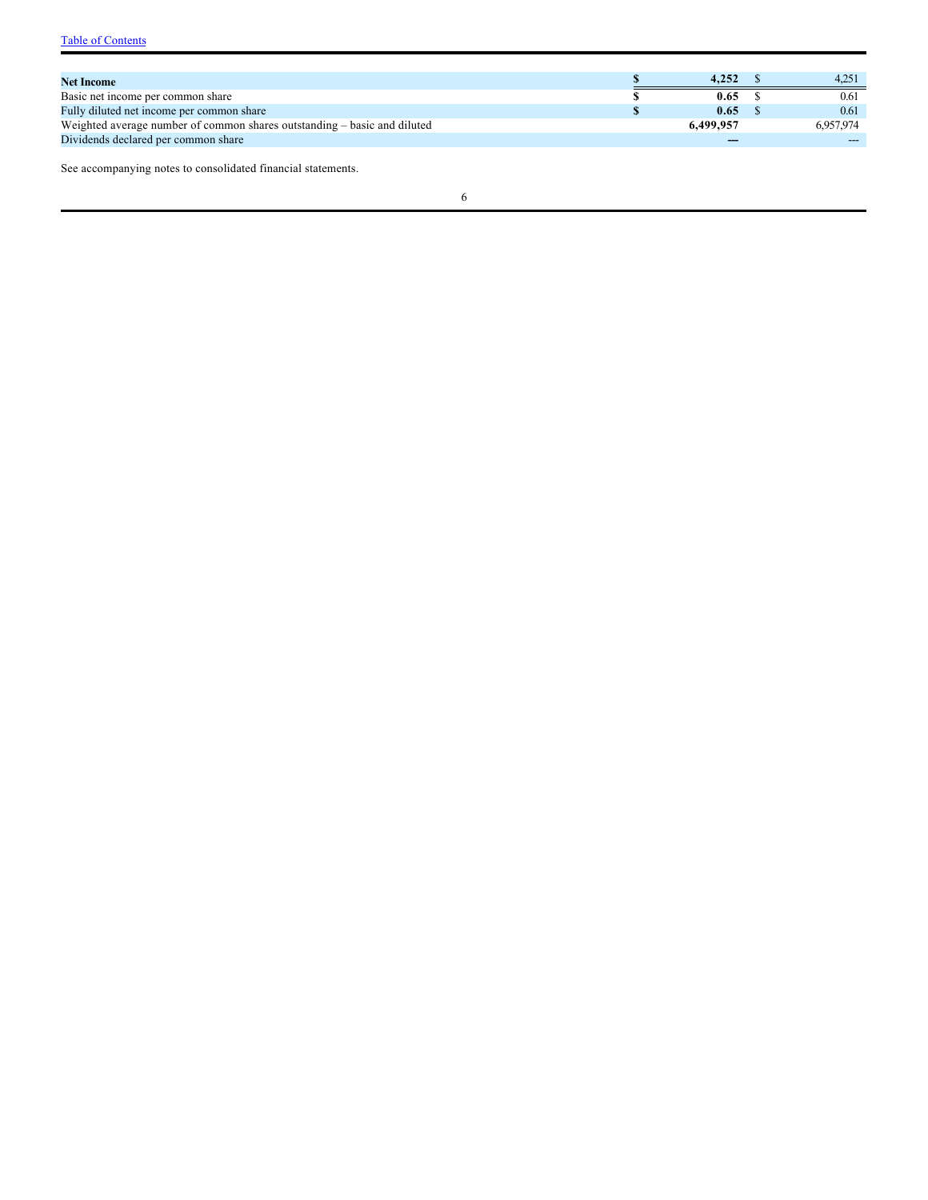| | | |
|---|---|---|
| **Net Income** | **$ 4,252** | $ 4,251 |
| Basic net income per common share | **$ 0.65** | $ 0.61 |
| Fully diluted net income per common share | **$ 0.65** | $ 0.61 |
| Weighted average number of common shares outstanding – basic and diluted | **6,499,957** | 6,957,974 |
| Dividends declared per common share | **---** | --- |

See accompanying notes to consolidated financial statements.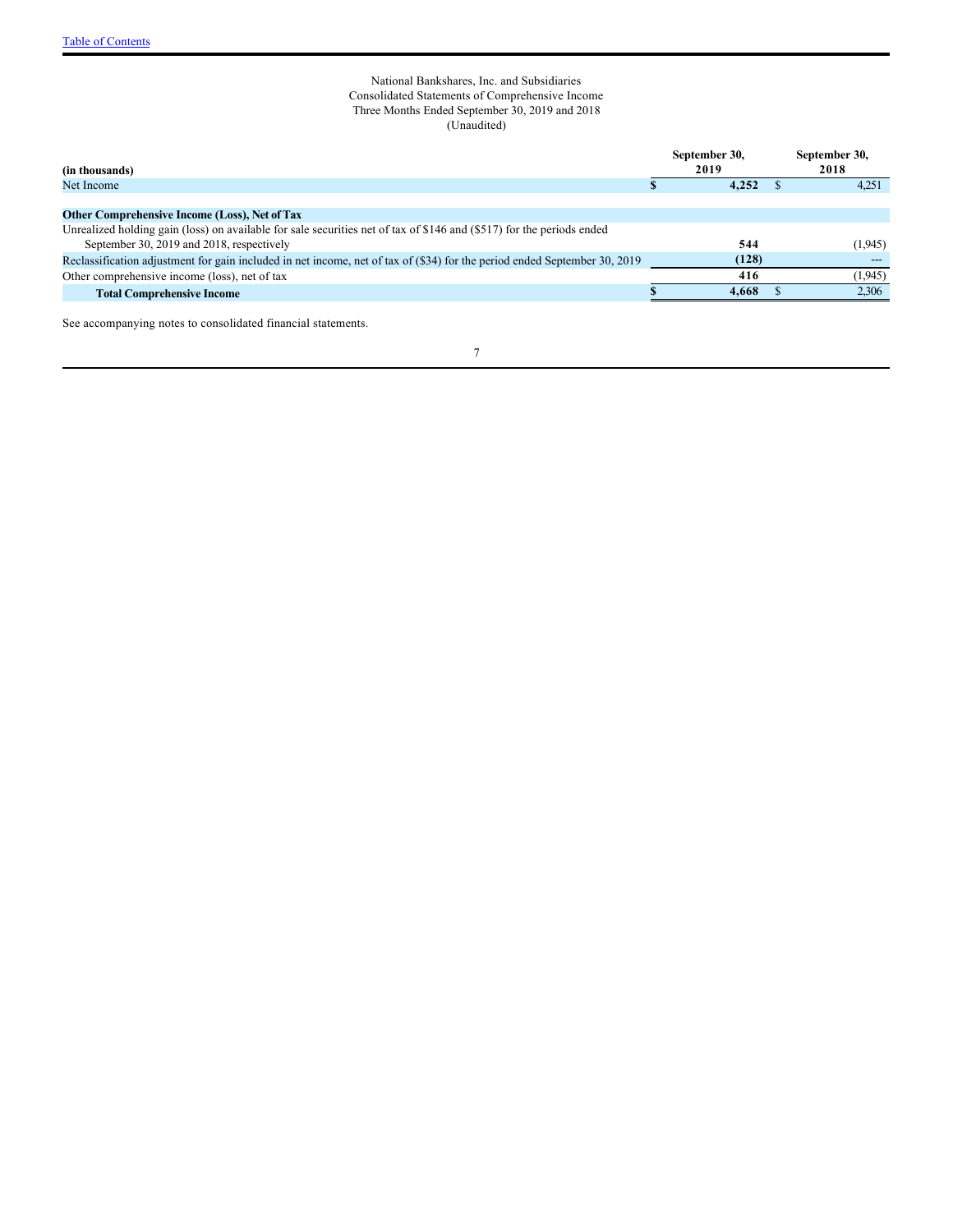National Bankshares, Inc. and Subsidiaries
Consolidated Statements of Comprehensive Income
Three Months Ended September 30, 2019 and 2018
(Unaudited)

| (in thousands) | September 30, 2019 | September 30, 2018 |
|---|---|---|
| Net Income | $ 4,252 | $ 4,251 |
| | | |
| **Other Comprehensive Income (Loss), Net of Tax** | | |
| Unrealized holding gain (loss) on available for sale securities net of tax of $146 and ($517) for the periods ended September 30, 2019 and 2018, respectively | 544 | (1,945) |
| Reclassification adjustment for gain included in net income, net of tax of ($34) for the period ended September 30, 2019 | (128) | --- |
| Other comprehensive income (loss), net of tax | 416 | (1,945) |
| **Total Comprehensive Income** | $ 4,668 | $ 2,306 |

See accompanying notes to consolidated financial statements.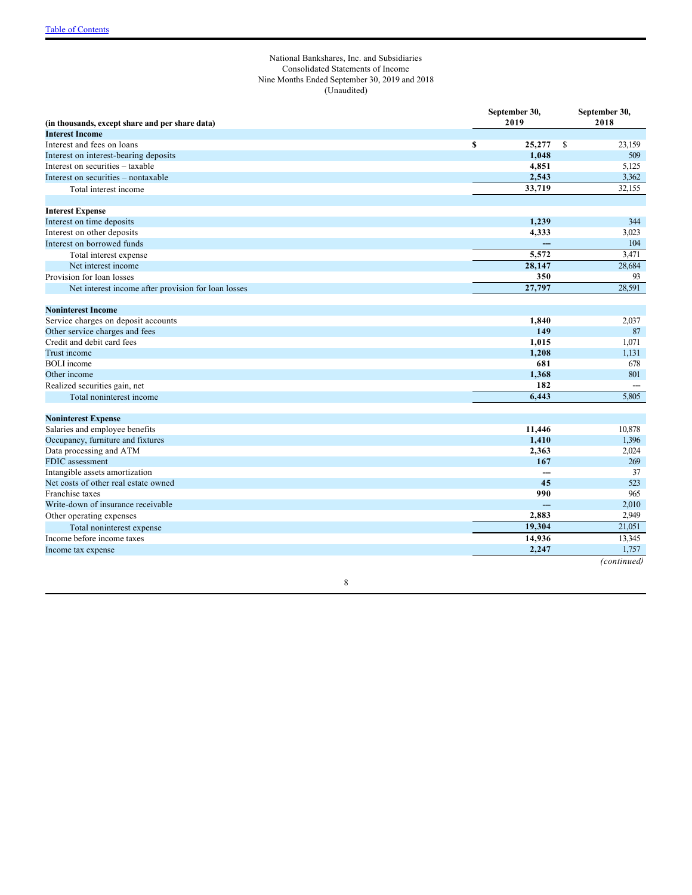National Bankshares, Inc. and Subsidiaries
Consolidated Statements of Income
Nine Months Ended September 30, 2019 and 2018
(Unaudited)

| (in thousands, except share and per share data) | September 30, 2019 | September 30, 2018 |
|---|---|---|
| **Interest Income** | | |
| Interest and fees on loans | **$ 25,277** | $ 23,159 |
| Interest on interest-bearing deposits | **1,048** | 509 |
| Interest on securities – taxable | **4,851** | 5,125 |
| Interest on securities – nontaxable | **2,543** | 3,362 |
| Total interest income | **33,719** | 32,155 |
| | | |
| **Interest Expense** | | |
| Interest on time deposits | **1,239** | 344 |
| Interest on other deposits | **4,333** | 3,023 |
| Interest on borrowed funds | **---** | 104 |
| Total interest expense | **5,572** | 3,471 |
| Net interest income | **28,147** | 28,684 |
| Provision for loan losses | **350** | 93 |
| Net interest income after provision for loan losses | **27,797** | 28,591 |
| | | |
| **Noninterest Income** | | |
| Service charges on deposit accounts | **1,840** | 2,037 |
| Other service charges and fees | **149** | 87 |
| Credit and debit card fees | **1,015** | 1,071 |
| Trust income | **1,208** | 1,131 |
| BOLI income | **681** | 678 |
| Other income | **1,368** | 801 |
| Realized securities gain, net | **182** | --- |
| Total noninterest income | **6,443** | 5,805 |
| | | |
| **Noninterest Expense** | | |
| Salaries and employee benefits | **11,446** | 10,878 |
| Occupancy, furniture and fixtures | **1,410** | 1,396 |
| Data processing and ATM | **2,363** | 2,024 |
| FDIC assessment | **167** | 269 |
| Intangible assets amortization | **---** | 37 |
| Net costs of other real estate owned | **45** | 523 |
| Franchise taxes | **990** | 965 |
| Write-down of insurance receivable | **---** | 2,010 |
| Other operating expenses | **2,883** | 2,949 |
| Total noninterest expense | **19,304** | 21,051 |
| Income before income taxes | **14,936** | 13,345 |
| Income tax expense | **2,247** | 1,757 |

*(continued)*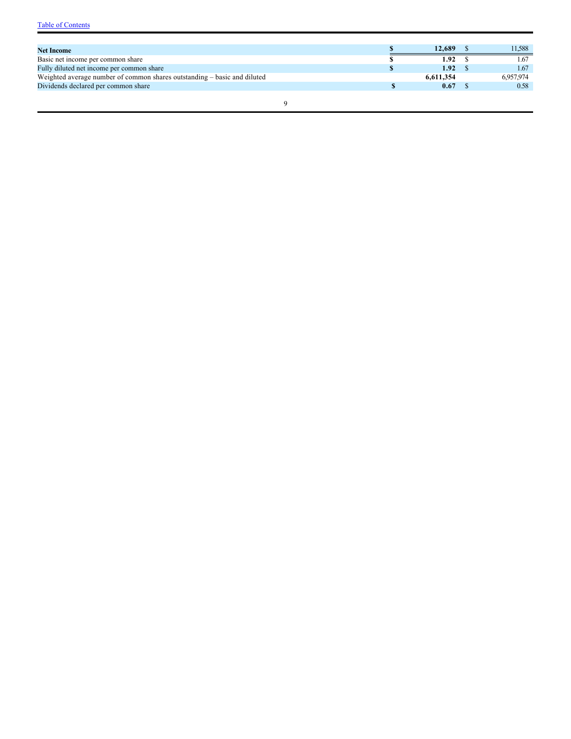| | | |
|---|---|---|
| **Net Income** | **$ 12,689** | $ 11,588 |
| Basic net income per common share | **$ 1.92** | $ 1.67 |
| Fully diluted net income per common share | **$ 1.92** | $ 1.67 |
| Weighted average number of common shares outstanding – basic and diluted | **6,611,354** | 6,957,974 |
| Dividends declared per common share | **$ 0.67** | $ 0.58 |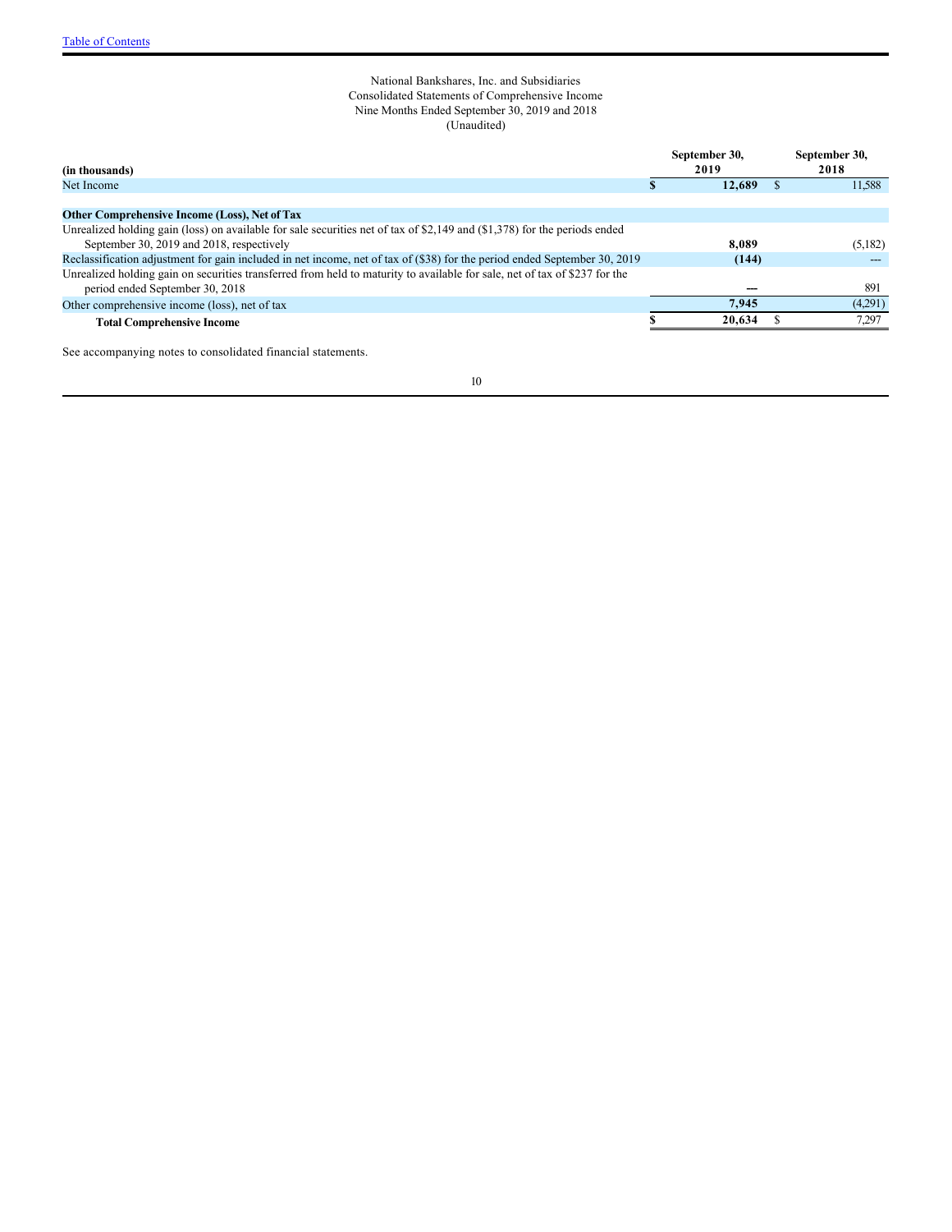National Bankshares, Inc. and Subsidiaries
Consolidated Statements of Comprehensive Income
Nine Months Ended September 30, 2019 and 2018
(Unaudited)

| (in thousands) | September 30, 2019 | September 30, 2018 |
|---|---|---|
| Net Income | **$ 12,689** | $ 11,588 |
| | | |
| **Other Comprehensive Income (Loss), Net of Tax** | | |
| Unrealized holding gain (loss) on available for sale securities net of tax of $2,149 and ($1,378) for the periods ended September 30, 2019 and 2018, respectively | **8,089** | (5,182) |
| Reclassification adjustment for gain included in net income, net of tax of ($38) for the period ended September 30, 2019 | **(144)** | --- |
| Unrealized holding gain on securities transferred from held to maturity to available for sale, net of tax of $237 for the period ended September 30, 2018 | **---** | 891 |
| Other comprehensive income (loss), net of tax | **7,945** | (4,291) |
| **Total Comprehensive Income** | **$ 20,634** | $ 7,297 |

See accompanying notes to consolidated financial statements.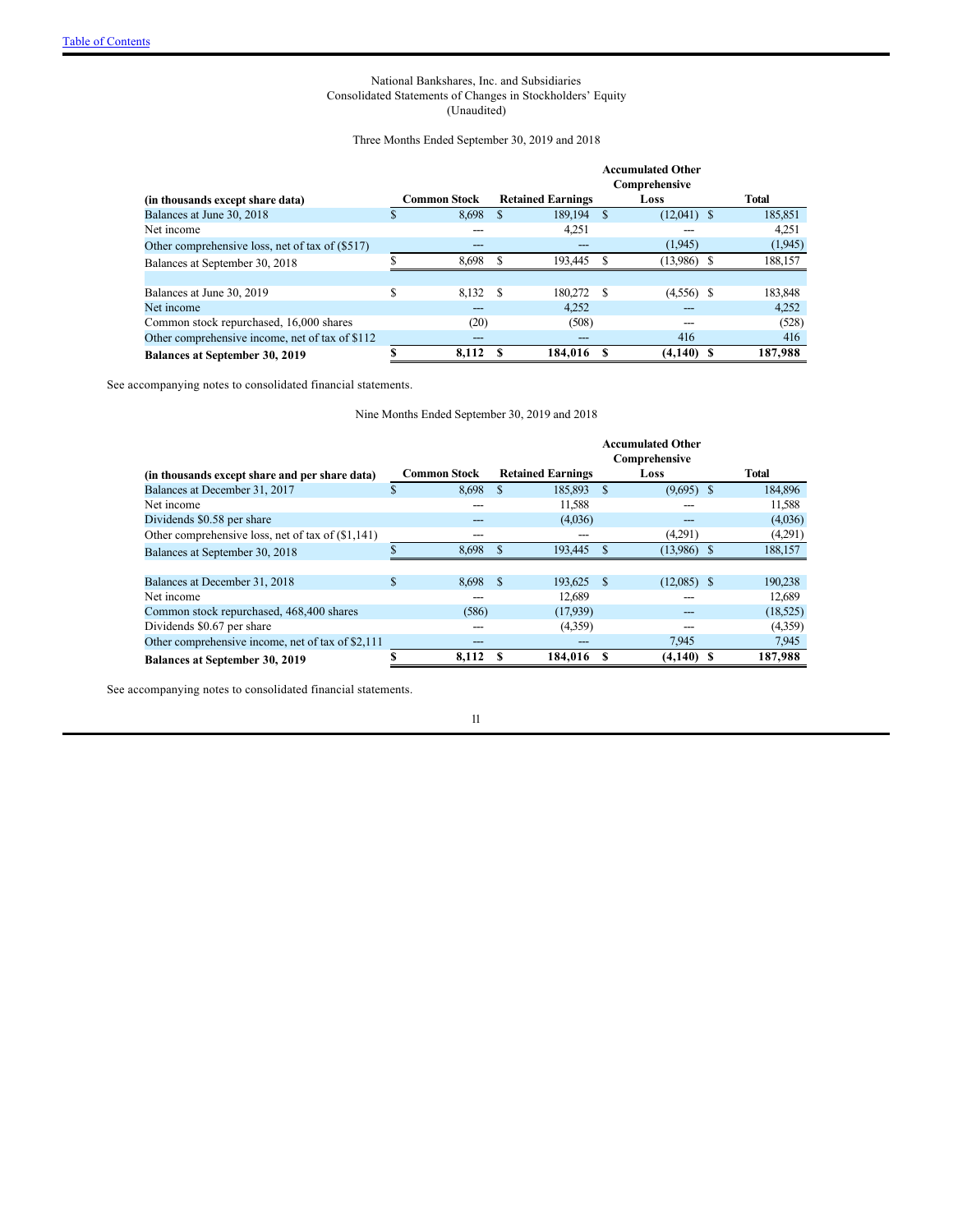National Bankshares, Inc. and Subsidiaries
Consolidated Statements of Changes in Stockholders' Equity
(Unaudited)

Three Months Ended September 30, 2019 and 2018

| (in thousands except share data) | Common Stock | Retained Earnings | Accumulated Other Comprehensive Loss | Total |
|---|---|---|---|---|
| Balances at June 30, 2018 | $ 8,698 | $ 189,194 | $ (12,041) | $ 185,851 |
| Net income | --- | 4,251 | --- | 4,251 |
| Other comprehensive loss, net of tax of ($517) | --- | --- | (1,945) | (1,945) |
| Balances at September 30, 2018 | $ 8,698 | $ 193,445 | $ (13,986) | $ 188,157 |
| | | | | |
| Balances at June 30, 2019 | $ 8,132 | $ 180,272 | $ (4,556) | $ 183,848 |
| Net income | --- | 4,252 | --- | 4,252 |
| Common stock repurchased, 16,000 shares | (20) | (508) | --- | (528) |
| Other comprehensive income, net of tax of $112 | --- | --- | 416 | 416 |
| **Balances at September 30, 2019** | **$ 8,112** | **$ 184,016** | **$ (4,140)** | **$ 187,988** |

See accompanying notes to consolidated financial statements.

Nine Months Ended September 30, 2019 and 2018

| (in thousands except share and per share data) | Common Stock | Retained Earnings | Accumulated Other Comprehensive Loss | Total |
|---|---|---|---|---|
| Balances at December 31, 2017 | $ 8,698 | $ 185,893 | $ (9,695) | $ 184,896 |
| Net income | --- | 11,588 | --- | 11,588 |
| Dividends $0.58 per share | --- | (4,036) | --- | (4,036) |
| Other comprehensive loss, net of tax of ($1,141) | --- | --- | (4,291) | (4,291) |
| Balances at September 30, 2018 | $ 8,698 | $ 193,445 | $ (13,986) | $ 188,157 |
| | | | | |
| Balances at December 31, 2018 | $ 8,698 | $ 193,625 | $ (12,085) | $ 190,238 |
| Net income | --- | 12,689 | --- | 12,689 |
| Common stock repurchased, 468,400 shares | (586) | (17,939) | --- | (18,525) |
| Dividends $0.67 per share | --- | (4,359) | --- | (4,359) |
| Other comprehensive income, net of tax of $2,111 | --- | --- | 7,945 | 7,945 |
| **Balances at September 30, 2019** | **$ 8,112** | **$ 184,016** | **$ (4,140)** | **$ 187,988** |

See accompanying notes to consolidated financial statements.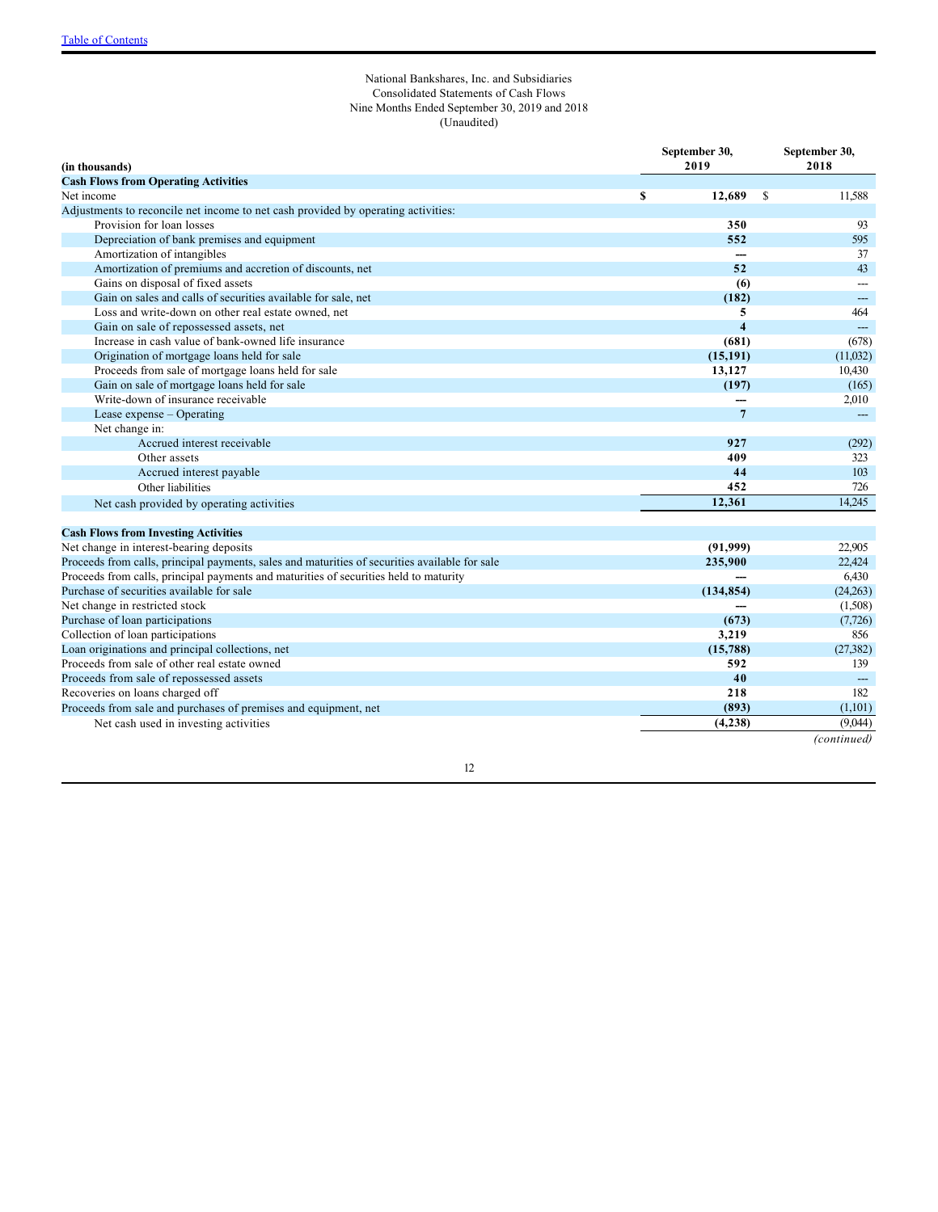[Table of Contents](#)

National Bankshares, Inc. and Subsidiaries
Consolidated Statements of Cash Flows
Nine Months Ended September 30, 2019 and 2018
(Unaudited)

| (in thousands) | September 30, 2019 | September 30, 2018 |
|---|---|---|
| **Cash Flows from Operating Activities** | | |
| Net income | $ **12,689** | $ 11,588 |
| Adjustments to reconcile net income to net cash provided by operating activities: | | |
| Provision for loan losses | **350** | 93 |
| Depreciation of bank premises and equipment | **552** | 595 |
| Amortization of intangibles | **---** | 37 |
| Amortization of premiums and accretion of discounts, net | **52** | 43 |
| Gains on disposal of fixed assets | **(6)** | --- |
| Gain on sales and calls of securities available for sale, net | **(182)** | --- |
| Loss and write-down on other real estate owned, net | **5** | 464 |
| Gain on sale of repossessed assets, net | **4** | --- |
| Increase in cash value of bank-owned life insurance | **(681)** | (678) |
| Origination of mortgage loans held for sale | **(15,191)** | (11,032) |
| Proceeds from sale of mortgage loans held for sale | **13,127** | 10,430 |
| Gain on sale of mortgage loans held for sale | **(197)** | (165) |
| Write-down of insurance receivable | **---** | 2,010 |
| Lease expense – Operating | **7** | --- |
| Net change in: | | |
| Accrued interest receivable | **927** | (292) |
| Other assets | **409** | 323 |
| Accrued interest payable | **44** | 103 |
| Other liabilities | **452** | 726 |
| Net cash provided by operating activities | **12,361** | 14,245 |
| **Cash Flows from Investing Activities** | | |
| Net change in interest-bearing deposits | **(91,999)** | 22,905 |
| Proceeds from calls, principal payments, sales and maturities of securities available for sale | **235,900** | 22,424 |
| Proceeds from calls, principal payments and maturities of securities held to maturity | **---** | 6,430 |
| Purchase of securities available for sale | **(134,854)** | (24,263) |
| Net change in restricted stock | **---** | (1,508) |
| Purchase of loan participations | **(673)** | (7,726) |
| Collection of loan participations | **3,219** | 856 |
| Loan originations and principal collections, net | **(15,788)** | (27,382) |
| Proceeds from sale of other real estate owned | **592** | 139 |
| Proceeds from sale of repossessed assets | **40** | --- |
| Recoveries on loans charged off | **218** | 182 |
| Proceeds from sale and purchases of premises and equipment, net | **(893)** | (1,101) |
| Net cash used in investing activities | **(4,238)** | (9,044) |

*(continued)*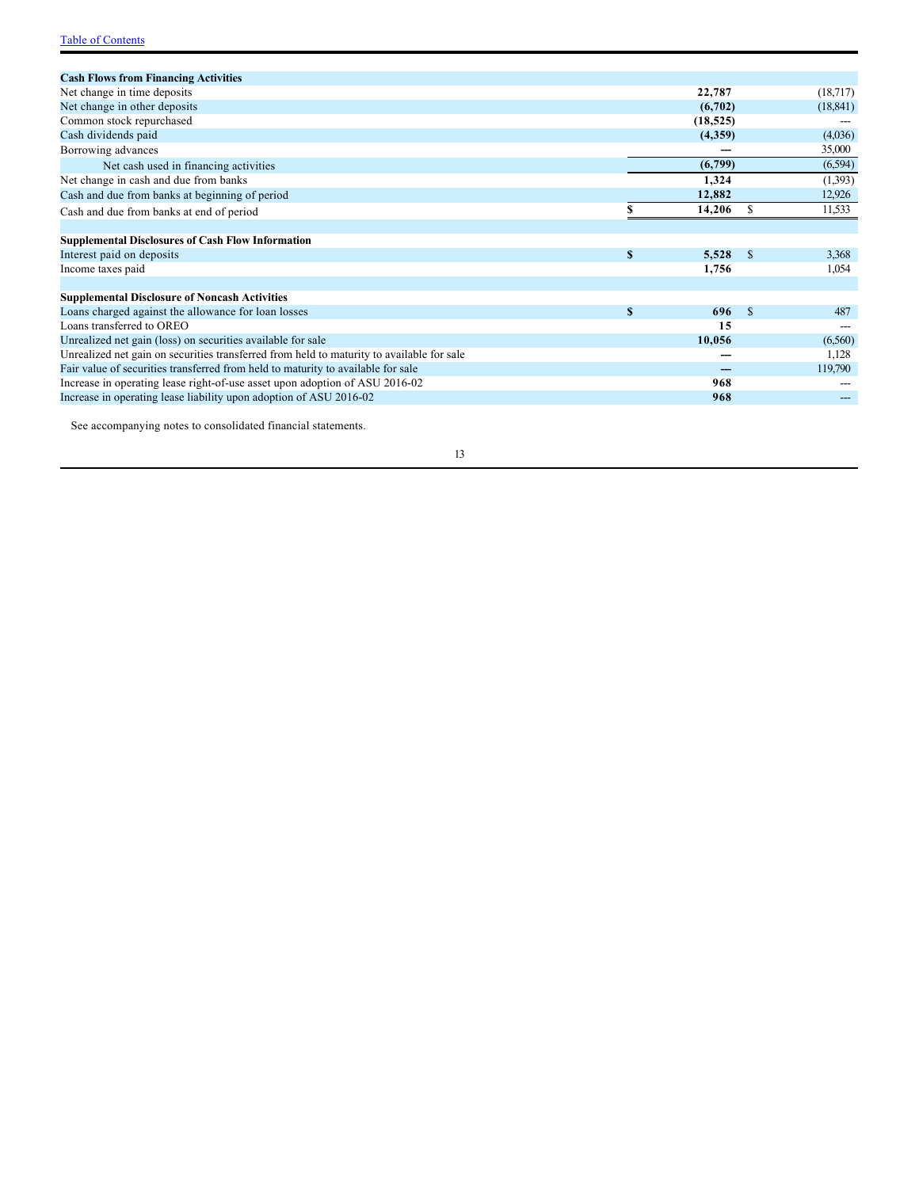| | | |
|---|---|---|
| **Cash Flows from Financing Activities** | | |
| Net change in time deposits | **22,787** | (18,717) |
| Net change in other deposits | **(6,702)** | (18,841) |
| Common stock repurchased | **(18,525)** | --- |
| Cash dividends paid | **(4,359)** | (4,036) |
| Borrowing advances | **---** | 35,000 |
| Net cash used in financing activities | **(6,799)** | (6,594) |
| Net change in cash and due from banks | **1,324** | (1,393) |
| Cash and due from banks at beginning of period | **12,882** | 12,926 |
| Cash and due from banks at end of period | **$ 14,206** | $ 11,533 |
| | | |
| **Supplemental Disclosures of Cash Flow Information** | | |
| Interest paid on deposits | **$ 5,528** | $ 3,368 |
| Income taxes paid | **1,756** | 1,054 |
| | | |
| **Supplemental Disclosure of Noncash Activities** | | |
| Loans charged against the allowance for loan losses | **$ 696** | $ 487 |
| Loans transferred to OREO | **15** | --- |
| Unrealized net gain (loss) on securities available for sale | **10,056** | (6,560) |
| Unrealized net gain on securities transferred from held to maturity to available for sale | **---** | 1,128 |
| Fair value of securities transferred from held to maturity to available for sale | **---** | 119,790 |
| Increase in operating lease right-of-use asset upon adoption of ASU 2016-02 | **968** | --- |
| Increase in operating lease liability upon adoption of ASU 2016-02 | **968** | --- |

See accompanying notes to consolidated financial statements.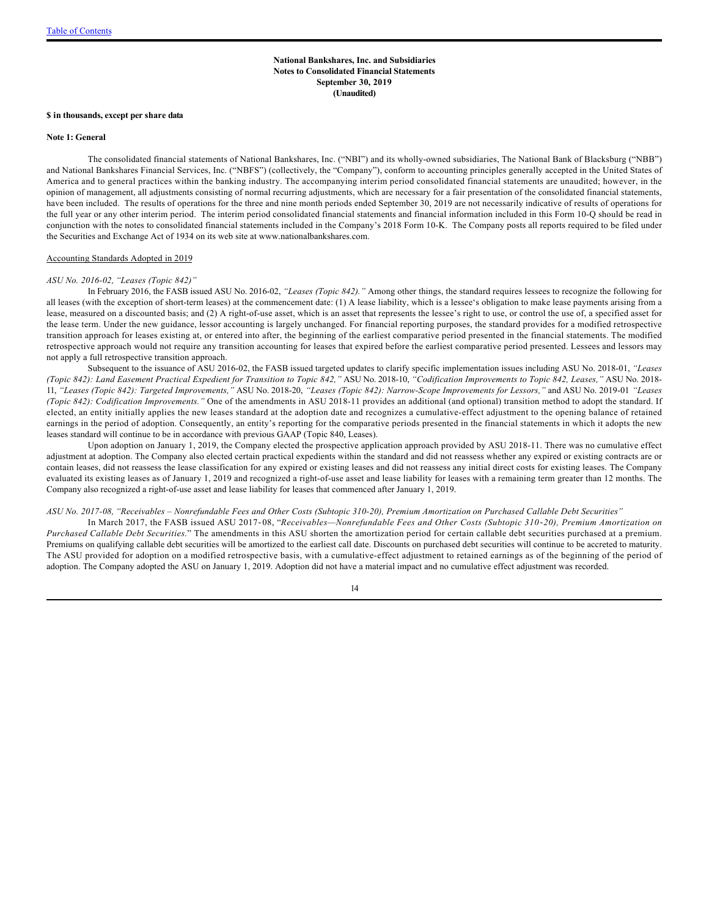**National Bankshares, Inc. and Subsidiaries**
**Notes to Consolidated Financial Statements**
**September 30, 2019**
**(Unaudited)**

**$ in thousands, except per share data**

**Note 1: General**

The consolidated financial statements of National Bankshares, Inc. ("NBI") and its wholly-owned subsidiaries, The National Bank of Blacksburg ("NBB") and National Bankshares Financial Services, Inc. ("NBFS") (collectively, the "Company"), conform to accounting principles generally accepted in the United States of America and to general practices within the banking industry. The accompanying interim period consolidated financial statements are unaudited; however, in the opinion of management, all adjustments consisting of normal recurring adjustments, which are necessary for a fair presentation of the consolidated financial statements, have been included. The results of operations for the three and nine month periods ended September 30, 2019 are not necessarily indicative of results of operations for the full year or any other interim period. The interim period consolidated financial statements and financial information included in this Form 10-Q should be read in conjunction with the notes to consolidated financial statements included in the Company's 2018 Form 10-K. The Company posts all reports required to be filed under the Securities and Exchange Act of 1934 on its web site at www.nationalbankshares.com.

Accounting Standards Adopted in 2019

*ASU No. 2016-02, "Leases (Topic 842)"*

In February 2016, the FASB issued ASU No. 2016-02, *"Leases (Topic 842)."* Among other things, the standard requires lessees to recognize the following for all leases (with the exception of short-term leases) at the commencement date: (1) A lease liability, which is a lessee's obligation to make lease payments arising from a lease, measured on a discounted basis; and (2) A right-of-use asset, which is an asset that represents the lessee's right to use, or control the use of, a specified asset for the lease term. Under the new guidance, lessor accounting is largely unchanged. For financial reporting purposes, the standard provides for a modified retrospective transition approach for leases existing at, or entered into after, the beginning of the earliest comparative period presented in the financial statements. The modified retrospective approach would not require any transition accounting for leases that expired before the earliest comparative period presented. Lessees and lessors may not apply a full retrospective transition approach.

Subsequent to the issuance of ASU 2016-02, the FASB issued targeted updates to clarify specific implementation issues including ASU No. 2018-01, *"Leases (Topic 842): Land Easement Practical Expedient for Transition to Topic 842,"* ASU No. 2018-10, *"Codification Improvements to Topic 842, Leases,"* ASU No. 2018-11, *"Leases (Topic 842): Targeted Improvements,"* ASU No. 2018-20, *"Leases (Topic 842): Narrow-Scope Improvements for Lessors,"* and ASU No. 2019-01 *"Leases (Topic 842): Codification Improvements."* One of the amendments in ASU 2018-11 provides an additional (and optional) transition method to adopt the standard. If elected, an entity initially applies the new leases standard at the adoption date and recognizes a cumulative-effect adjustment to the opening balance of retained earnings in the period of adoption. Consequently, an entity's reporting for the comparative periods presented in the financial statements in which it adopts the new leases standard will continue to be in accordance with previous GAAP (Topic 840, Leases).

Upon adoption on January 1, 2019, the Company elected the prospective application approach provided by ASU 2018-11. There was no cumulative effect adjustment at adoption. The Company also elected certain practical expedients within the standard and did not reassess whether any expired or existing contracts are or contain leases, did not reassess the lease classification for any expired or existing leases and did not reassess any initial direct costs for existing leases. The Company evaluated its existing leases as of January 1, 2019 and recognized a right-of-use asset and lease liability for leases with a remaining term greater than 12 months. The Company also recognized a right-of-use asset and lease liability for leases that commenced after January 1, 2019.

*ASU No. 2017-08, "Receivables – Nonrefundable Fees and Other Costs (Subtopic 310-20), Premium Amortization on Purchased Callable Debt Securities"*

In March 2017, the FASB issued ASU 2017-08, "*Receivables—Nonrefundable Fees and Other Costs (Subtopic 310-20), Premium Amortization on Purchased Callable Debt Securities.*" The amendments in this ASU shorten the amortization period for certain callable debt securities purchased at a premium. Premiums on qualifying callable debt securities will be amortized to the earliest call date. Discounts on purchased debt securities will continue to be accreted to maturity. The ASU provided for adoption on a modified retrospective basis, with a cumulative-effect adjustment to retained earnings as of the beginning of the period of adoption. The Company adopted the ASU on January 1, 2019. Adoption did not have a material impact and no cumulative effect adjustment was recorded.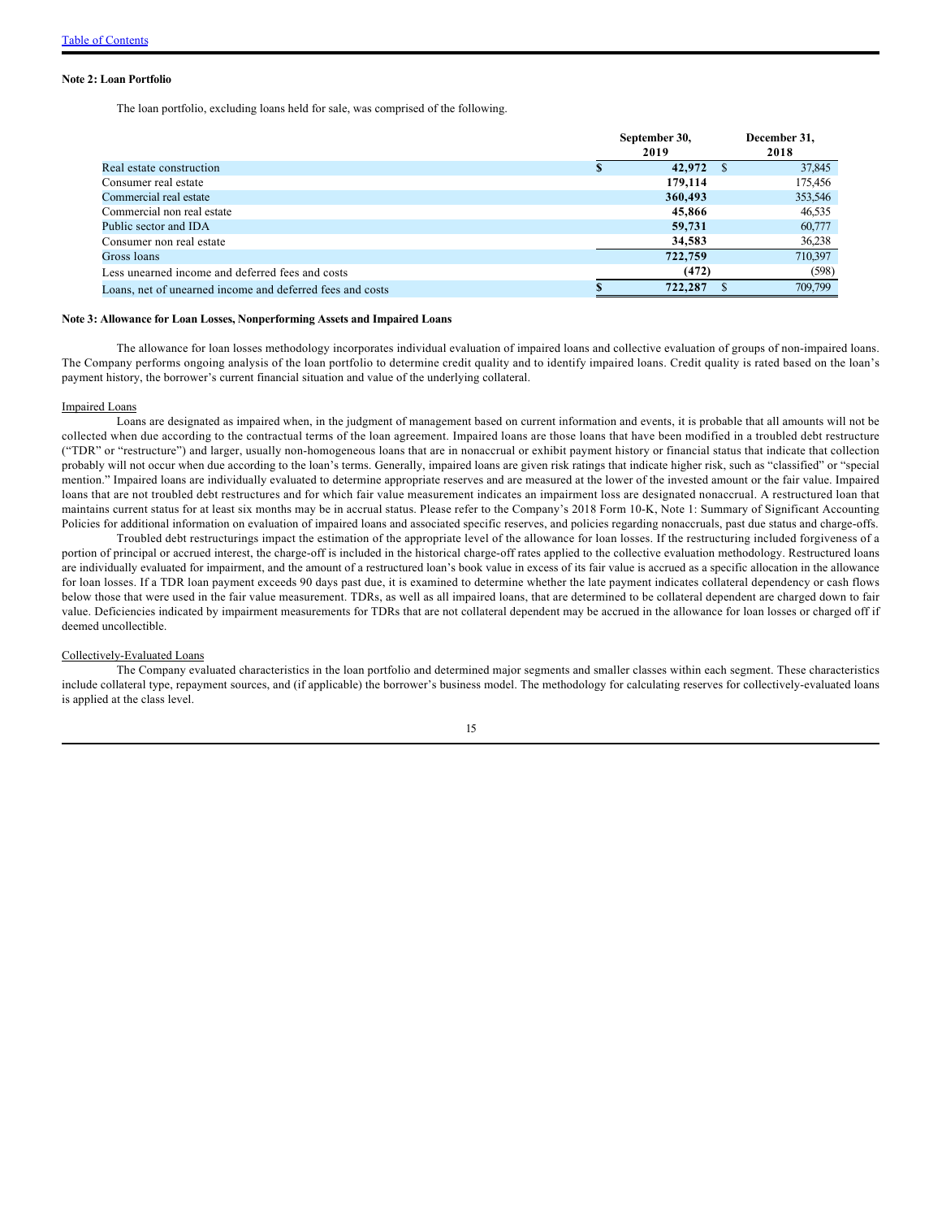## Note 2: Loan Portfolio

The loan portfolio, excluding loans held for sale, was comprised of the following.

| | September 30, 2019 | December 31, 2018 |
|---|---|---|
| Real estate construction | $ **42,972** | $ 37,845 |
| Consumer real estate | **179,114** | 175,456 |
| Commercial real estate | **360,493** | 353,546 |
| Commercial non real estate | **45,866** | 46,535 |
| Public sector and IDA | **59,731** | 60,777 |
| Consumer non real estate | **34,583** | 36,238 |
| Gross loans | **722,759** | 710,397 |
| Less unearned income and deferred fees and costs | **(472)** | (598) |
| Loans, net of unearned income and deferred fees and costs | $ **722,287** | $ 709,799 |

## Note 3: Allowance for Loan Losses, Nonperforming Assets and Impaired Loans

The allowance for loan losses methodology incorporates individual evaluation of impaired loans and collective evaluation of groups of non-impaired loans. The Company performs ongoing analysis of the loan portfolio to determine credit quality and to identify impaired loans. Credit quality is rated based on the loan's payment history, the borrower's current financial situation and value of the underlying collateral.

### Impaired Loans

Loans are designated as impaired when, in the judgment of management based on current information and events, it is probable that all amounts will not be collected when due according to the contractual terms of the loan agreement. Impaired loans are those loans that have been modified in a troubled debt restructure ("TDR" or "restructure") and larger, usually non-homogeneous loans that are in nonaccrual or exhibit payment history or financial status that indicate that collection probably will not occur when due according to the loan's terms. Generally, impaired loans are given risk ratings that indicate higher risk, such as "classified" or "special mention." Impaired loans are individually evaluated to determine appropriate reserves and are measured at the lower of the invested amount or the fair value. Impaired loans that are not troubled debt restructures and for which fair value measurement indicates an impairment loss are designated nonaccrual. A restructured loan that maintains current status for at least six months may be in accrual status. Please refer to the Company's 2018 Form 10-K, Note 1: Summary of Significant Accounting Policies for additional information on evaluation of impaired loans and associated specific reserves, and policies regarding nonaccruals, past due status and charge-offs.

Troubled debt restructurings impact the estimation of the appropriate level of the allowance for loan losses. If the restructuring included forgiveness of a portion of principal or accrued interest, the charge-off is included in the historical charge-off rates applied to the collective evaluation methodology. Restructured loans are individually evaluated for impairment, and the amount of a restructured loan's book value in excess of its fair value is accrued as a specific allocation in the allowance for loan losses. If a TDR loan payment exceeds 90 days past due, it is examined to determine whether the late payment indicates collateral dependency or cash flows below those that were used in the fair value measurement. TDRs, as well as all impaired loans, that are determined to be collateral dependent are charged down to fair value. Deficiencies indicated by impairment measurements for TDRs that are not collateral dependent may be accrued in the allowance for loan losses or charged off if deemed uncollectible.

### Collectively-Evaluated Loans

The Company evaluated characteristics in the loan portfolio and determined major segments and smaller classes within each segment. These characteristics include collateral type, repayment sources, and (if applicable) the borrower's business model. The methodology for calculating reserves for collectively-evaluated loans is applied at the class level.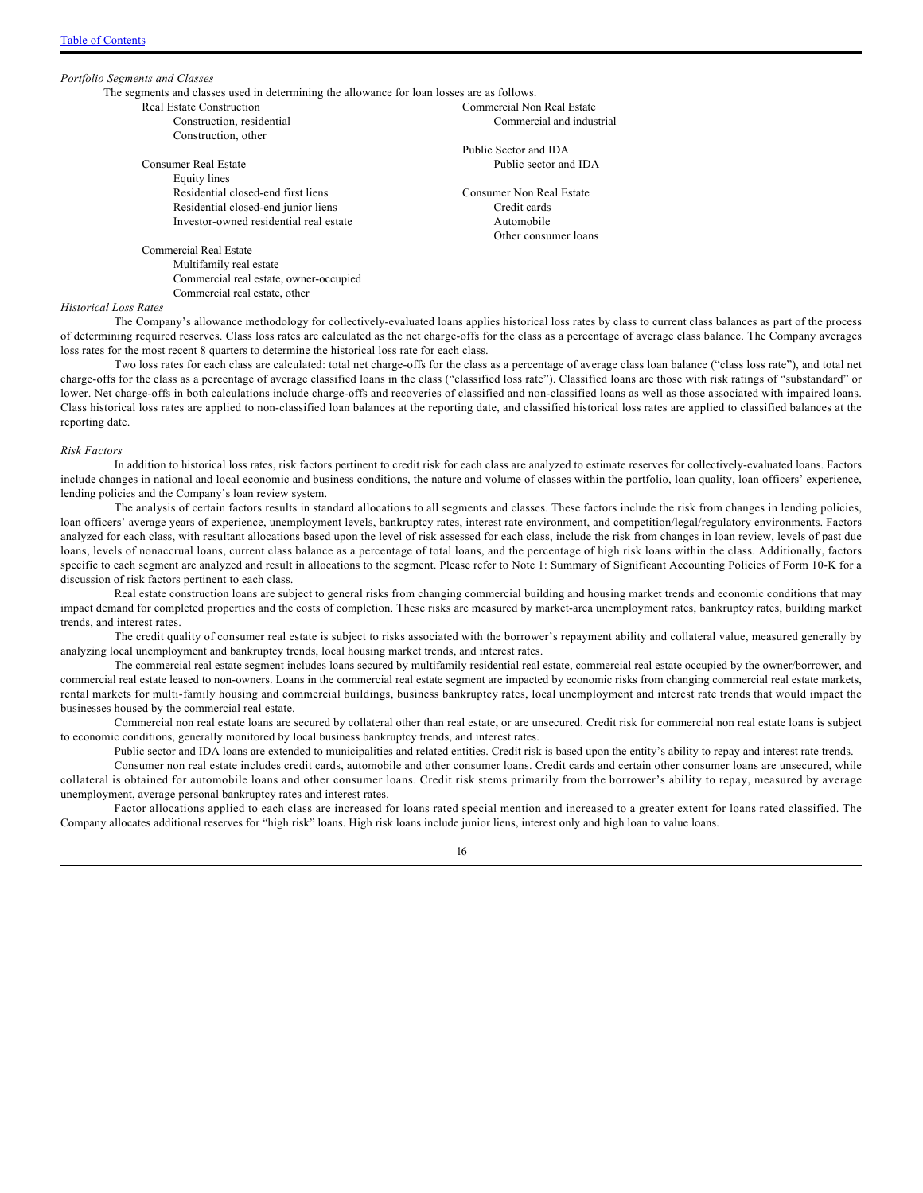*Portfolio Segments and Classes*

The segments and classes used in determining the allowance for loan losses are as follows.

- Real Estate Construction
  - Construction, residential
  - Construction, other
- Consumer Real Estate
  - Equity lines
  - Residential closed-end first liens
  - Residential closed-end junior liens
  - Investor-owned residential real estate
- Commercial Real Estate
  - Multifamily real estate
  - Commercial real estate, owner-occupied
  - Commercial real estate, other
- Commercial Non Real Estate
  - Commercial and industrial
- Public Sector and IDA
  - Public sector and IDA
- Consumer Non Real Estate
  - Credit cards
  - Automobile
  - Other consumer loans

*Historical Loss Rates*

The Company's allowance methodology for collectively-evaluated loans applies historical loss rates by class to current class balances as part of the process of determining required reserves. Class loss rates are calculated as the net charge-offs for the class as a percentage of average class balance. The Company averages loss rates for the most recent 8 quarters to determine the historical loss rate for each class.

Two loss rates for each class are calculated: total net charge-offs for the class as a percentage of average class loan balance ("class loss rate"), and total net charge-offs for the class as a percentage of average classified loans in the class ("classified loss rate"). Classified loans are those with risk ratings of "substandard" or lower. Net charge-offs in both calculations include charge-offs and recoveries of classified and non-classified loans as well as those associated with impaired loans. Class historical loss rates are applied to non-classified loan balances at the reporting date, and classified historical loss rates are applied to classified balances at the reporting date.

*Risk Factors*

In addition to historical loss rates, risk factors pertinent to credit risk for each class are analyzed to estimate reserves for collectively-evaluated loans. Factors include changes in national and local economic and business conditions, the nature and volume of classes within the portfolio, loan quality, loan officers' experience, lending policies and the Company's loan review system.

The analysis of certain factors results in standard allocations to all segments and classes. These factors include the risk from changes in lending policies, loan officers' average years of experience, unemployment levels, bankruptcy rates, interest rate environment, and competition/legal/regulatory environments. Factors analyzed for each class, with resultant allocations based upon the level of risk assessed for each class, include the risk from changes in loan review, levels of past due loans, levels of nonaccrual loans, current class balance as a percentage of total loans, and the percentage of high risk loans within the class. Additionally, factors specific to each segment are analyzed and result in allocations to the segment. Please refer to Note 1: Summary of Significant Accounting Policies of Form 10-K for a discussion of risk factors pertinent to each class.

Real estate construction loans are subject to general risks from changing commercial building and housing market trends and economic conditions that may impact demand for completed properties and the costs of completion. These risks are measured by market-area unemployment rates, bankruptcy rates, building market trends, and interest rates.

The credit quality of consumer real estate is subject to risks associated with the borrower's repayment ability and collateral value, measured generally by analyzing local unemployment and bankruptcy trends, local housing market trends, and interest rates.

The commercial real estate segment includes loans secured by multifamily residential real estate, commercial real estate occupied by the owner/borrower, and commercial real estate leased to non-owners. Loans in the commercial real estate segment are impacted by economic risks from changing commercial real estate markets, rental markets for multi-family housing and commercial buildings, business bankruptcy rates, local unemployment and interest rate trends that would impact the businesses housed by the commercial real estate.

Commercial non real estate loans are secured by collateral other than real estate, or are unsecured. Credit risk for commercial non real estate loans is subject to economic conditions, generally monitored by local business bankruptcy trends, and interest rates.

Public sector and IDA loans are extended to municipalities and related entities. Credit risk is based upon the entity's ability to repay and interest rate trends.

Consumer non real estate includes credit cards, automobile and other consumer loans. Credit cards and certain other consumer loans are unsecured, while collateral is obtained for automobile loans and other consumer loans. Credit risk stems primarily from the borrower's ability to repay, measured by average unemployment, average personal bankruptcy rates and interest rates.

Factor allocations applied to each class are increased for loans rated special mention and increased to a greater extent for loans rated classified. The Company allocates additional reserves for "high risk" loans. High risk loans include junior liens, interest only and high loan to value loans.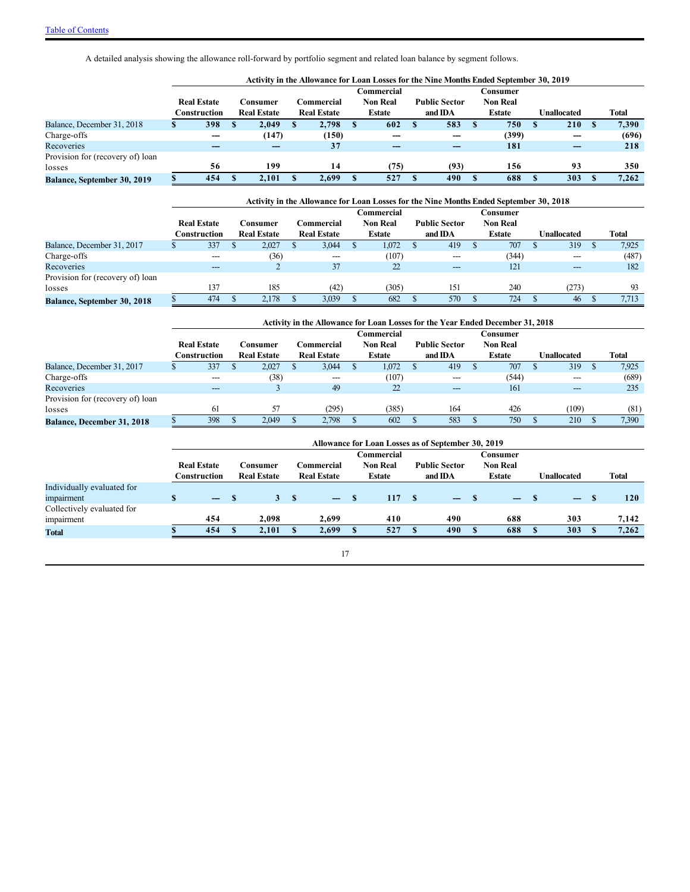A detailed analysis showing the allowance roll-forward by portfolio segment and related loan balance by segment follows.

| | Activity in the Allowance for Loan Losses for the Nine Months Ended September 30, 2019 | | | | | | | |
|---|---|---|---|---|---|---|---|---|
| | **Real Estate Construction** | **Consumer Real Estate** | **Commercial Real Estate** | **Commercial Non Real Estate** | **Public Sector and IDA** | **Consumer Non Real Estate** | **Unallocated** | **Total** |
| Balance, December 31, 2018 | **$ 398** | **$ 2,049** | **$ 2,798** | **$ 602** | **$ 583** | **$ 750** | **$ 210** | **$ 7,390** |
| Charge-offs | **—** | **(147)** | **(150)** | **—** | **—** | **(399)** | **—** | **(696)** |
| Recoveries | **—** | **—** | **37** | **—** | **—** | **181** | **—** | **218** |
| Provision for (recovery of) loan losses | **56** | **199** | **14** | **(75)** | **(93)** | **156** | **93** | **350** |
| **Balance, September 30, 2019** | **$ 454** | **$ 2,101** | **$ 2,699** | **$ 527** | **$ 490** | **$ 688** | **$ 303** | **$ 7,262** |

| | Activity in the Allowance for Loan Losses for the Nine Months Ended September 30, 2018 | | | | | | | |
|---|---|---|---|---|---|---|---|---|
| | **Real Estate Construction** | **Consumer Real Estate** | **Commercial Real Estate** | **Commercial Non Real Estate** | **Public Sector and IDA** | **Consumer Non Real Estate** | **Unallocated** | **Total** |
| Balance, December 31, 2017 | $ 337 | $ 2,027 | $ 3,044 | $ 1,072 | $ 419 | $ 707 | $ 319 | $ 7,925 |
| Charge-offs | --- | (36) | --- | (107) | --- | (344) | --- | (487) |
| Recoveries | --- | 2 | 37 | 22 | --- | 121 | --- | 182 |
| Provision for (recovery of) loan losses | 137 | 185 | (42) | (305) | 151 | 240 | (273) | 93 |
| **Balance, September 30, 2018** | $ 474 | $ 2,178 | $ 3,039 | $ 682 | $ 570 | $ 724 | $ 46 | $ 7,713 |

| | Activity in the Allowance for Loan Losses for the Year Ended December 31, 2018 | | | | | | | |
|---|---|---|---|---|---|---|---|---|
| | **Real Estate Construction** | **Consumer Real Estate** | **Commercial Real Estate** | **Commercial Non Real Estate** | **Public Sector and IDA** | **Consumer Non Real Estate** | **Unallocated** | **Total** |
| Balance, December 31, 2017 | $ 337 | $ 2,027 | $ 3,044 | $ 1,072 | $ 419 | $ 707 | $ 319 | $ 7,925 |
| Charge-offs | --- | (38) | --- | (107) | --- | (544) | --- | (689) |
| Recoveries | --- | 3 | 49 | 22 | --- | 161 | --- | 235 |
| Provision for (recovery of) loan losses | 61 | 57 | (295) | (385) | 164 | 426 | (109) | (81) |
| **Balance, December 31, 2018** | $ 398 | $ 2,049 | $ 2,798 | $ 602 | $ 583 | $ 750 | $ 210 | $ 7,390 |

| | Allowance for Loan Losses as of September 30, 2019 | | | | | | | |
|---|---|---|---|---|---|---|---|---|
| | **Real Estate Construction** | **Consumer Real Estate** | **Commercial Real Estate** | **Commercial Non Real Estate** | **Public Sector and IDA** | **Consumer Non Real Estate** | **Unallocated** | **Total** |
| Individually evaluated for impairment | **$ —** | **$ 3** | **$ —** | **$ 117** | **$ —** | **$ —** | **$ —** | **$ 120** |
| Collectively evaluated for impairment | **454** | **2,098** | **2,699** | **410** | **490** | **688** | **303** | **7,142** |
| **Total** | **$ 454** | **$ 2,101** | **$ 2,699** | **$ 527** | **$ 490** | **$ 688** | **$ 303** | **$ 7,262** |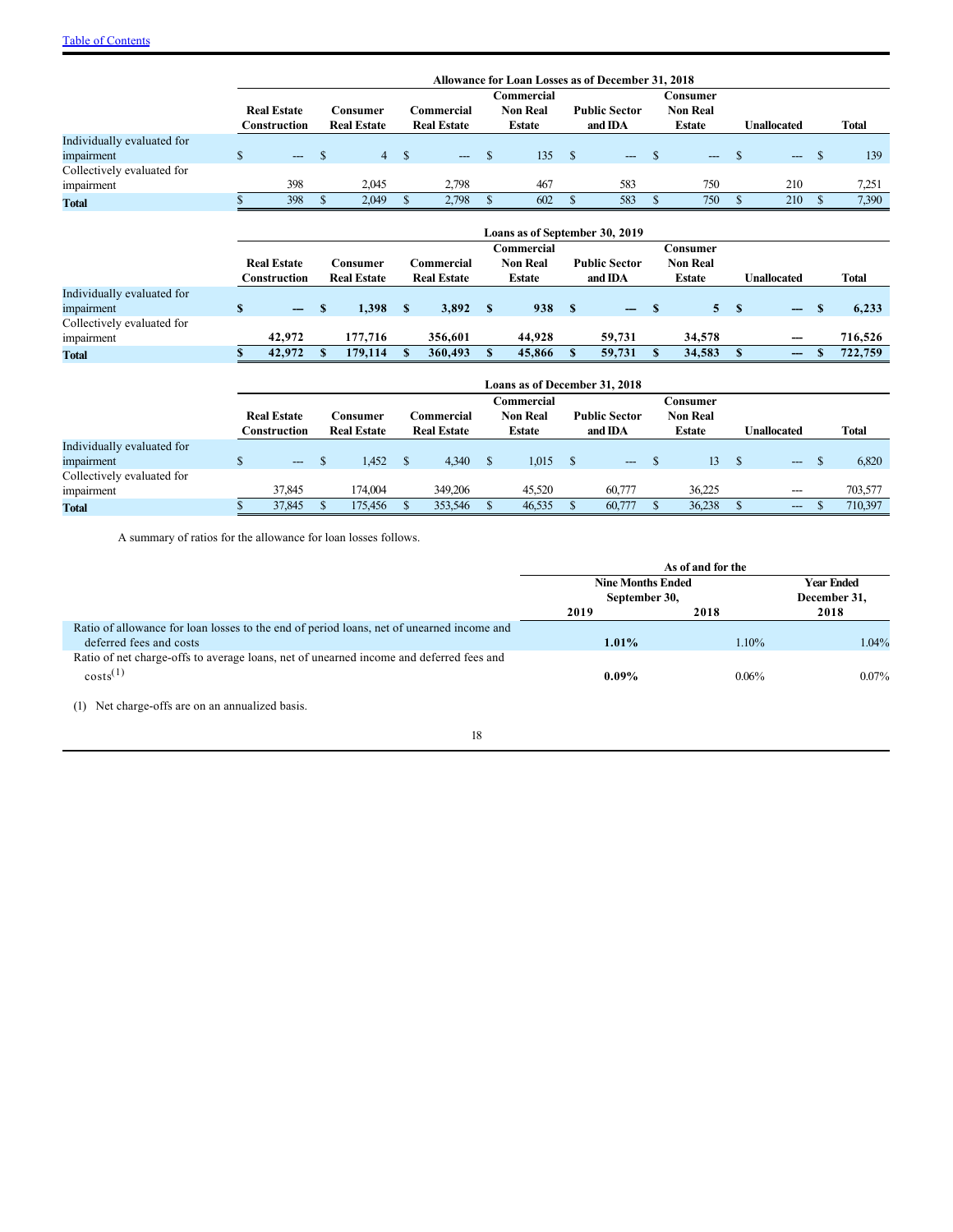[Table of Contents](#)

| | Allowance for Loan Losses as of December 31, 2018 | | | | | | | |
|---|---|---|---|---|---|---|---|---|
| | Real Estate Construction | Consumer Real Estate | Commercial Real Estate | Commercial Non Real Estate | Public Sector and IDA | Consumer Non Real Estate | Unallocated | Total |
| Individually evaluated for impairment | $ --- | $ 4 | $ --- | $ 135 | $ --- | $ --- | $ --- | $ 139 |
| Collectively evaluated for impairment | 398 | 2,045 | 2,798 | 467 | 583 | 750 | 210 | 7,251 |
| **Total** | $ 398 | $ 2,049 | $ 2,798 | $ 602 | $ 583 | $ 750 | $ 210 | $ 7,390 |

| | Loans as of September 30, 2019 | | | | | | | |
|---|---|---|---|---|---|---|---|---|
| | Real Estate Construction | Consumer Real Estate | Commercial Real Estate | Commercial Non Real Estate | Public Sector and IDA | Consumer Non Real Estate | Unallocated | Total |
| Individually evaluated for impairment | **$ —** | **$ 1,398** | **$ 3,892** | **$ 938** | **$ —** | **$ 5** | **$ —** | **$ 6,233** |
| Collectively evaluated for impairment | **42,972** | **177,716** | **356,601** | **44,928** | **59,731** | **34,578** | **—** | **716,526** |
| **Total** | **$ 42,972** | **$ 179,114** | **$ 360,493** | **$ 45,866** | **$ 59,731** | **$ 34,583** | **$ —** | **$ 722,759** |

| | Loans as of December 31, 2018 | | | | | | | |
|---|---|---|---|---|---|---|---|---|
| | Real Estate Construction | Consumer Real Estate | Commercial Real Estate | Commercial Non Real Estate | Public Sector and IDA | Consumer Non Real Estate | Unallocated | Total |
| Individually evaluated for impairment | $ --- | $ 1,452 | $ 4,340 | $ 1,015 | $ --- | $ 13 | $ --- | $ 6,820 |
| Collectively evaluated for impairment | 37,845 | 174,004 | 349,206 | 45,520 | 60,777 | 36,225 | --- | 703,577 |
| **Total** | $ 37,845 | $ 175,456 | $ 353,546 | $ 46,535 | $ 60,777 | $ 36,238 | $ --- | $ 710,397 |

A summary of ratios for the allowance for loan losses follows.

| | As of and for the | | |
|---|---|---|---|
| | Nine Months Ended September 30, | | Year Ended December 31, |
| | 2019 | 2018 | 2018 |
| Ratio of allowance for loan losses to the end of period loans, net of unearned income and deferred fees and costs | **1.01%** | 1.10% | 1.04% |
| Ratio of net charge-offs to average loans, net of unearned income and deferred fees and costs[(1)] | **0.09%** | 0.06% | 0.07% |

(1) Net charge-offs are on an annualized basis.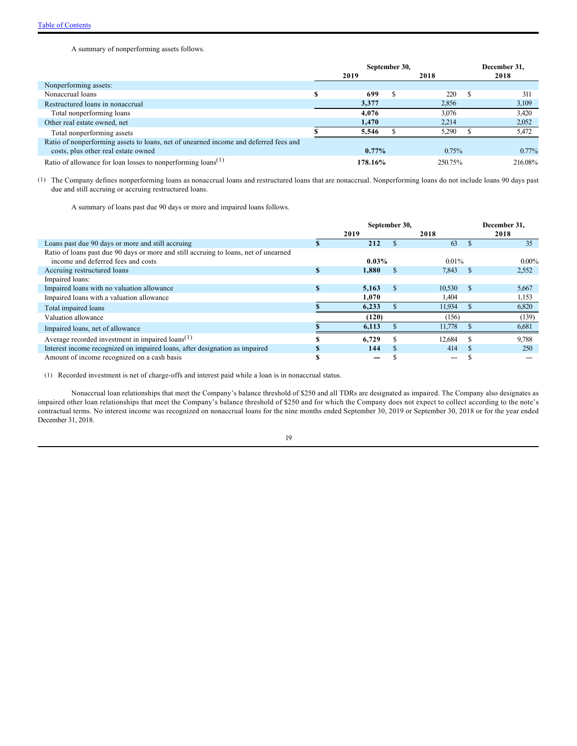A summary of nonperforming assets follows.

| | September 30, 2019 | September 30, 2018 | December 31, 2018 |
|---|---|---|---|
| Nonperforming assets: | | | |
| Nonaccrual loans | $ 699 | $ 220 | $ 311 |
| Restructured loans in nonaccrual | 3,377 | 2,856 | 3,109 |
| Total nonperforming loans | 4,076 | 3,076 | 3,420 |
| Other real estate owned, net | 1,470 | 2,214 | 2,052 |
| Total nonperforming assets | $ 5,546 | $ 5,290 | $ 5,472 |
| Ratio of nonperforming assets to loans, net of unearned income and deferred fees and costs, plus other real estate owned | 0.77% | 0.75% | 0.77% |
| Ratio of allowance for loan losses to nonperforming loans[1] | 178.16% | 250.75% | 216.08% |

(1) The Company defines nonperforming loans as nonaccrual loans and restructured loans that are nonaccrual. Nonperforming loans do not include loans 90 days past due and still accruing or accruing restructured loans.

A summary of loans past due 90 days or more and impaired loans follows.

| | September 30, 2019 | September 30, 2018 | December 31, 2018 |
|---|---|---|---|
| Loans past due 90 days or more and still accruing | $ 212 | $ 63 | $ 35 |
| Ratio of loans past due 90 days or more and still accruing to loans, net of unearned income and deferred fees and costs | 0.03% | 0.01% | 0.00% |
| Accruing restructured loans | $ 1,880 | $ 7,843 | $ 2,552 |
| Impaired loans: | | | |
| Impaired loans with no valuation allowance | $ 5,163 | $ 10,530 | $ 5,667 |
| Impaired loans with a valuation allowance | 1,070 | 1,404 | 1,153 |
| Total impaired loans | $ 6,233 | $ 11,934 | $ 6,820 |
| Valuation allowance | (120) | (156) | (139) |
| Impaired loans, net of allowance | $ 6,113 | $ 11,778 | $ 6,681 |
| Average recorded investment in impaired loans[1] | $ 6,729 | $ 12,684 | $ 9,788 |
| Interest income recognized on impaired loans, after designation as impaired | $ 144 | $ 414 | $ 250 |
| Amount of income recognized on a cash basis | $ — | $ — | $ — |

(1) Recorded investment is net of charge-offs and interest paid while a loan is in nonaccrual status.

Nonaccrual loan relationships that meet the Company's balance threshold of $250 and all TDRs are designated as impaired. The Company also designates as impaired other loan relationships that meet the Company's balance threshold of $250 and for which the Company does not expect to collect according to the note's contractual terms. No interest income was recognized on nonaccrual loans for the nine months ended September 30, 2019 or September 30, 2018 or for the year ended December 31, 2018.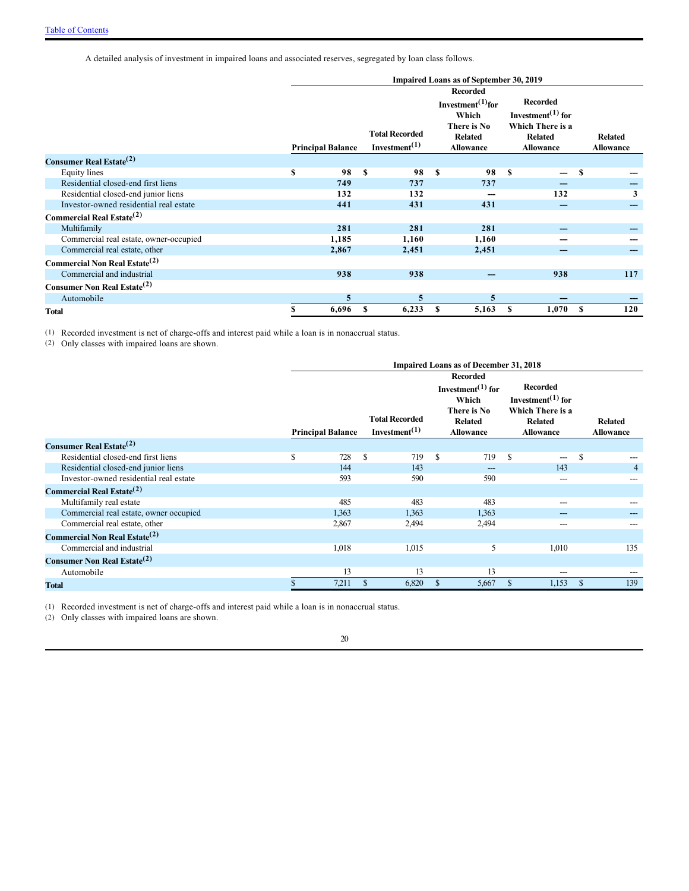A detailed analysis of investment in impaired loans and associated reserves, segregated by loan class follows.

| | Impaired Loans as of September 30, 2019 | | | | |
|---|---|---|---|---|---|
| | Principal Balance | Total Recorded Investment[(1)] | Recorded Investment[(1)] for Which There is No Related Allowance | Recorded Investment[(1)] for Which There is a Related Allowance | Related Allowance |
| **Consumer Real Estate[(2)]** | | | | | |
| Equity lines | $ 98 | $ 98 | $ 98 | $ — | $ — |
| Residential closed-end first liens | 749 | 737 | 737 | — | — |
| Residential closed-end junior liens | 132 | 132 | — | 132 | 3 |
| Investor-owned residential real estate | 441 | 431 | 431 | — | — |
| **Commercial Real Estate[(2)]** | | | | | |
| Multifamily | 281 | 281 | 281 | — | — |
| Commercial real estate, owner-occupied | 1,185 | 1,160 | 1,160 | — | — |
| Commercial real estate, other | 2,867 | 2,451 | 2,451 | — | — |
| **Commercial Non Real Estate[(2)]** | | | | | |
| Commercial and industrial | 938 | 938 | — | 938 | 117 |
| **Consumer Non Real Estate[(2)]** | | | | | |
| Automobile | 5 | 5 | 5 | — | — |
| **Total** | $ 6,696 | $ 6,233 | $ 5,163 | $ 1,070 | $ 120 |

(1) Recorded investment is net of charge-offs and interest paid while a loan is in nonaccrual status.
(2) Only classes with impaired loans are shown.

| | Impaired Loans as of December 31, 2018 | | | | |
|---|---|---|---|---|---|
| | Principal Balance | Total Recorded Investment[(1)] | Recorded Investment[(1)] for Which There is No Related Allowance | Recorded Investment[(1)] for Which There is a Related Allowance | Related Allowance |
| **Consumer Real Estate[(2)]** | | | | | |
| Residential closed-end first liens | $ 728 | $ 719 | $ 719 | $ --- | $ --- |
| Residential closed-end junior liens | 144 | 143 | --- | 143 | 4 |
| Investor-owned residential real estate | 593 | 590 | 590 | --- | --- |
| **Commercial Real Estate[(2)]** | | | | | |
| Multifamily real estate | 485 | 483 | 483 | --- | --- |
| Commercial real estate, owner occupied | 1,363 | 1,363 | 1,363 | --- | --- |
| Commercial real estate, other | 2,867 | 2,494 | 2,494 | --- | --- |
| **Commercial Non Real Estate[(2)]** | | | | | |
| Commercial and industrial | 1,018 | 1,015 | 5 | 1,010 | 135 |
| **Consumer Non Real Estate[(2)]** | | | | | |
| Automobile | 13 | 13 | 13 | --- | --- |
| **Total** | $ 7,211 | $ 6,820 | $ 5,667 | $ 1,153 | $ 139 |

(1) Recorded investment is net of charge-offs and interest paid while a loan is in nonaccrual status.
(2) Only classes with impaired loans are shown.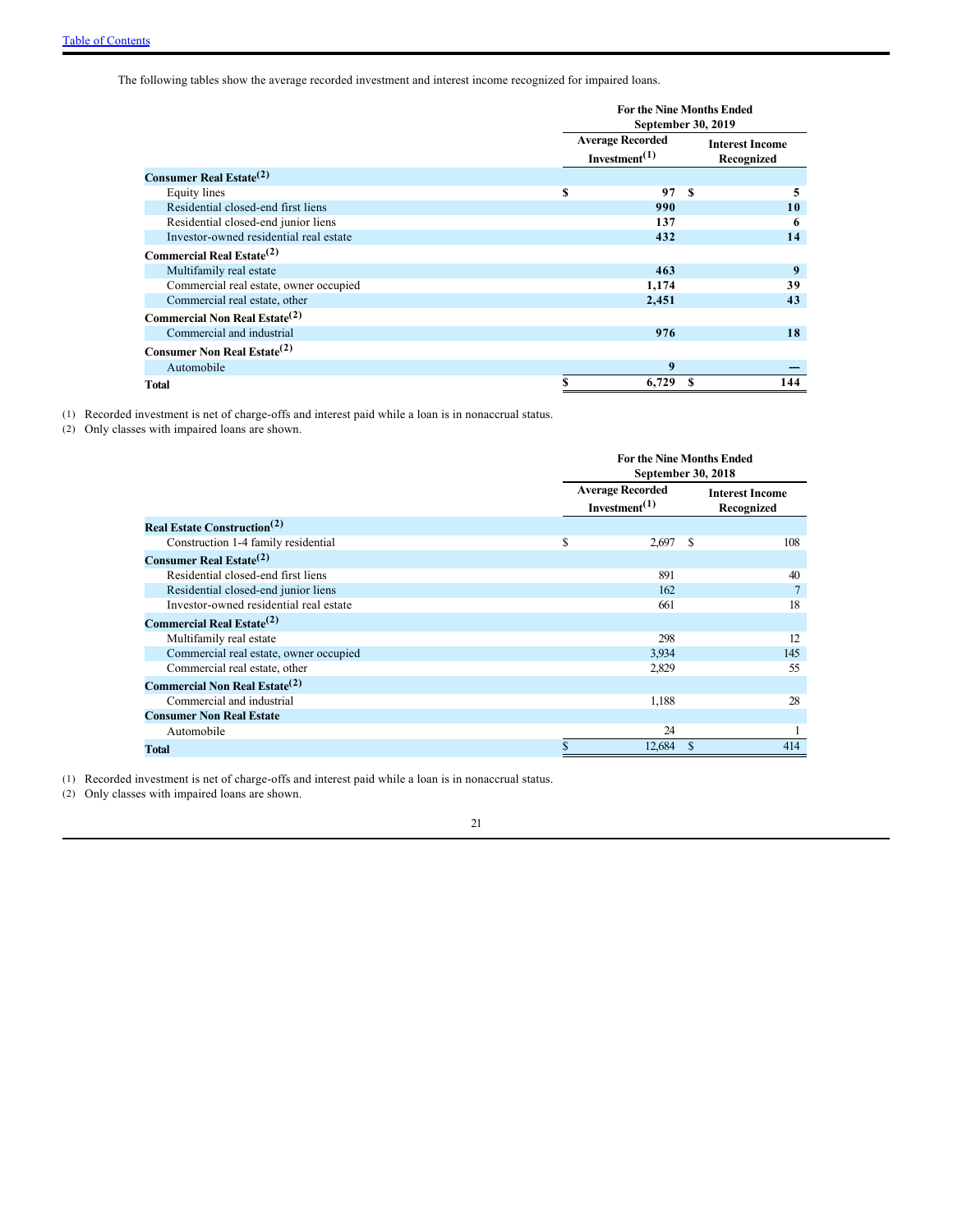The following tables show the average recorded investment and interest income recognized for impaired loans.

| | For the Nine Months Ended September 30, 2019 | |
|---|---|---|
| | Average Recorded Investment[(1)] | Interest Income Recognized |
| **Consumer Real Estate[(2)]** | | |
| Equity lines | $ 97 | $ 5 |
| Residential closed-end first liens | 990 | 10 |
| Residential closed-end junior liens | 137 | 6 |
| Investor-owned residential real estate | 432 | 14 |
| **Commercial Real Estate[(2)]** | | |
| Multifamily real estate | 463 | 9 |
| Commercial real estate, owner occupied | 1,174 | 39 |
| Commercial real estate, other | 2,451 | 43 |
| **Commercial Non Real Estate[(2)]** | | |
| Commercial and industrial | 976 | 18 |
| **Consumer Non Real Estate[(2)]** | | |
| Automobile | 9 | — |
| **Total** | $ 6,729 | $ 144 |

(1) Recorded investment is net of charge-offs and interest paid while a loan is in nonaccrual status.
(2) Only classes with impaired loans are shown.

| | For the Nine Months Ended September 30, 2018 | |
|---|---|---|
| | Average Recorded Investment[(1)] | Interest Income Recognized |
| **Real Estate Construction[(2)]** | | |
| Construction 1-4 family residential | $ 2,697 | $ 108 |
| **Consumer Real Estate[(2)]** | | |
| Residential closed-end first liens | 891 | 40 |
| Residential closed-end junior liens | 162 | 7 |
| Investor-owned residential real estate | 661 | 18 |
| **Commercial Real Estate[(2)]** | | |
| Multifamily real estate | 298 | 12 |
| Commercial real estate, owner occupied | 3,934 | 145 |
| Commercial real estate, other | 2,829 | 55 |
| **Commercial Non Real Estate[(2)]** | | |
| Commercial and industrial | 1,188 | 28 |
| **Consumer Non Real Estate** | | |
| Automobile | 24 | 1 |
| **Total** | $ 12,684 | $ 414 |

(1) Recorded investment is net of charge-offs and interest paid while a loan is in nonaccrual status.
(2) Only classes with impaired loans are shown.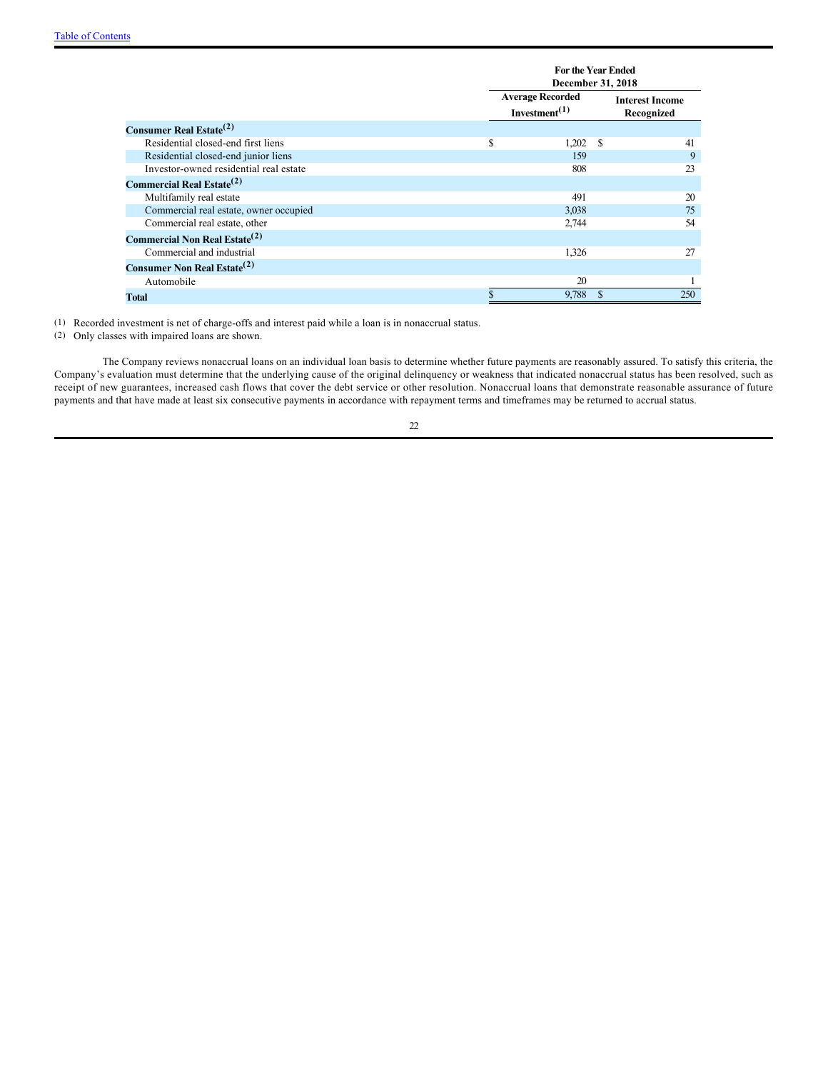| | For the Year Ended December 31, 2018 | |
|---|---|---|
| | Average Recorded Investment(1) | Interest Income Recognized |
| **Consumer Real Estate(2)** | | |
| Residential closed-end first liens | $ 1,202 | $ 41 |
| Residential closed-end junior liens | 159 | 9 |
| Investor-owned residential real estate | 808 | 23 |
| **Commercial Real Estate(2)** | | |
| Multifamily real estate | 491 | 20 |
| Commercial real estate, owner occupied | 3,038 | 75 |
| Commercial real estate, other | 2,744 | 54 |
| **Commercial Non Real Estate(2)** | | |
| Commercial and industrial | 1,326 | 27 |
| **Consumer Non Real Estate(2)** | | |
| Automobile | 20 | 1 |
| **Total** | $ 9,788 | $ 250 |

(1) Recorded investment is net of charge-offs and interest paid while a loan is in nonaccrual status.

(2) Only classes with impaired loans are shown.

The Company reviews nonaccrual loans on an individual loan basis to determine whether future payments are reasonably assured. To satisfy this criteria, the Company's evaluation must determine that the underlying cause of the original delinquency or weakness that indicated nonaccrual status has been resolved, such as receipt of new guarantees, increased cash flows that cover the debt service or other resolution. Nonaccrual loans that demonstrate reasonable assurance of future payments and that have made at least six consecutive payments in accordance with repayment terms and timeframes may be returned to accrual status.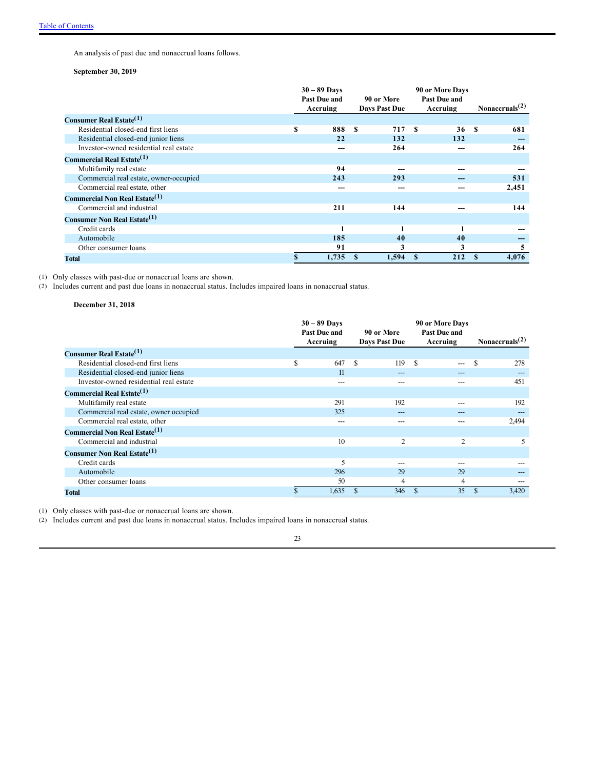An analysis of past due and nonaccrual loans follows.

**September 30, 2019**

| | 30 – 89 Days Past Due and Accruing | 90 or More Days Past Due | 90 or More Days Past Due and Accruing | Nonaccruals[(2)] |
|---|---|---|---|---|
| **Consumer Real Estate[(1)]** | | | | |
| Residential closed-end first liens | $ 888 | $ 717 | $ 36 | $ 681 |
| Residential closed-end junior liens | 22 | 132 | 132 | — |
| Investor-owned residential real estate | — | 264 | — | 264 |
| **Commercial Real Estate[(1)]** | | | | |
| Multifamily real estate | 94 | — | — | — |
| Commercial real estate, owner-occupied | 243 | 293 | — | 531 |
| Commercial real estate, other | — | — | — | 2,451 |
| **Commercial Non Real Estate[(1)]** | | | | |
| Commercial and industrial | 211 | 144 | — | 144 |
| **Consumer Non Real Estate[(1)]** | | | | |
| Credit cards | 1 | 1 | 1 | — |
| Automobile | 185 | 40 | 40 | — |
| Other consumer loans | 91 | 3 | 3 | 5 |
| **Total** | $ 1,735 | $ 1,594 | $ 212 | $ 4,076 |

(1) Only classes with past-due or nonaccrual loans are shown.
(2) Includes current and past due loans in nonaccrual status. Includes impaired loans in nonaccrual status.

**December 31, 2018**

| | 30 – 89 Days Past Due and Accruing | 90 or More Days Past Due | 90 or More Days Past Due and Accruing | Nonaccruals[(2)] |
|---|---|---|---|---|
| **Consumer Real Estate[(1)]** | | | | |
| Residential closed-end first liens | $ 647 | $ 119 | $ --- | $ 278 |
| Residential closed-end junior liens | 11 | --- | --- | --- |
| Investor-owned residential real estate | --- | --- | --- | 451 |
| **Commercial Real Estate[(1)]** | | | | |
| Multifamily real estate | 291 | 192 | --- | 192 |
| Commercial real estate, owner occupied | 325 | --- | --- | --- |
| Commercial real estate, other | --- | --- | --- | 2,494 |
| **Commercial Non Real Estate[(1)]** | | | | |
| Commercial and industrial | 10 | 2 | 2 | 5 |
| **Consumer Non Real Estate[(1)]** | | | | |
| Credit cards | 5 | --- | --- | --- |
| Automobile | 296 | 29 | 29 | --- |
| Other consumer loans | 50 | 4 | 4 | --- |
| **Total** | $ 1,635 | $ 346 | $ 35 | $ 3,420 |

(1) Only classes with past-due or nonaccrual loans are shown.
(2) Includes current and past due loans in nonaccrual status. Includes impaired loans in nonaccrual status.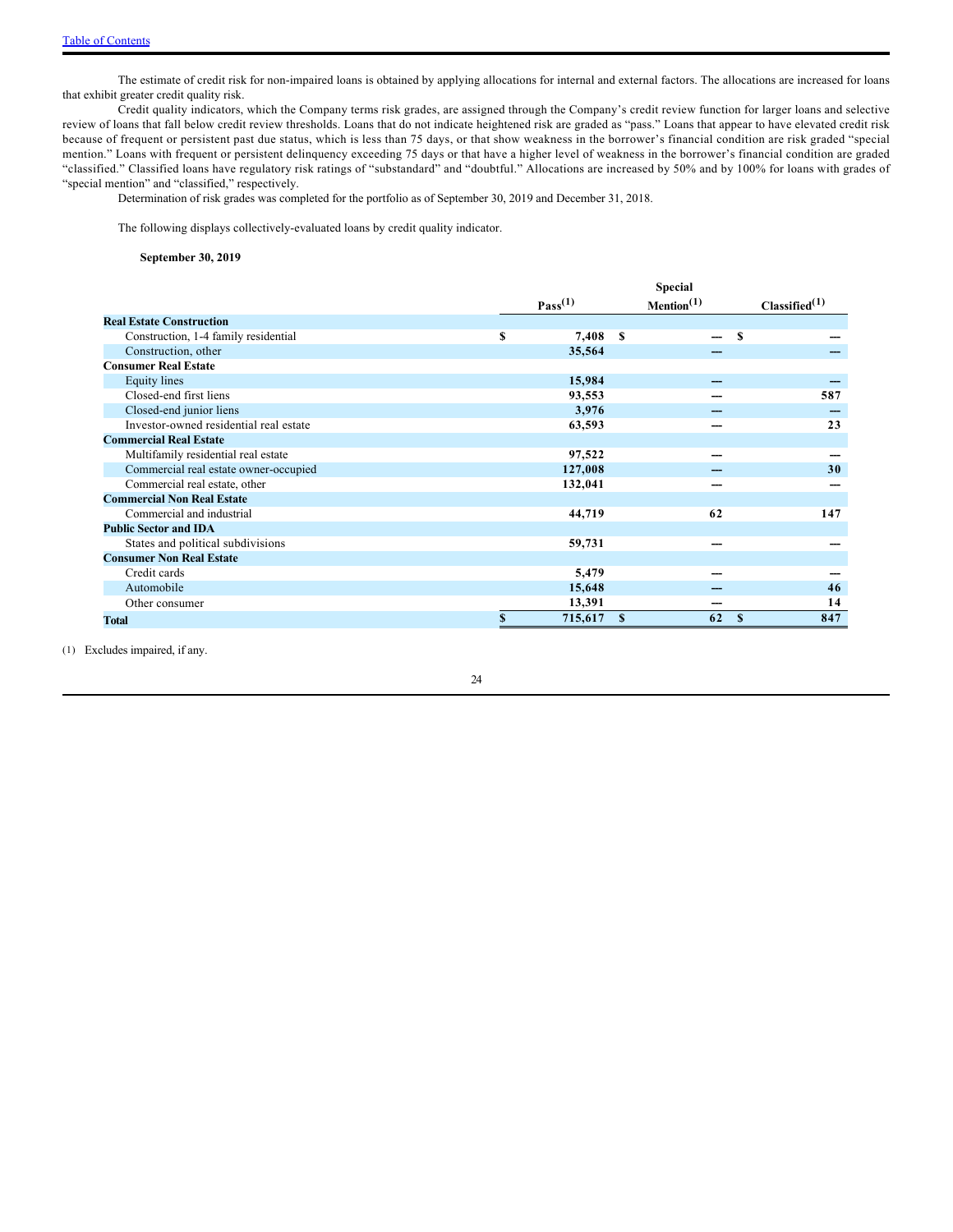The estimate of credit risk for non-impaired loans is obtained by applying allocations for internal and external factors. The allocations are increased for loans that exhibit greater credit quality risk.

Credit quality indicators, which the Company terms risk grades, are assigned through the Company's credit review function for larger loans and selective review of loans that fall below credit review thresholds. Loans that do not indicate heightened risk are graded as "pass." Loans that appear to have elevated credit risk because of frequent or persistent past due status, which is less than 75 days, or that show weakness in the borrower's financial condition are risk graded "special mention." Loans with frequent or persistent delinquency exceeding 75 days or that have a higher level of weakness in the borrower's financial condition are graded "classified." Classified loans have regulatory risk ratings of "substandard" and "doubtful." Allocations are increased by 50% and by 100% for loans with grades of "special mention" and "classified," respectively.

Determination of risk grades was completed for the portfolio as of September 30, 2019 and December 31, 2018.

The following displays collectively-evaluated loans by credit quality indicator.

**September 30, 2019**

| | Pass[(1)] | Special Mention[(1)] | Classified[(1)] |
|---|---|---|---|
| **Real Estate Construction** | | | |
| Construction, 1-4 family residential | $ 7,408 | $ — | $ — |
| Construction, other | 35,564 | — | — |
| **Consumer Real Estate** | | | |
| Equity lines | 15,984 | — | — |
| Closed-end first liens | 93,553 | — | 587 |
| Closed-end junior liens | 3,976 | — | — |
| Investor-owned residential real estate | 63,593 | — | 23 |
| **Commercial Real Estate** | | | |
| Multifamily residential real estate | 97,522 | — | — |
| Commercial real estate owner-occupied | 127,008 | — | 30 |
| Commercial real estate, other | 132,041 | — | — |
| **Commercial Non Real Estate** | | | |
| Commercial and industrial | 44,719 | 62 | 147 |
| **Public Sector and IDA** | | | |
| States and political subdivisions | 59,731 | — | — |
| **Consumer Non Real Estate** | | | |
| Credit cards | 5,479 | — | — |
| Automobile | 15,648 | — | 46 |
| Other consumer | 13,391 | — | 14 |
| **Total** | $ 715,617 | $ 62 | $ 847 |

(1) Excludes impaired, if any.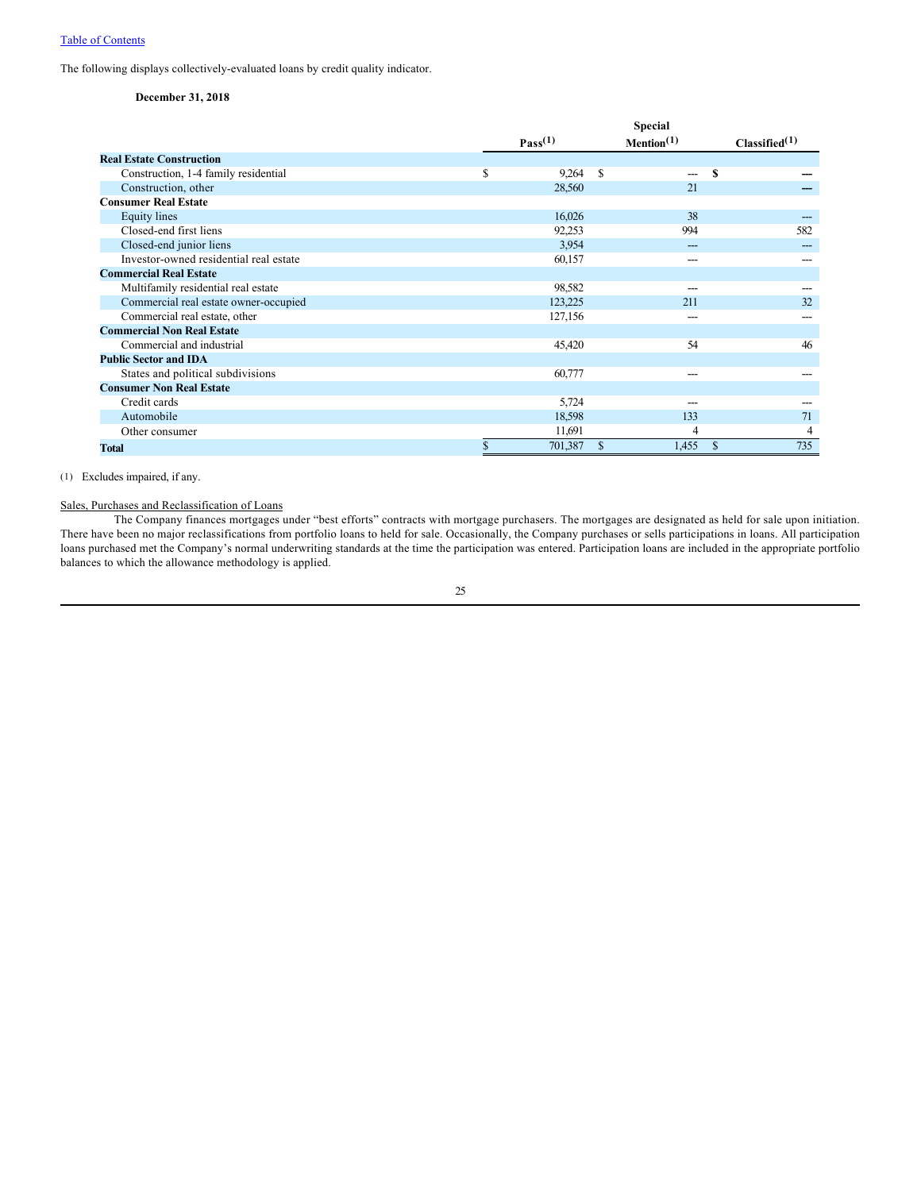[Table of Contents](#)

The following displays collectively-evaluated loans by credit quality indicator.

**December 31, 2018**

| | Pass[(1)] | Special Mention[(1)] | Classified[(1)] |
|---|---|---|---|
| **Real Estate Construction** | | | |
| Construction, 1-4 family residential | $ 9,264 | $ --- | $ --- |
| Construction, other | 28,560 | 21 | --- |
| **Consumer Real Estate** | | | |
| Equity lines | 16,026 | 38 | --- |
| Closed-end first liens | 92,253 | 994 | 582 |
| Closed-end junior liens | 3,954 | --- | --- |
| Investor-owned residential real estate | 60,157 | --- | --- |
| **Commercial Real Estate** | | | |
| Multifamily residential real estate | 98,582 | --- | --- |
| Commercial real estate owner-occupied | 123,225 | 211 | 32 |
| Commercial real estate, other | 127,156 | --- | --- |
| **Commercial Non Real Estate** | | | |
| Commercial and industrial | 45,420 | 54 | 46 |
| **Public Sector and IDA** | | | |
| States and political subdivisions | 60,777 | --- | --- |
| **Consumer Non Real Estate** | | | |
| Credit cards | 5,724 | --- | --- |
| Automobile | 18,598 | 133 | 71 |
| Other consumer | 11,691 | 4 | 4 |
| **Total** | $ 701,387 | $ 1,455 | $ 735 |

(1) Excludes impaired, if any.

Sales, Purchases and Reclassification of Loans

The Company finances mortgages under "best efforts" contracts with mortgage purchasers. The mortgages are designated as held for sale upon initiation. There have been no major reclassifications from portfolio loans to held for sale. Occasionally, the Company purchases or sells participations in loans. All participation loans purchased met the Company's normal underwriting standards at the time the participation was entered. Participation loans are included in the appropriate portfolio balances to which the allowance methodology is applied.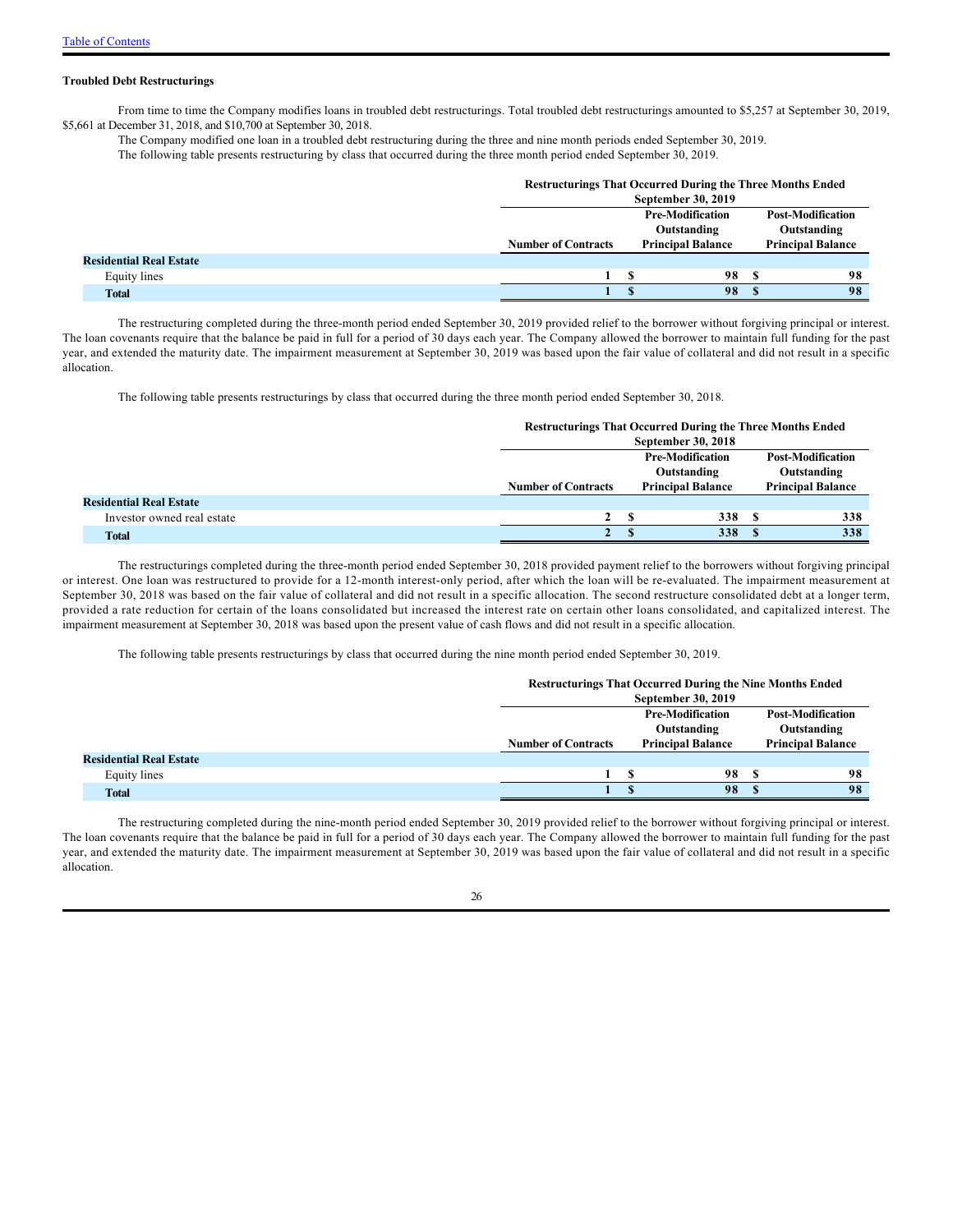**Troubled Debt Restructurings**

From time to time the Company modifies loans in troubled debt restructurings. Total troubled debt restructurings amounted to $5,257 at September 30, 2019, $5,661 at December 31, 2018, and $10,700 at September 30, 2018.

The Company modified one loan in a troubled debt restructuring during the three and nine month periods ended September 30, 2019.

The following table presents restructuring by class that occurred during the three month period ended September 30, 2019.

| | Restructurings That Occurred During the Three Months Ended September 30, 2019 | | |
|---|---|---|---|
| | Number of Contracts | Pre-Modification Outstanding Principal Balance | Post-Modification Outstanding Principal Balance |
| **Residential Real Estate** | | | |
| Equity lines | 1 | $ 98 | $ 98 |
| **Total** | 1 | $ 98 | $ 98 |

The restructuring completed during the three-month period ended September 30, 2019 provided relief to the borrower without forgiving principal or interest. The loan covenants require that the balance be paid in full for a period of 30 days each year. The Company allowed the borrower to maintain full funding for the past year, and extended the maturity date. The impairment measurement at September 30, 2019 was based upon the fair value of collateral and did not result in a specific allocation.

The following table presents restructurings by class that occurred during the three month period ended September 30, 2018.

| | Restructurings That Occurred During the Three Months Ended September 30, 2018 | | |
|---|---|---|---|
| | Number of Contracts | Pre-Modification Outstanding Principal Balance | Post-Modification Outstanding Principal Balance |
| **Residential Real Estate** | | | |
| Investor owned real estate | 2 | $ 338 | $ 338 |
| **Total** | 2 | $ 338 | $ 338 |

The restructurings completed during the three-month period ended September 30, 2018 provided payment relief to the borrowers without forgiving principal or interest. One loan was restructured to provide for a 12-month interest-only period, after which the loan will be re-evaluated. The impairment measurement at September 30, 2018 was based on the fair value of collateral and did not result in a specific allocation. The second restructure consolidated debt at a longer term, provided a rate reduction for certain of the loans consolidated but increased the interest rate on certain other loans consolidated, and capitalized interest. The impairment measurement at September 30, 2018 was based upon the present value of cash flows and did not result in a specific allocation.

The following table presents restructurings by class that occurred during the nine month period ended September 30, 2019.

| | Restructurings That Occurred During the Nine Months Ended September 30, 2019 | | |
|---|---|---|---|
| | Number of Contracts | Pre-Modification Outstanding Principal Balance | Post-Modification Outstanding Principal Balance |
| **Residential Real Estate** | | | |
| Equity lines | 1 | $ 98 | $ 98 |
| **Total** | 1 | $ 98 | $ 98 |

The restructuring completed during the nine-month period ended September 30, 2019 provided relief to the borrower without forgiving principal or interest. The loan covenants require that the balance be paid in full for a period of 30 days each year. The Company allowed the borrower to maintain full funding for the past year, and extended the maturity date. The impairment measurement at September 30, 2019 was based upon the fair value of collateral and did not result in a specific allocation.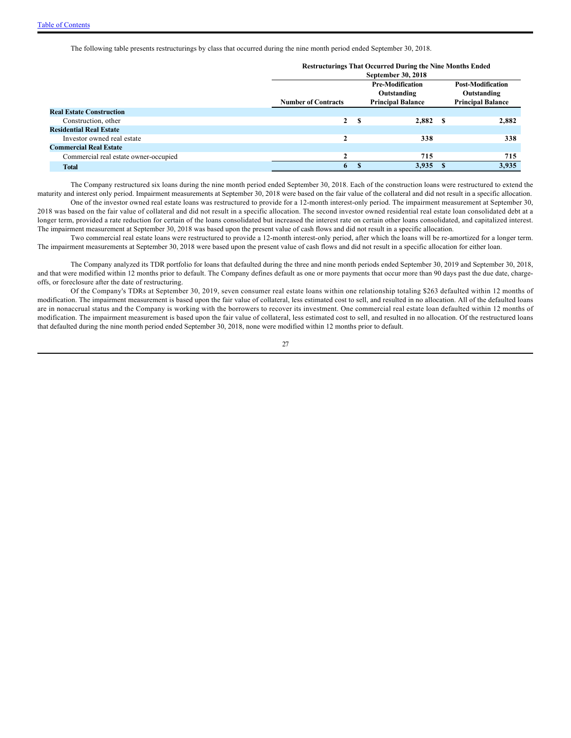The following table presents restructurings by class that occurred during the nine month period ended September 30, 2018.

| | Restructurings That Occurred During the Nine Months Ended September 30, 2018 | | |
|---|---|---|---|
| | Number of Contracts | Pre-Modification Outstanding Principal Balance | Post-Modification Outstanding Principal Balance |
| **Real Estate Construction** | | | |
| Construction, other | 2 | $ 2,882 | $ 2,882 |
| **Residential Real Estate** | | | |
| Investor owned real estate | 2 | 338 | 338 |
| **Commercial Real Estate** | | | |
| Commercial real estate owner-occupied | 2 | 715 | 715 |
| **Total** | 6 | $ 3,935 | $ 3,935 |

The Company restructured six loans during the nine month period ended September 30, 2018. Each of the construction loans were restructured to extend the maturity and interest only period. Impairment measurements at September 30, 2018 were based on the fair value of the collateral and did not result in a specific allocation.

One of the investor owned real estate loans was restructured to provide for a 12-month interest-only period. The impairment measurement at September 30, 2018 was based on the fair value of collateral and did not result in a specific allocation. The second investor owned residential real estate loan consolidated debt at a longer term, provided a rate reduction for certain of the loans consolidated but increased the interest rate on certain other loans consolidated, and capitalized interest. The impairment measurement at September 30, 2018 was based upon the present value of cash flows and did not result in a specific allocation.

Two commercial real estate loans were restructured to provide a 12-month interest-only period, after which the loans will be re-amortized for a longer term. The impairment measurements at September 30, 2018 were based upon the present value of cash flows and did not result in a specific allocation for either loan.

The Company analyzed its TDR portfolio for loans that defaulted during the three and nine month periods ended September 30, 2019 and September 30, 2018, and that were modified within 12 months prior to default. The Company defines default as one or more payments that occur more than 90 days past the due date, charge-offs, or foreclosure after the date of restructuring.

Of the Company's TDRs at September 30, 2019, seven consumer real estate loans within one relationship totaling $263 defaulted within 12 months of modification. The impairment measurement is based upon the fair value of collateral, less estimated cost to sell, and resulted in no allocation. All of the defaulted loans are in nonaccrual status and the Company is working with the borrowers to recover its investment. One commercial real estate loan defaulted within 12 months of modification. The impairment measurement is based upon the fair value of collateral, less estimated cost to sell, and resulted in no allocation. Of the restructured loans that defaulted during the nine month period ended September 30, 2018, none were modified within 12 months prior to default.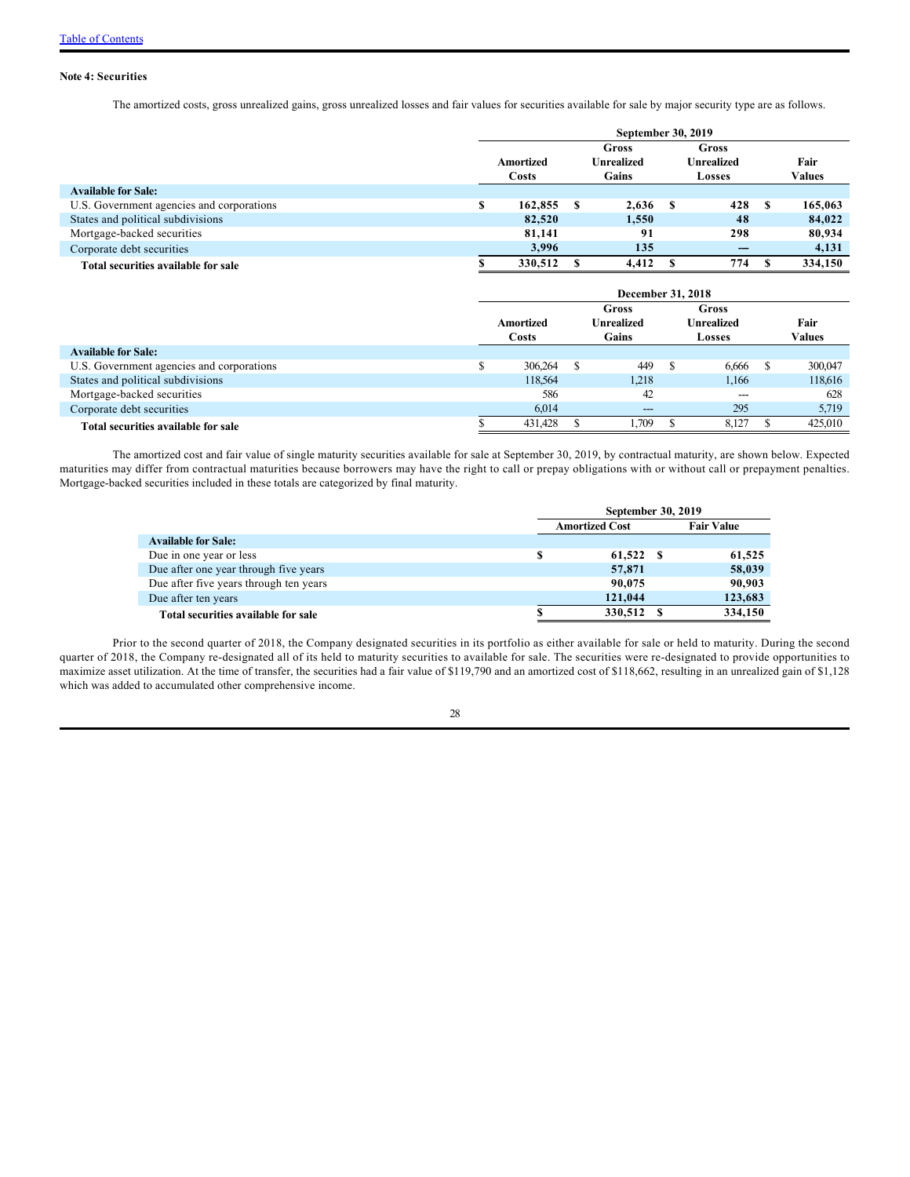[Table of Contents](#)

**Note 4: Securities**

The amortized costs, gross unrealized gains, gross unrealized losses and fair values for securities available for sale by major security type are as follows.

| | September 30, 2019 | | | |
|---|---|---|---|---|
| | Amortized Costs | Gross Unrealized Gains | Gross Unrealized Losses | Fair Values |
| **Available for Sale:** | | | | |
| U.S. Government agencies and corporations | $ 162,855 | $ 2,636 | $ 428 | $ 165,063 |
| States and political subdivisions | 82,520 | 1,550 | 48 | 84,022 |
| Mortgage-backed securities | 81,141 | 91 | 298 | 80,934 |
| Corporate debt securities | 3,996 | 135 | — | 4,131 |
| **Total securities available for sale** | $ 330,512 | $ 4,412 | $ 774 | $ 334,150 |

| | December 31, 2018 | | | |
|---|---|---|---|---|
| | Amortized Costs | Gross Unrealized Gains | Gross Unrealized Losses | Fair Values |
| **Available for Sale:** | | | | |
| U.S. Government agencies and corporations | $ 306,264 | $ 449 | $ 6,666 | $ 300,047 |
| States and political subdivisions | 118,564 | 1,218 | 1,166 | 118,616 |
| Mortgage-backed securities | 586 | 42 | --- | 628 |
| Corporate debt securities | 6,014 | --- | 295 | 5,719 |
| **Total securities available for sale** | $ 431,428 | $ 1,709 | $ 8,127 | $ 425,010 |

The amortized cost and fair value of single maturity securities available for sale at September 30, 2019, by contractual maturity, are shown below. Expected maturities may differ from contractual maturities because borrowers may have the right to call or prepay obligations with or without call or prepayment penalties. Mortgage-backed securities included in these totals are categorized by final maturity.

| | September 30, 2019 | |
|---|---|---|
| | Amortized Cost | Fair Value |
| **Available for Sale:** | | |
| Due in one year or less | $ 61,522 | $ 61,525 |
| Due after one year through five years | 57,871 | 58,039 |
| Due after five years through ten years | 90,075 | 90,903 |
| Due after ten years | 121,044 | 123,683 |
| **Total securities available for sale** | $ 330,512 | $ 334,150 |

Prior to the second quarter of 2018, the Company designated securities in its portfolio as either available for sale or held to maturity. During the second quarter of 2018, the Company re-designated all of its held to maturity securities to available for sale. The securities were re-designated to provide opportunities to maximize asset utilization. At the time of transfer, the securities had a fair value of $119,790 and an amortized cost of $118,662, resulting in an unrealized gain of $1,128 which was added to accumulated other comprehensive income.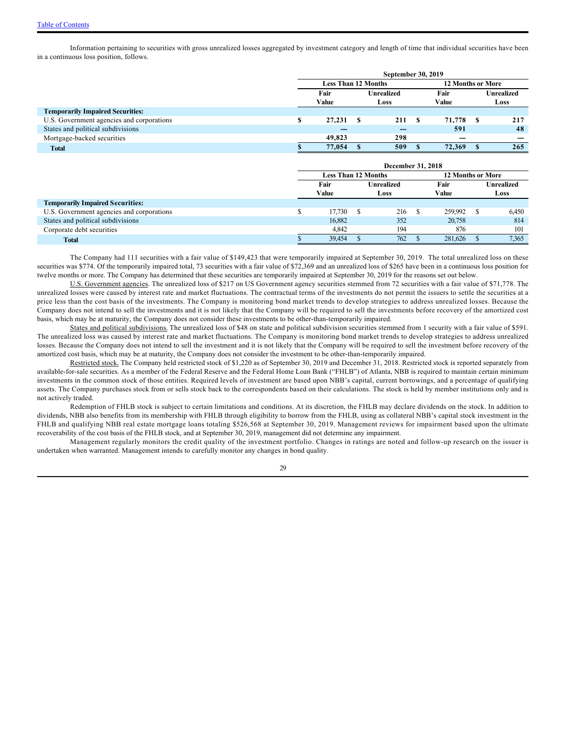Information pertaining to securities with gross unrealized losses aggregated by investment category and length of time that individual securities have been in a continuous loss position, follows.

| | September 30, 2019 | | | |
|---|---|---|---|---|
| | Less Than 12 Months | | 12 Months or More | |
| | Fair Value | Unrealized Loss | Fair Value | Unrealized Loss |
| **Temporarily Impaired Securities:** | | | | |
| U.S. Government agencies and corporations | $ 27,231 | $ 211 | $ 71,778 | $ 217 |
| States and political subdivisions | — | — | 591 | 48 |
| Mortgage-backed securities | 49,823 | 298 | — | — |
| **Total** | **$ 77,054** | **$ 509** | **$ 72,369** | **$ 265** |

| | December 31, 2018 | | | |
|---|---|---|---|---|
| | Less Than 12 Months | | 12 Months or More | |
| | Fair Value | Unrealized Loss | Fair Value | Unrealized Loss |
| **Temporarily Impaired Securities:** | | | | |
| U.S. Government agencies and corporations | $ 17,730 | $ 216 | $ 259,992 | $ 6,450 |
| States and political subdivisions | 16,882 | 352 | 20,758 | 814 |
| Corporate debt securities | 4,842 | 194 | 876 | 101 |
| **Total** | $ 39,454 | $ 762 | $ 281,626 | $ 7,365 |

The Company had 111 securities with a fair value of $149,423 that were temporarily impaired at September 30, 2019. The total unrealized loss on these securities was $774. Of the temporarily impaired total, 73 securities with a fair value of $72,369 and an unrealized loss of $265 have been in a continuous loss position for twelve months or more. The Company has determined that these securities are temporarily impaired at September 30, 2019 for the reasons set out below.

U.S. Government agencies. The unrealized loss of $217 on US Government agency securities stemmed from 72 securities with a fair value of $71,778. The unrealized losses were caused by interest rate and market fluctuations. The contractual terms of the investments do not permit the issuers to settle the securities at a price less than the cost basis of the investments. The Company is monitoring bond market trends to develop strategies to address unrealized losses. Because the Company does not intend to sell the investments and it is not likely that the Company will be required to sell the investments before recovery of the amortized cost basis, which may be at maturity, the Company does not consider these investments to be other-than-temporarily impaired.

States and political subdivisions. The unrealized loss of $48 on state and political subdivision securities stemmed from 1 security with a fair value of $591. The unrealized loss was caused by interest rate and market fluctuations. The Company is monitoring bond market trends to develop strategies to address unrealized losses. Because the Company does not intend to sell the investment and it is not likely that the Company will be required to sell the investment before recovery of the amortized cost basis, which may be at maturity, the Company does not consider the investment to be other-than-temporarily impaired.

Restricted stock. The Company held restricted stock of $1,220 as of September 30, 2019 and December 31, 2018. Restricted stock is reported separately from available-for-sale securities. As a member of the Federal Reserve and the Federal Home Loan Bank ("FHLB") of Atlanta, NBB is required to maintain certain minimum investments in the common stock of those entities. Required levels of investment are based upon NBB's capital, current borrowings, and a percentage of qualifying assets. The Company purchases stock from or sells stock back to the correspondents based on their calculations. The stock is held by member institutions only and is not actively traded.

Redemption of FHLB stock is subject to certain limitations and conditions. At its discretion, the FHLB may declare dividends on the stock. In addition to dividends, NBB also benefits from its membership with FHLB through eligibility to borrow from the FHLB, using as collateral NBB's capital stock investment in the FHLB and qualifying NBB real estate mortgage loans totaling $526,568 at September 30, 2019. Management reviews for impairment based upon the ultimate recoverability of the cost basis of the FHLB stock, and at September 30, 2019, management did not determine any impairment.

Management regularly monitors the credit quality of the investment portfolio. Changes in ratings are noted and follow-up research on the issuer is undertaken when warranted. Management intends to carefully monitor any changes in bond quality.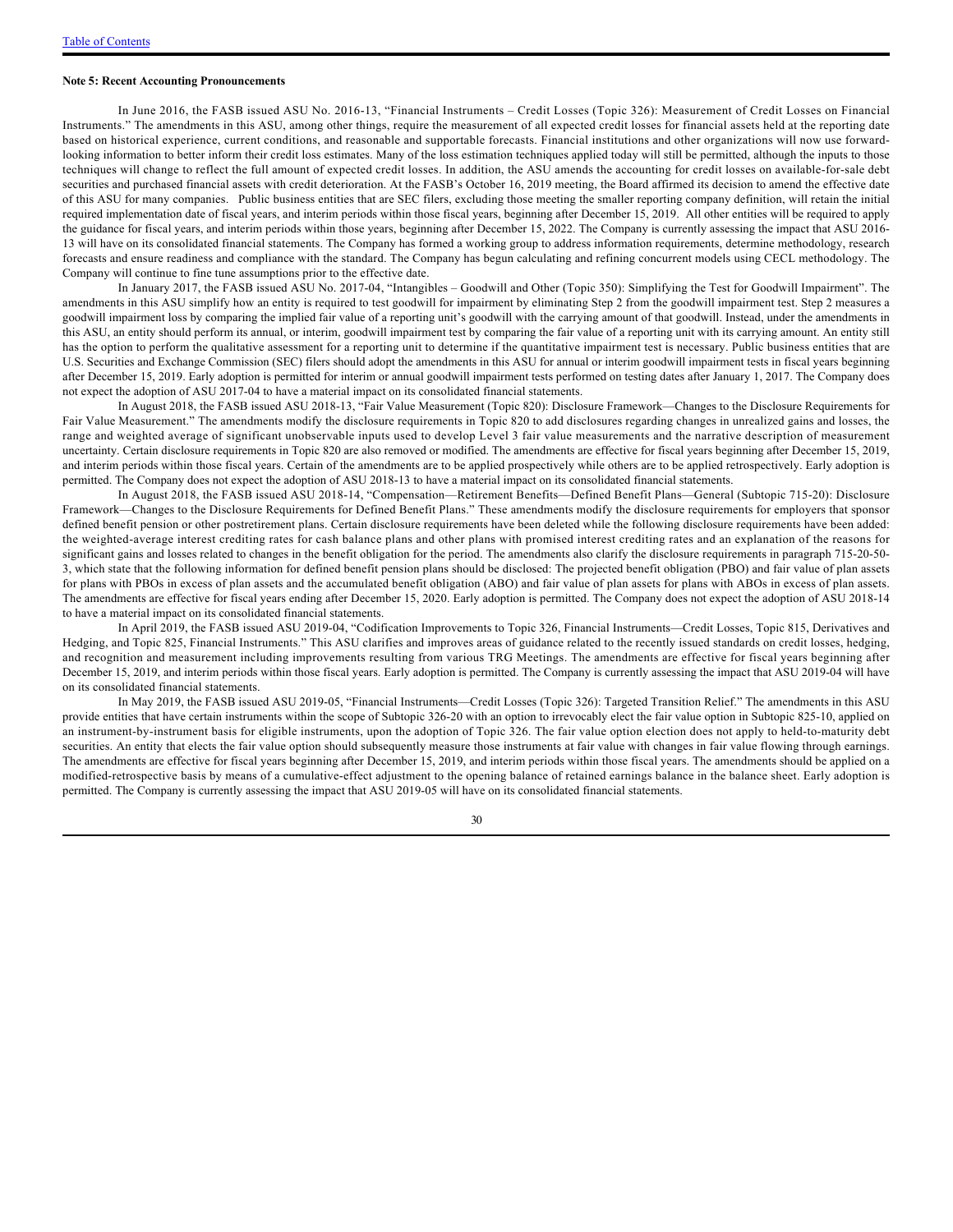**Note 5: Recent Accounting Pronouncements**

In June 2016, the FASB issued ASU No. 2016-13, "Financial Instruments – Credit Losses (Topic 326): Measurement of Credit Losses on Financial Instruments." The amendments in this ASU, among other things, require the measurement of all expected credit losses for financial assets held at the reporting date based on historical experience, current conditions, and reasonable and supportable forecasts. Financial institutions and other organizations will now use forward-looking information to better inform their credit loss estimates. Many of the loss estimation techniques applied today will still be permitted, although the inputs to those techniques will change to reflect the full amount of expected credit losses. In addition, the ASU amends the accounting for credit losses on available-for-sale debt securities and purchased financial assets with credit deterioration. At the FASB's October 16, 2019 meeting, the Board affirmed its decision to amend the effective date of this ASU for many companies. Public business entities that are SEC filers, excluding those meeting the smaller reporting company definition, will retain the initial required implementation date of fiscal years, and interim periods within those fiscal years, beginning after December 15, 2019. All other entities will be required to apply the guidance for fiscal years, and interim periods within those years, beginning after December 15, 2022. The Company is currently assessing the impact that ASU 2016-13 will have on its consolidated financial statements. The Company has formed a working group to address information requirements, determine methodology, research forecasts and ensure readiness and compliance with the standard. The Company has begun calculating and refining concurrent models using CECL methodology. The Company will continue to fine tune assumptions prior to the effective date.

In January 2017, the FASB issued ASU No. 2017-04, "Intangibles – Goodwill and Other (Topic 350): Simplifying the Test for Goodwill Impairment". The amendments in this ASU simplify how an entity is required to test goodwill for impairment by eliminating Step 2 from the goodwill impairment test. Step 2 measures a goodwill impairment loss by comparing the implied fair value of a reporting unit's goodwill with the carrying amount of that goodwill. Instead, under the amendments in this ASU, an entity should perform its annual, or interim, goodwill impairment test by comparing the fair value of a reporting unit with its carrying amount. An entity still has the option to perform the qualitative assessment for a reporting unit to determine if the quantitative impairment test is necessary. Public business entities that are U.S. Securities and Exchange Commission (SEC) filers should adopt the amendments in this ASU for annual or interim goodwill impairment tests in fiscal years beginning after December 15, 2019. Early adoption is permitted for interim or annual goodwill impairment tests performed on testing dates after January 1, 2017. The Company does not expect the adoption of ASU 2017-04 to have a material impact on its consolidated financial statements.

In August 2018, the FASB issued ASU 2018-13, "Fair Value Measurement (Topic 820): Disclosure Framework—Changes to the Disclosure Requirements for Fair Value Measurement." The amendments modify the disclosure requirements in Topic 820 to add disclosures regarding changes in unrealized gains and losses, the range and weighted average of significant unobservable inputs used to develop Level 3 fair value measurements and the narrative description of measurement uncertainty. Certain disclosure requirements in Topic 820 are also removed or modified. The amendments are effective for fiscal years beginning after December 15, 2019, and interim periods within those fiscal years. Certain of the amendments are to be applied prospectively while others are to be applied retrospectively. Early adoption is permitted. The Company does not expect the adoption of ASU 2018-13 to have a material impact on its consolidated financial statements.

In August 2018, the FASB issued ASU 2018-14, "Compensation—Retirement Benefits—Defined Benefit Plans—General (Subtopic 715-20): Disclosure Framework—Changes to the Disclosure Requirements for Defined Benefit Plans." These amendments modify the disclosure requirements for employers that sponsor defined benefit pension or other postretirement plans. Certain disclosure requirements have been deleted while the following disclosure requirements have been added: the weighted-average interest crediting rates for cash balance plans and other plans with promised interest crediting rates and an explanation of the reasons for significant gains and losses related to changes in the benefit obligation for the period. The amendments also clarify the disclosure requirements in paragraph 715-20-50-3, which state that the following information for defined benefit pension plans should be disclosed: The projected benefit obligation (PBO) and fair value of plan assets for plans with PBOs in excess of plan assets and the accumulated benefit obligation (ABO) and fair value of plan assets for plans with ABOs in excess of plan assets. The amendments are effective for fiscal years ending after December 15, 2020. Early adoption is permitted. The Company does not expect the adoption of ASU 2018-14 to have a material impact on its consolidated financial statements.

In April 2019, the FASB issued ASU 2019-04, "Codification Improvements to Topic 326, Financial Instruments—Credit Losses, Topic 815, Derivatives and Hedging, and Topic 825, Financial Instruments." This ASU clarifies and improves areas of guidance related to the recently issued standards on credit losses, hedging, and recognition and measurement including improvements resulting from various TRG Meetings. The amendments are effective for fiscal years beginning after December 15, 2019, and interim periods within those fiscal years. Early adoption is permitted. The Company is currently assessing the impact that ASU 2019-04 will have on its consolidated financial statements.

In May 2019, the FASB issued ASU 2019-05, "Financial Instruments—Credit Losses (Topic 326): Targeted Transition Relief." The amendments in this ASU provide entities that have certain instruments within the scope of Subtopic 326-20 with an option to irrevocably elect the fair value option in Subtopic 825-10, applied on an instrument-by-instrument basis for eligible instruments, upon the adoption of Topic 326. The fair value option election does not apply to held-to-maturity debt securities. An entity that elects the fair value option should subsequently measure those instruments at fair value with changes in fair value flowing through earnings. The amendments are effective for fiscal years beginning after December 15, 2019, and interim periods within those fiscal years. The amendments should be applied on a modified-retrospective basis by means of a cumulative-effect adjustment to the opening balance of retained earnings balance in the balance sheet. Early adoption is permitted. The Company is currently assessing the impact that ASU 2019-05 will have on its consolidated financial statements.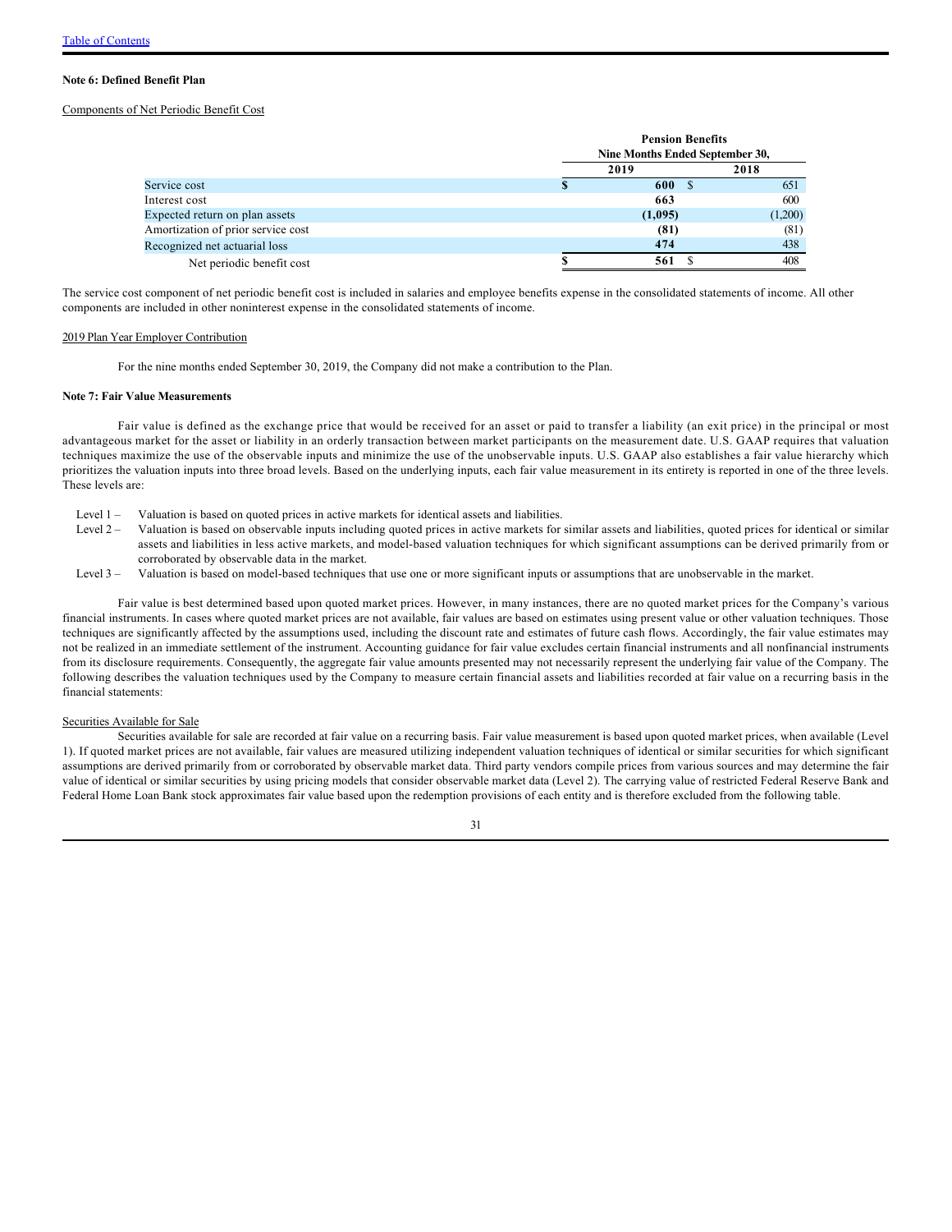**Note 6: Defined Benefit Plan**

Components of Net Periodic Benefit Cost

| | Pension Benefits | |
|---|---|---|
| | Nine Months Ended September 30, | |
| | 2019 | 2018 |
| Service cost | $ 600 | $ 651 |
| Interest cost | 663 | 600 |
| Expected return on plan assets | (1,095) | (1,200) |
| Amortization of prior service cost | (81) | (81) |
| Recognized net actuarial loss | 474 | 438 |
| Net periodic benefit cost | $ 561 | $ 408 |

The service cost component of net periodic benefit cost is included in salaries and employee benefits expense in the consolidated statements of income. All other components are included in other noninterest expense in the consolidated statements of income.

2019 Plan Year Employer Contribution

For the nine months ended September 30, 2019, the Company did not make a contribution to the Plan.

**Note 7: Fair Value Measurements**

Fair value is defined as the exchange price that would be received for an asset or paid to transfer a liability (an exit price) in the principal or most advantageous market for the asset or liability in an orderly transaction between market participants on the measurement date. U.S. GAAP requires that valuation techniques maximize the use of the observable inputs and minimize the use of the unobservable inputs. U.S. GAAP also establishes a fair value hierarchy which prioritizes the valuation inputs into three broad levels. Based on the underlying inputs, each fair value measurement in its entirety is reported in one of the three levels. These levels are:

- Level 1 – Valuation is based on quoted prices in active markets for identical assets and liabilities.
- Level 2 – Valuation is based on observable inputs including quoted prices in active markets for similar assets and liabilities, quoted prices for identical or similar assets and liabilities in less active markets, and model-based valuation techniques for which significant assumptions can be derived primarily from or corroborated by observable data in the market.
- Level 3 – Valuation is based on model-based techniques that use one or more significant inputs or assumptions that are unobservable in the market.

Fair value is best determined based upon quoted market prices. However, in many instances, there are no quoted market prices for the Company's various financial instruments. In cases where quoted market prices are not available, fair values are based on estimates using present value or other valuation techniques. Those techniques are significantly affected by the assumptions used, including the discount rate and estimates of future cash flows. Accordingly, the fair value estimates may not be realized in an immediate settlement of the instrument. Accounting guidance for fair value excludes certain financial instruments and all nonfinancial instruments from its disclosure requirements. Consequently, the aggregate fair value amounts presented may not necessarily represent the underlying fair value of the Company. The following describes the valuation techniques used by the Company to measure certain financial assets and liabilities recorded at fair value on a recurring basis in the financial statements:

Securities Available for Sale

Securities available for sale are recorded at fair value on a recurring basis. Fair value measurement is based upon quoted market prices, when available (Level 1). If quoted market prices are not available, fair values are measured utilizing independent valuation techniques of identical or similar securities for which significant assumptions are derived primarily from or corroborated by observable market data. Third party vendors compile prices from various sources and may determine the fair value of identical or similar securities by using pricing models that consider observable market data (Level 2). The carrying value of restricted Federal Reserve Bank and Federal Home Loan Bank stock approximates fair value based upon the redemption provisions of each entity and is therefore excluded from the following table.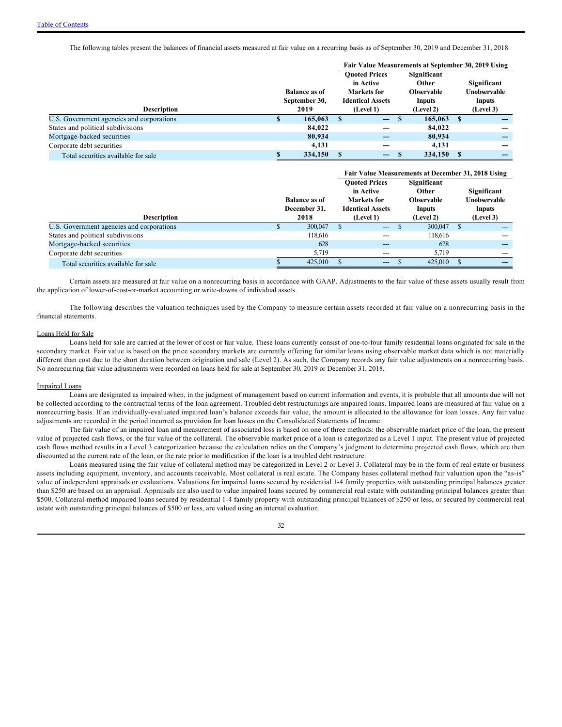The following tables present the balances of financial assets measured at fair value on a recurring basis as of September 30, 2019 and December 31, 2018.

| Description | Balance as of September 30, 2019 | Fair Value Measurements at September 30, 2019 Using | | |
|---|---|---|---|---|
| | | Quoted Prices in Active Markets for Identical Assets (Level 1) | Significant Other Observable Inputs (Level 2) | Significant Unobservable Inputs (Level 3) |
| U.S. Government agencies and corporations | $ 165,063 | $ — | $ 165,063 | $ — |
| States and political subdivisions | 84,022 | — | 84,022 | — |
| Mortgage-backed securities | 80,934 | — | 80,934 | — |
| Corporate debt securities | 4,131 | — | 4,131 | — |
| Total securities available for sale | $ 334,150 | $ — | $ 334,150 | $ — |

| Description | Balance as of December 31, 2018 | Fair Value Measurements at December 31, 2018 Using | | |
|---|---|---|---|---|
| | | Quoted Prices in Active Markets for Identical Assets (Level 1) | Significant Other Observable Inputs (Level 2) | Significant Unobservable Inputs (Level 3) |
| U.S. Government agencies and corporations | $ 300,047 | $ --- | $ 300,047 | $ --- |
| States and political subdivisions | 118,616 | --- | 118,616 | --- |
| Mortgage-backed securities | 628 | --- | 628 | --- |
| Corporate debt securities | 5,719 | --- | 5,719 | --- |
| Total securities available for sale | $ 425,010 | $ --- | $ 425,010 | $ --- |

Certain assets are measured at fair value on a nonrecurring basis in accordance with GAAP. Adjustments to the fair value of these assets usually result from the application of lower-of-cost-or-market accounting or write-downs of individual assets.

The following describes the valuation techniques used by the Company to measure certain assets recorded at fair value on a nonrecurring basis in the financial statements.

Loans Held for Sale

Loans held for sale are carried at the lower of cost or fair value. These loans currently consist of one-to-four family residential loans originated for sale in the secondary market. Fair value is based on the price secondary markets are currently offering for similar loans using observable market data which is not materially different than cost due to the short duration between origination and sale (Level 2). As such, the Company records any fair value adjustments on a nonrecurring basis. No nonrecurring fair value adjustments were recorded on loans held for sale at September 30, 2019 or December 31, 2018.

Impaired Loans

Loans are designated as impaired when, in the judgment of management based on current information and events, it is probable that all amounts due will not be collected according to the contractual terms of the loan agreement. Troubled debt restructurings are impaired loans. Impaired loans are measured at fair value on a nonrecurring basis. If an individually-evaluated impaired loan's balance exceeds fair value, the amount is allocated to the allowance for loan losses. Any fair value adjustments are recorded in the period incurred as provision for loan losses on the Consolidated Statements of Income.

The fair value of an impaired loan and measurement of associated loss is based on one of three methods: the observable market price of the loan, the present value of projected cash flows, or the fair value of the collateral. The observable market price of a loan is categorized as a Level 1 input. The present value of projected cash flows method results in a Level 3 categorization because the calculation relies on the Company's judgment to determine projected cash flows, which are then discounted at the current rate of the loan, or the rate prior to modification if the loan is a troubled debt restructure.

Loans measured using the fair value of collateral method may be categorized in Level 2 or Level 3. Collateral may be in the form of real estate or business assets including equipment, inventory, and accounts receivable. Most collateral is real estate. The Company bases collateral method fair valuation upon the "as-is" value of independent appraisals or evaluations. Valuations for impaired loans secured by residential 1-4 family properties with outstanding principal balances greater than $250 are based on an appraisal. Appraisals are also used to value impaired loans secured by commercial real estate with outstanding principal balances greater than $500. Collateral-method impaired loans secured by residential 1-4 family property with outstanding principal balances of $250 or less, or secured by commercial real estate with outstanding principal balances of $500 or less, are valued using an internal evaluation.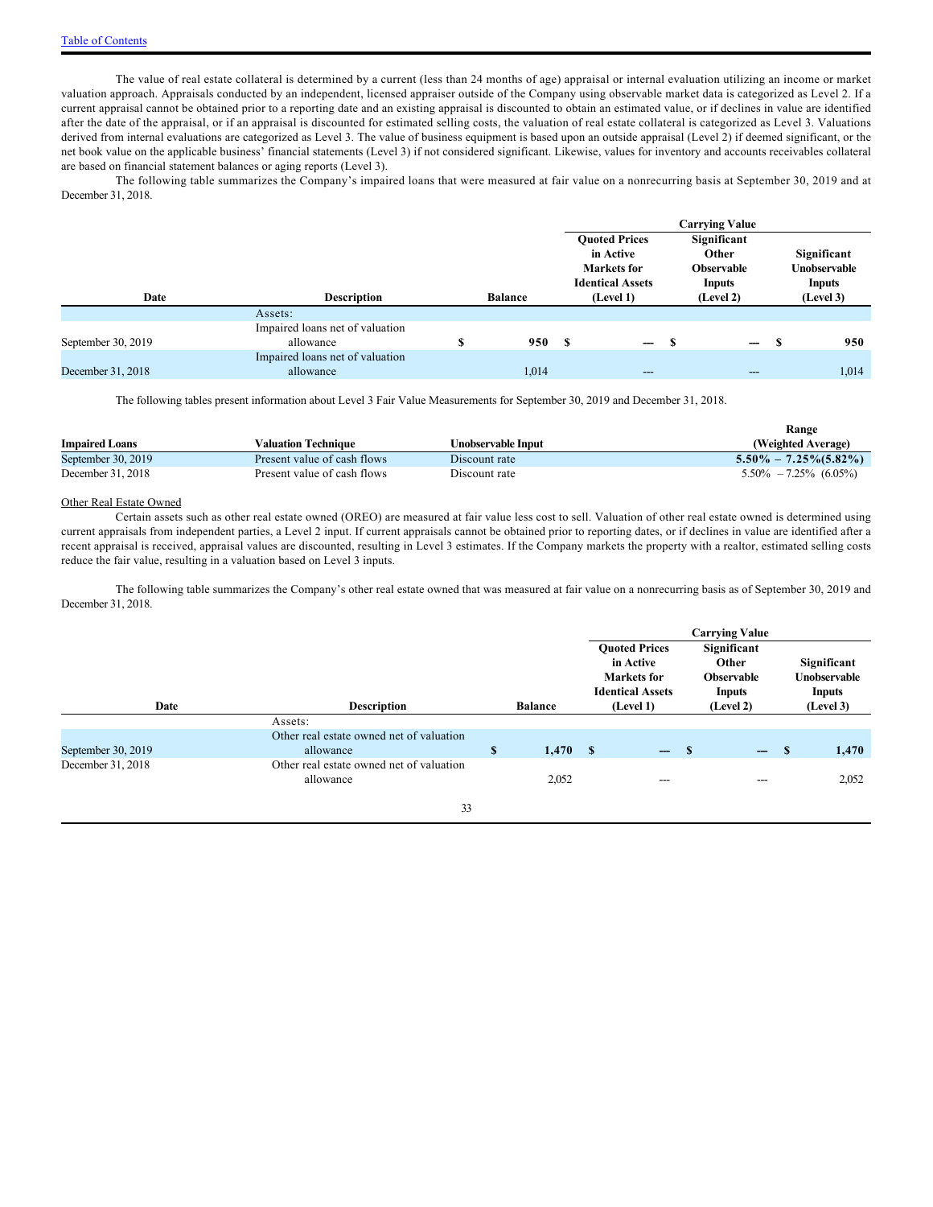[Table of Contents](#)

The value of real estate collateral is determined by a current (less than 24 months of age) appraisal or internal evaluation utilizing an income or market valuation approach. Appraisals conducted by an independent, licensed appraiser outside of the Company using observable market data is categorized as Level 2. If a current appraisal cannot be obtained prior to a reporting date and an existing appraisal is discounted to obtain an estimated value, or if declines in value are identified after the date of the appraisal, or if an appraisal is discounted for estimated selling costs, the valuation of real estate collateral is categorized as Level 3. Valuations derived from internal evaluations are categorized as Level 3. The value of business equipment is based upon an outside appraisal (Level 2) if deemed significant, or the net book value on the applicable business' financial statements (Level 3) if not considered significant. Likewise, values for inventory and accounts receivables collateral are based on financial statement balances or aging reports (Level 3).

The following table summarizes the Company's impaired loans that were measured at fair value on a nonrecurring basis at September 30, 2019 and at December 31, 2018.

| | | | Carrying Value | | |
|---|---|---|---|---|---|
| Date | Description | Balance | Quoted Prices in Active Markets for Identical Assets (Level 1) | Significant Other Observable Inputs (Level 2) | Significant Unobservable Inputs (Level 3) |
| | Assets: | | | | |
| September 30, 2019 | Impaired loans net of valuation allowance | $ **950** | $ **—** | $ **—** | $ **950** |
| December 31, 2018 | Impaired loans net of valuation allowance | 1,014 | — | — | 1,014 |

The following tables present information about Level 3 Fair Value Measurements for September 30, 2019 and December 31, 2018.

| Impaired Loans | Valuation Technique | Unobservable Input | Range (Weighted Average) |
|---|---|---|---|
| September 30, 2019 | Present value of cash flows | Discount rate | **5.50% – 7.25%(5.82%)** |
| December 31, 2018 | Present value of cash flows | Discount rate | 5.50% – 7.25% (6.05%) |

Other Real Estate Owned

Certain assets such as other real estate owned (OREO) are measured at fair value less cost to sell. Valuation of other real estate owned is determined using current appraisals from independent parties, a Level 2 input. If current appraisals cannot be obtained prior to reporting dates, or if declines in value are identified after a recent appraisal is received, appraisal values are discounted, resulting in Level 3 estimates. If the Company markets the property with a realtor, estimated selling costs reduce the fair value, resulting in a valuation based on Level 3 inputs.

The following table summarizes the Company's other real estate owned that was measured at fair value on a nonrecurring basis as of September 30, 2019 and December 31, 2018.

| | | | Carrying Value | | |
|---|---|---|---|---|---|
| Date | Description | Balance | Quoted Prices in Active Markets for Identical Assets (Level 1) | Significant Other Observable Inputs (Level 2) | Significant Unobservable Inputs (Level 3) |
| | Assets: | | | | |
| September 30, 2019 | Other real estate owned net of valuation allowance | $ **1,470** | $ **—** | $ **—** | $ **1,470** |
| December 31, 2018 | Other real estate owned net of valuation allowance | 2,052 | — | — | 2,052 |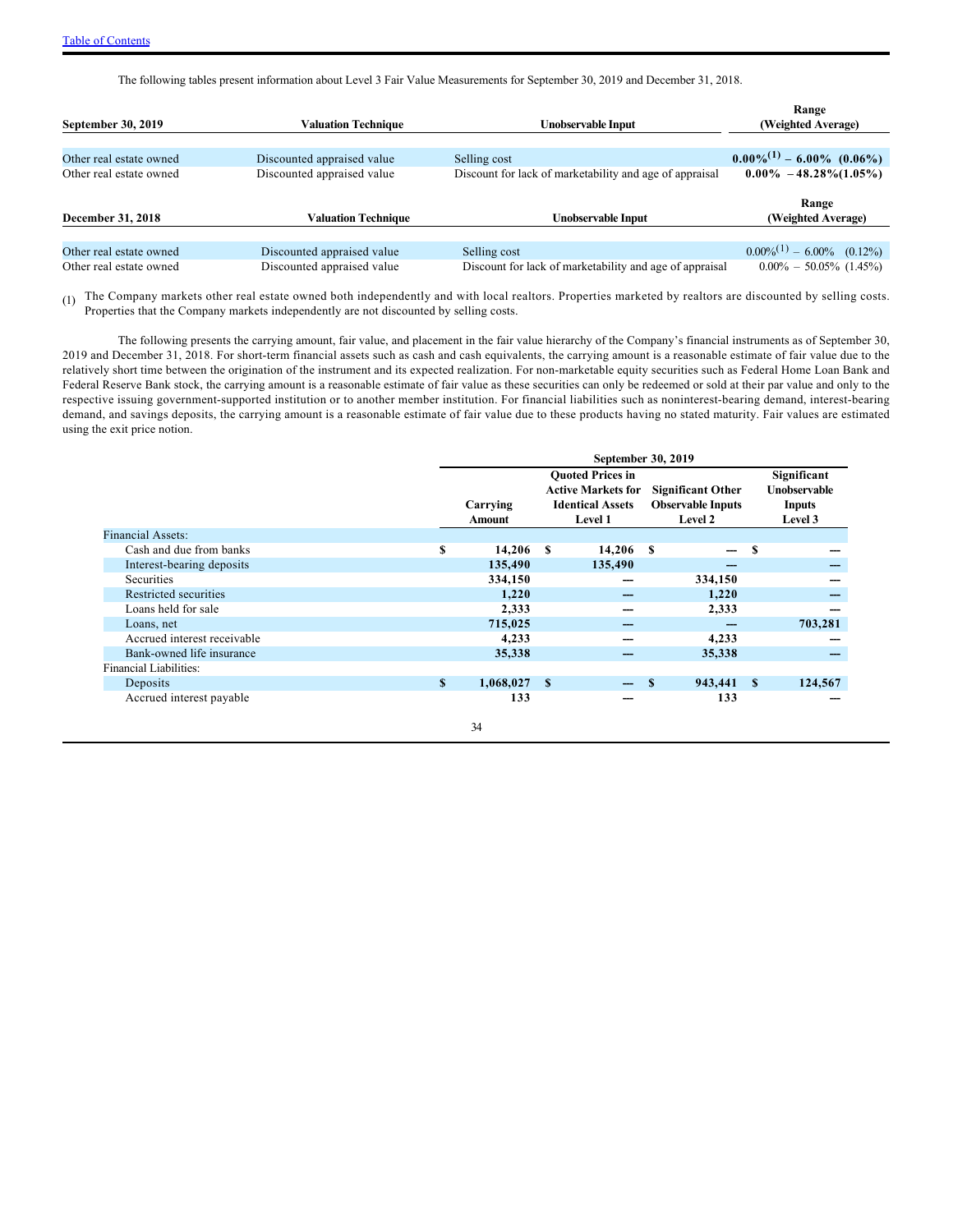The following tables present information about Level 3 Fair Value Measurements for September 30, 2019 and December 31, 2018.

| September 30, 2019 | Valuation Technique | Unobservable Input | Range (Weighted Average) |
|---|---|---|---|
| Other real estate owned | Discounted appraised value | Selling cost | 0.00%[(1)] – 6.00% (0.06%) |
| Other real estate owned | Discounted appraised value | Discount for lack of marketability and age of appraisal | 0.00% – 48.28%(1.05%) |

| December 31, 2018 | Valuation Technique | Unobservable Input | Range (Weighted Average) |
|---|---|---|---|
| Other real estate owned | Discounted appraised value | Selling cost | 0.00%[(1)] – 6.00% (0.12%) |
| Other real estate owned | Discounted appraised value | Discount for lack of marketability and age of appraisal | 0.00% – 50.05% (1.45%) |

(1) The Company markets other real estate owned both independently and with local realtors. Properties marketed by realtors are discounted by selling costs. Properties that the Company markets independently are not discounted by selling costs.

The following presents the carrying amount, fair value, and placement in the fair value hierarchy of the Company's financial instruments as of September 30, 2019 and December 31, 2018. For short-term financial assets such as cash and cash equivalents, the carrying amount is a reasonable estimate of fair value due to the relatively short time between the origination of the instrument and its expected realization. For non-marketable equity securities such as Federal Home Loan Bank and Federal Reserve Bank stock, the carrying amount is a reasonable estimate of fair value as these securities can only be redeemed or sold at their par value and only to the respective issuing government-supported institution or to another member institution. For financial liabilities such as noninterest-bearing demand, interest-bearing demand, and savings deposits, the carrying amount is a reasonable estimate of fair value due to these products having no stated maturity. Fair values are estimated using the exit price notion.

| | September 30, 2019 | | | |
|---|---|---|---|---|
| | Carrying Amount | Quoted Prices in Active Markets for Identical Assets Level 1 | Significant Other Observable Inputs Level 2 | Significant Unobservable Inputs Level 3 |
| Financial Assets: | | | | |
| Cash and due from banks | $ 14,206 | $ 14,206 | $ — | $ — |
| Interest-bearing deposits | 135,490 | 135,490 | — | — |
| Securities | 334,150 | — | 334,150 | — |
| Restricted securities | 1,220 | — | 1,220 | — |
| Loans held for sale | 2,333 | — | 2,333 | — |
| Loans, net | 715,025 | — | — | 703,281 |
| Accrued interest receivable | 4,233 | — | 4,233 | — |
| Bank-owned life insurance | 35,338 | — | 35,338 | — |
| Financial Liabilities: | | | | |
| Deposits | $ 1,068,027 | $ — | $ 943,441 | $ 124,567 |
| Accrued interest payable | 133 | — | 133 | — |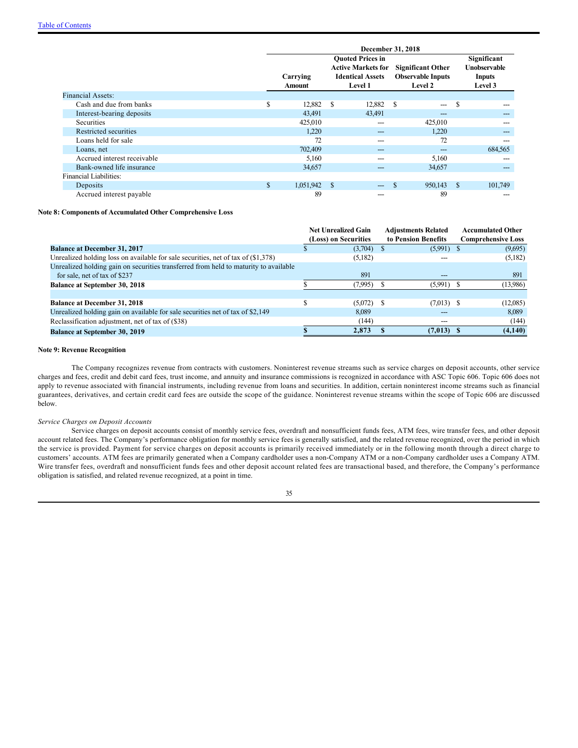[Table of Contents]

| | December 31, 2018 | | | |
|---|---|---|---|---|
| | Carrying Amount | Quoted Prices in Active Markets for Identical Assets Level 1 | Significant Other Observable Inputs Level 2 | Significant Unobservable Inputs Level 3 |
| Financial Assets: | | | | |
| Cash and due from banks | $ 12,882 | $ 12,882 | $ --- | $ --- |
| Interest-bearing deposits | 43,491 | 43,491 | --- | --- |
| Securities | 425,010 | --- | 425,010 | --- |
| Restricted securities | 1,220 | --- | 1,220 | --- |
| Loans held for sale | 72 | --- | 72 | --- |
| Loans, net | 702,409 | --- | --- | 684,565 |
| Accrued interest receivable | 5,160 | --- | 5,160 | --- |
| Bank-owned life insurance | 34,657 | --- | 34,657 | --- |
| Financial Liabilities: | | | | |
| Deposits | $ 1,051,942 | $ --- | $ 950,143 | $ 101,749 |
| Accrued interest payable | 89 | --- | 89 | --- |

**Note 8: Components of Accumulated Other Comprehensive Loss**

| | Net Unrealized Gain (Loss) on Securities | Adjustments Related to Pension Benefits | Accumulated Other Comprehensive Loss |
|---|---|---|---|
| **Balance at December 31, 2017** | $ (3,704) | $ (5,991) | $ (9,695) |
| Unrealized holding loss on available for sale securities, net of tax of ($1,378) | (5,182) | --- | (5,182) |
| Unrealized holding gain on securities transferred from held to maturity to available for sale, net of tax of $237 | 891 | --- | 891 |
| **Balance at September 30, 2018** | $ (7,995) | $ (5,991) | $ (13,986) |
| | | | |
| **Balance at December 31, 2018** | $ (5,072) | $ (7,013) | $ (12,085) |
| Unrealized holding gain on available for sale securities net of tax of $2,149 | 8,089 | --- | 8,089 |
| Reclassification adjustment, net of tax of ($38) | (144) | --- | (144) |
| **Balance at September 30, 2019** | **$ 2,873** | **$ (7,013)** | **$ (4,140)** |

**Note 9: Revenue Recognition**

The Company recognizes revenue from contracts with customers. Noninterest revenue streams such as service charges on deposit accounts, other service charges and fees, credit and debit card fees, trust income, and annuity and insurance commissions is recognized in accordance with ASC Topic 606. Topic 606 does not apply to revenue associated with financial instruments, including revenue from loans and securities. In addition, certain noninterest income streams such as financial guarantees, derivatives, and certain credit card fees are outside the scope of the guidance. Noninterest revenue streams within the scope of Topic 606 are discussed below.

*Service Charges on Deposit Accounts*

Service charges on deposit accounts consist of monthly service fees, overdraft and nonsufficient funds fees, ATM fees, wire transfer fees, and other deposit account related fees. The Company's performance obligation for monthly service fees is generally satisfied, and the related revenue recognized, over the period in which the service is provided. Payment for service charges on deposit accounts is primarily received immediately or in the following month through a direct charge to customers' accounts. ATM fees are primarily generated when a Company cardholder uses a non-Company ATM or a non-Company cardholder uses a Company ATM. Wire transfer fees, overdraft and nonsufficient funds fees and other deposit account related fees are transactional based, and therefore, the Company's performance obligation is satisfied, and related revenue recognized, at a point in time.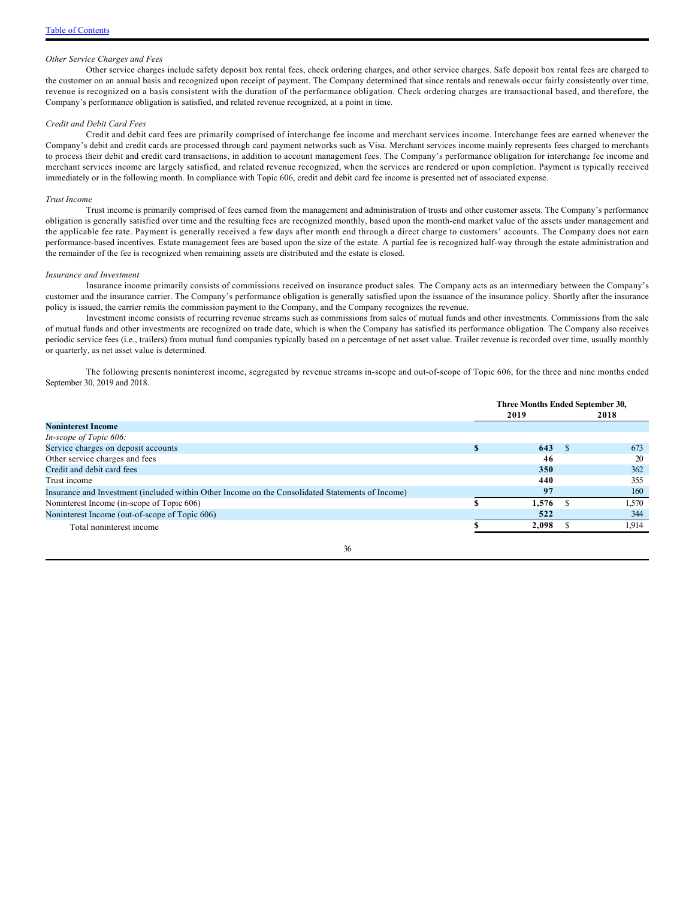*Other Service Charges and Fees*

Other service charges include safety deposit box rental fees, check ordering charges, and other service charges. Safe deposit box rental fees are charged to the customer on an annual basis and recognized upon receipt of payment. The Company determined that since rentals and renewals occur fairly consistently over time, revenue is recognized on a basis consistent with the duration of the performance obligation. Check ordering charges are transactional based, and therefore, the Company's performance obligation is satisfied, and related revenue recognized, at a point in time.

*Credit and Debit Card Fees*

Credit and debit card fees are primarily comprised of interchange fee income and merchant services income. Interchange fees are earned whenever the Company's debit and credit cards are processed through card payment networks such as Visa. Merchant services income mainly represents fees charged to merchants to process their debit and credit card transactions, in addition to account management fees. The Company's performance obligation for interchange fee income and merchant services income are largely satisfied, and related revenue recognized, when the services are rendered or upon completion. Payment is typically received immediately or in the following month. In compliance with Topic 606, credit and debit card fee income is presented net of associated expense.

*Trust Income*

Trust income is primarily comprised of fees earned from the management and administration of trusts and other customer assets. The Company's performance obligation is generally satisfied over time and the resulting fees are recognized monthly, based upon the month-end market value of the assets under management and the applicable fee rate. Payment is generally received a few days after month end through a direct charge to customers' accounts. The Company does not earn performance-based incentives. Estate management fees are based upon the size of the estate. A partial fee is recognized half-way through the estate administration and the remainder of the fee is recognized when remaining assets are distributed and the estate is closed.

*Insurance and Investment*

Insurance income primarily consists of commissions received on insurance product sales. The Company acts as an intermediary between the Company's customer and the insurance carrier. The Company's performance obligation is generally satisfied upon the issuance of the insurance policy. Shortly after the insurance policy is issued, the carrier remits the commission payment to the Company, and the Company recognizes the revenue.

Investment income consists of recurring revenue streams such as commissions from sales of mutual funds and other investments. Commissions from the sale of mutual funds and other investments are recognized on trade date, which is when the Company has satisfied its performance obligation. The Company also receives periodic service fees (i.e., trailers) from mutual fund companies typically based on a percentage of net asset value. Trailer revenue is recorded over time, usually monthly or quarterly, as net asset value is determined.

The following presents noninterest income, segregated by revenue streams in-scope and out-of-scope of Topic 606, for the three and nine months ended September 30, 2019 and 2018.

| | Three Months Ended September 30, | |
|---|---|---|
| | **2019** | **2018** |
| **Noninterest Income** | | |
| *In-scope of Topic 606:* | | |
| Service charges on deposit accounts | **$ 643** | $ 673 |
| Other service charges and fees | **46** | 20 |
| Credit and debit card fees | **350** | 362 |
| Trust income | **440** | 355 |
| Insurance and Investment (included within Other Income on the Consolidated Statements of Income) | **97** | 160 |
| Noninterest Income (in-scope of Topic 606) | **$ 1,576** | $ 1,570 |
| Noninterest Income (out-of-scope of Topic 606) | **522** | 344 |
| Total noninterest income | **$ 2,098** | $ 1,914 |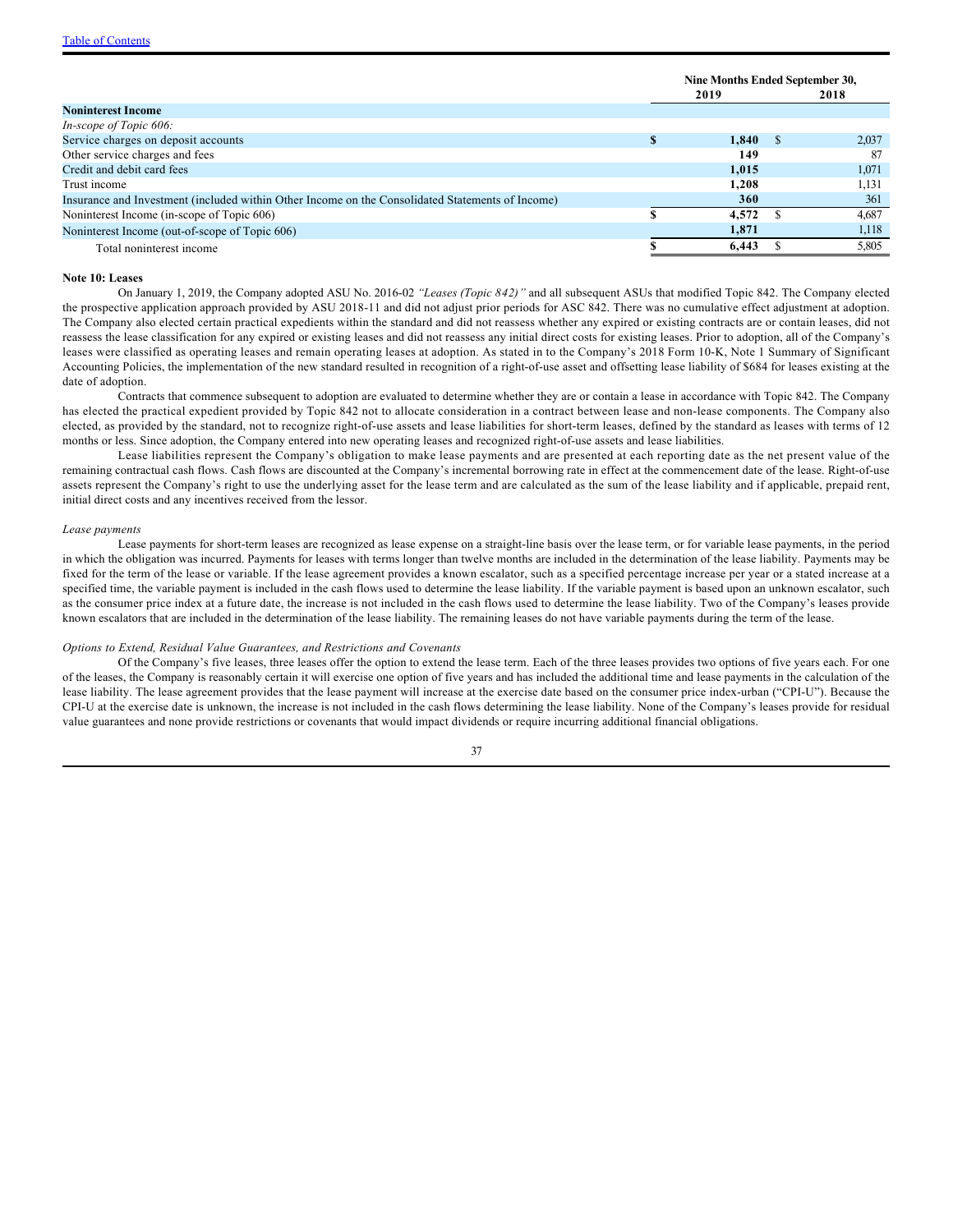| | Nine Months Ended September 30, | |
|---|---|---|
| | 2019 | 2018 |
| **Noninterest Income** | | |
| *In-scope of Topic 606:* | | |
| Service charges on deposit accounts | $ **1,840** | $ 2,037 |
| Other service charges and fees | **149** | 87 |
| Credit and debit card fees | **1,015** | 1,071 |
| Trust income | **1,208** | 1,131 |
| Insurance and Investment (included within Other Income on the Consolidated Statements of Income) | **360** | 361 |
| Noninterest Income (in-scope of Topic 606) | $ **4,572** | $ 4,687 |
| Noninterest Income (out-of-scope of Topic 606) | **1,871** | 1,118 |
| Total noninterest income | $ **6,443** | $ 5,805 |

**Note 10: Leases**

On January 1, 2019, the Company adopted ASU No. 2016-02 *"Leases (Topic 842)"* and all subsequent ASUs that modified Topic 842. The Company elected the prospective application approach provided by ASU 2018-11 and did not adjust prior periods for ASC 842. There was no cumulative effect adjustment at adoption. The Company also elected certain practical expedients within the standard and did not reassess whether any expired or existing contracts are or contain leases, did not reassess the lease classification for any expired or existing leases and did not reassess any initial direct costs for existing leases. Prior to adoption, all of the Company's leases were classified as operating leases and remain operating leases at adoption. As stated in to the Company's 2018 Form 10-K, Note 1 Summary of Significant Accounting Policies, the implementation of the new standard resulted in recognition of a right-of-use asset and offsetting lease liability of $684 for leases existing at the date of adoption.

Contracts that commence subsequent to adoption are evaluated to determine whether they are or contain a lease in accordance with Topic 842. The Company has elected the practical expedient provided by Topic 842 not to allocate consideration in a contract between lease and non-lease components. The Company also elected, as provided by the standard, not to recognize right-of-use assets and lease liabilities for short-term leases, defined by the standard as leases with terms of 12 months or less. Since adoption, the Company entered into new operating leases and recognized right-of-use assets and lease liabilities.

Lease liabilities represent the Company's obligation to make lease payments and are presented at each reporting date as the net present value of the remaining contractual cash flows. Cash flows are discounted at the Company's incremental borrowing rate in effect at the commencement date of the lease. Right-of-use assets represent the Company's right to use the underlying asset for the lease term and are calculated as the sum of the lease liability and if applicable, prepaid rent, initial direct costs and any incentives received from the lessor.

*Lease payments*

Lease payments for short-term leases are recognized as lease expense on a straight-line basis over the lease term, or for variable lease payments, in the period in which the obligation was incurred. Payments for leases with terms longer than twelve months are included in the determination of the lease liability. Payments may be fixed for the term of the lease or variable. If the lease agreement provides a known escalator, such as a specified percentage increase per year or a stated increase at a specified time, the variable payment is included in the cash flows used to determine the lease liability. If the variable payment is based upon an unknown escalator, such as the consumer price index at a future date, the increase is not included in the cash flows used to determine the lease liability. Two of the Company's leases provide known escalators that are included in the determination of the lease liability. The remaining leases do not have variable payments during the term of the lease.

*Options to Extend, Residual Value Guarantees, and Restrictions and Covenants*

Of the Company's five leases, three leases offer the option to extend the lease term. Each of the three leases provides two options of five years each. For one of the leases, the Company is reasonably certain it will exercise one option of five years and has included the additional time and lease payments in the calculation of the lease liability. The lease agreement provides that the lease payment will increase at the exercise date based on the consumer price index-urban ("CPI-U"). Because the CPI-U at the exercise date is unknown, the increase is not included in the cash flows determining the lease liability. None of the Company's leases provide for residual value guarantees and none provide restrictions or covenants that would impact dividends or require incurring additional financial obligations.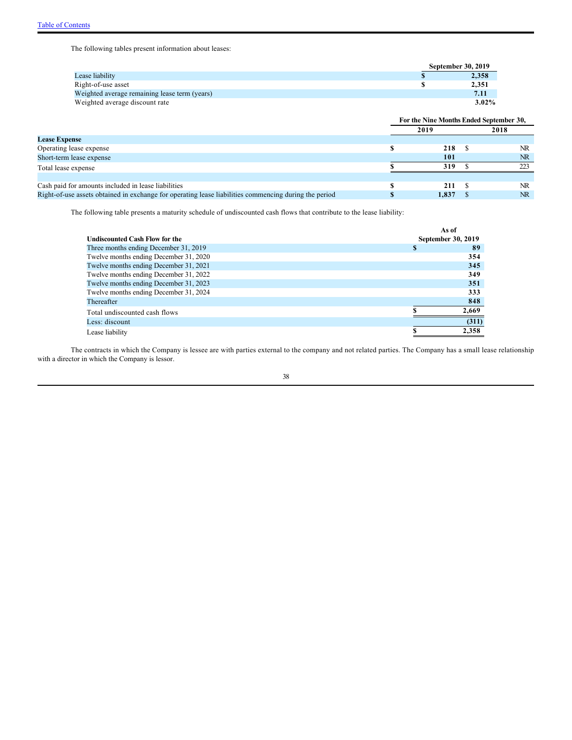The following tables present information about leases:

| | September 30, 2019 |
|---|---|
| Lease liability | $ 2,358 |
| Right-of-use asset | $ 2,351 |
| Weighted average remaining lease term (years) | 7.11 |
| Weighted average discount rate | 3.02% |

| | For the Nine Months Ended September 30, | |
|---|---|---|
| | 2019 | 2018 |
| **Lease Expense** | | |
| Operating lease expense | $ 218 | $ NR |
| Short-term lease expense | 101 | NR |
| Total lease expense | $ 319 | $ 223 |
| | | |
| Cash paid for amounts included in lease liabilities | $ 211 | $ NR |
| Right-of-use assets obtained in exchange for operating lease liabilities commencing during the period | $ 1,837 | $ NR |

The following table presents a maturity schedule of undiscounted cash flows that contribute to the lease liability:

| Undiscounted Cash Flow for the | As of September 30, 2019 |
|---|---|
| Three months ending December 31, 2019 | $ 89 |
| Twelve months ending December 31, 2020 | 354 |
| Twelve months ending December 31, 2021 | 345 |
| Twelve months ending December 31, 2022 | 349 |
| Twelve months ending December 31, 2023 | 351 |
| Twelve months ending December 31, 2024 | 333 |
| Thereafter | 848 |
| Total undiscounted cash flows | $ 2,669 |
| Less: discount | (311) |
| Lease liability | $ 2,358 |

The contracts in which the Company is lessee are with parties external to the company and not related parties. The Company has a small lease relationship with a director in which the Company is lessor.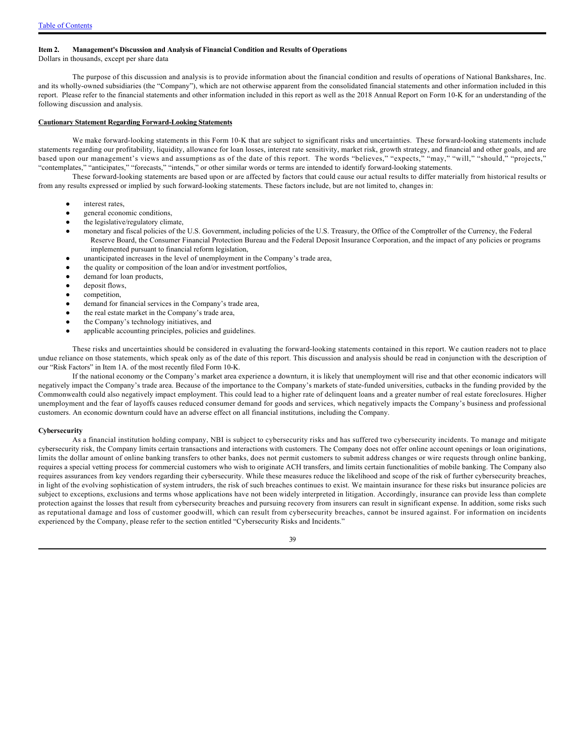**Item 2. Management's Discussion and Analysis of Financial Condition and Results of Operations**

Dollars in thousands, except per share data

The purpose of this discussion and analysis is to provide information about the financial condition and results of operations of National Bankshares, Inc. and its wholly-owned subsidiaries (the "Company"), which are not otherwise apparent from the consolidated financial statements and other information included in this report. Please refer to the financial statements and other information included in this report as well as the 2018 Annual Report on Form 10-K for an understanding of the following discussion and analysis.

**Cautionary Statement Regarding Forward-Looking Statements**

We make forward-looking statements in this Form 10-K that are subject to significant risks and uncertainties. These forward-looking statements include statements regarding our profitability, liquidity, allowance for loan losses, interest rate sensitivity, market risk, growth strategy, and financial and other goals, and are based upon our management's views and assumptions as of the date of this report. The words "believes," "expects," "may," "will," "should," "projects," "contemplates," "anticipates," "forecasts," "intends," or other similar words or terms are intended to identify forward-looking statements.

These forward-looking statements are based upon or are affected by factors that could cause our actual results to differ materially from historical results or from any results expressed or implied by such forward-looking statements. These factors include, but are not limited to, changes in:

- interest rates,
- general economic conditions,
- the legislative/regulatory climate,
- monetary and fiscal policies of the U.S. Government, including policies of the U.S. Treasury, the Office of the Comptroller of the Currency, the Federal Reserve Board, the Consumer Financial Protection Bureau and the Federal Deposit Insurance Corporation, and the impact of any policies or programs implemented pursuant to financial reform legislation,
- unanticipated increases in the level of unemployment in the Company's trade area,
- the quality or composition of the loan and/or investment portfolios,
- demand for loan products,
- deposit flows,
- competition,
- demand for financial services in the Company's trade area,
- the real estate market in the Company's trade area,
- the Company's technology initiatives, and
- applicable accounting principles, policies and guidelines.

These risks and uncertainties should be considered in evaluating the forward-looking statements contained in this report. We caution readers not to place undue reliance on those statements, which speak only as of the date of this report. This discussion and analysis should be read in conjunction with the description of our "Risk Factors" in Item 1A. of the most recently filed Form 10-K.

If the national economy or the Company's market area experience a downturn, it is likely that unemployment will rise and that other economic indicators will negatively impact the Company's trade area. Because of the importance to the Company's markets of state-funded universities, cutbacks in the funding provided by the Commonwealth could also negatively impact employment. This could lead to a higher rate of delinquent loans and a greater number of real estate foreclosures. Higher unemployment and the fear of layoffs causes reduced consumer demand for goods and services, which negatively impacts the Company's business and professional customers. An economic downturn could have an adverse effect on all financial institutions, including the Company.

**Cybersecurity**

As a financial institution holding company, NBI is subject to cybersecurity risks and has suffered two cybersecurity incidents. To manage and mitigate cybersecurity risk, the Company limits certain transactions and interactions with customers. The Company does not offer online account openings or loan originations, limits the dollar amount of online banking transfers to other banks, does not permit customers to submit address changes or wire requests through online banking, requires a special vetting process for commercial customers who wish to originate ACH transfers, and limits certain functionalities of mobile banking. The Company also requires assurances from key vendors regarding their cybersecurity. While these measures reduce the likelihood and scope of the risk of further cybersecurity breaches, in light of the evolving sophistication of system intruders, the risk of such breaches continues to exist. We maintain insurance for these risks but insurance policies are subject to exceptions, exclusions and terms whose applications have not been widely interpreted in litigation. Accordingly, insurance can provide less than complete protection against the losses that result from cybersecurity breaches and pursuing recovery from insurers can result in significant expense. In addition, some risks such as reputational damage and loss of customer goodwill, which can result from cybersecurity breaches, cannot be insured against. For information on incidents experienced by the Company, please refer to the section entitled "Cybersecurity Risks and Incidents."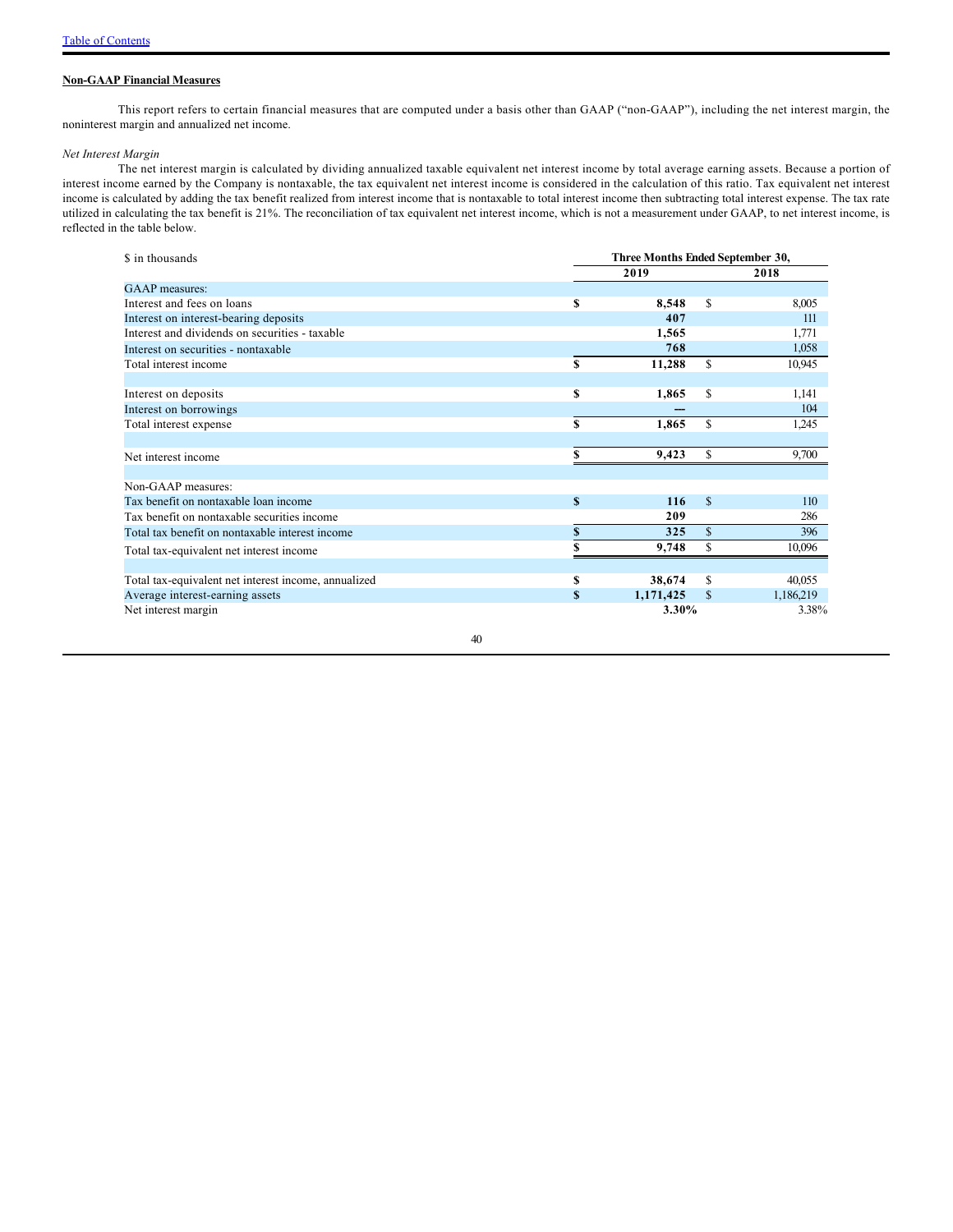Table of Contents

**Non-GAAP Financial Measures**

This report refers to certain financial measures that are computed under a basis other than GAAP ("non-GAAP"), including the net interest margin, the noninterest margin and annualized net income.

*Net Interest Margin*

The net interest margin is calculated by dividing annualized taxable equivalent net interest income by total average earning assets. Because a portion of interest income earned by the Company is nontaxable, the tax equivalent net interest income is considered in the calculation of this ratio. Tax equivalent net interest income is calculated by adding the tax benefit realized from interest income that is nontaxable to total interest income then subtracting total interest expense. The tax rate utilized in calculating the tax benefit is 21%. The reconciliation of tax equivalent net interest income, which is not a measurement under GAAP, to net interest income, is reflected in the table below.

| $ in thousands | Three Months Ended September 30, | |
|---|---|---|
| | **2019** | 2018 |
| GAAP measures: | | |
| Interest and fees on loans | **$ 8,548** | $ 8,005 |
| Interest on interest-bearing deposits | **407** | 111 |
| Interest and dividends on securities - taxable | **1,565** | 1,771 |
| Interest on securities - nontaxable | **768** | 1,058 |
| Total interest income | **$ 11,288** | $ 10,945 |
| | | |
| Interest on deposits | **$ 1,865** | $ 1,141 |
| Interest on borrowings | **—** | 104 |
| Total interest expense | **$ 1,865** | $ 1,245 |
| | | |
| Net interest income | **$ 9,423** | $ 9,700 |
| | | |
| Non-GAAP measures: | | |
| Tax benefit on nontaxable loan income | **$ 116** | $ 110 |
| Tax benefit on nontaxable securities income | **209** | 286 |
| Total tax benefit on nontaxable interest income | **$ 325** | $ 396 |
| Total tax-equivalent net interest income | **$ 9,748** | $ 10,096 |
| | | |
| Total tax-equivalent net interest income, annualized | **$ 38,674** | $ 40,055 |
| Average interest-earning assets | **$ 1,171,425** | $ 1,186,219 |
| Net interest margin | **3.30%** | 3.38% |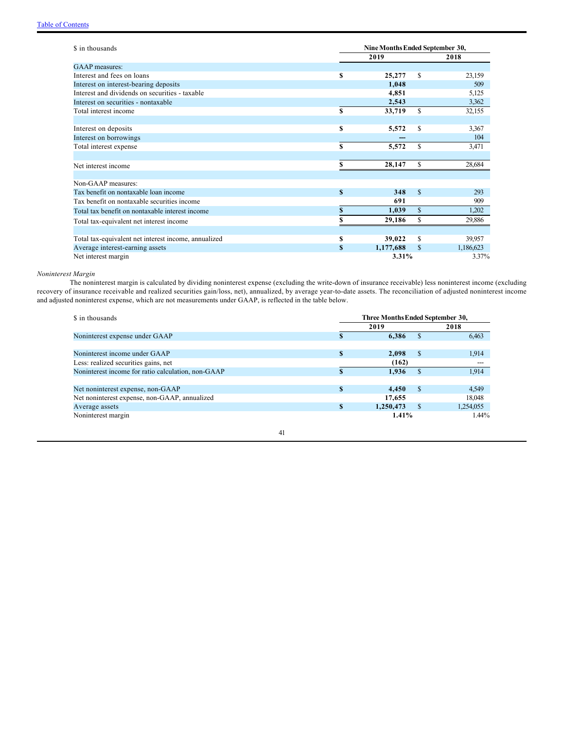| $ in thousands | Nine Months Ended September 30, | |
|---|---|---|
| | 2019 | 2018 |
| GAAP measures: | | |
| Interest and fees on loans | $ 25,277 | $ 23,159 |
| Interest on interest-bearing deposits | 1,048 | 509 |
| Interest and dividends on securities - taxable | 4,851 | 5,125 |
| Interest on securities - nontaxable | 2,543 | 3,362 |
| Total interest income | $ 33,719 | $ 32,155 |
| | | |
| Interest on deposits | $ 5,572 | $ 3,367 |
| Interest on borrowings | — | 104 |
| Total interest expense | $ 5,572 | $ 3,471 |
| | | |
| Net interest income | $ 28,147 | $ 28,684 |
| | | |
| Non-GAAP measures: | | |
| Tax benefit on nontaxable loan income | $ 348 | $ 293 |
| Tax benefit on nontaxable securities income | 691 | 909 |
| Total tax benefit on nontaxable interest income | $ 1,039 | $ 1,202 |
| Total tax-equivalent net interest income | $ 29,186 | $ 29,886 |
| | | |
| Total tax-equivalent net interest income, annualized | $ 39,022 | $ 39,957 |
| Average interest-earning assets | $ 1,177,688 | $ 1,186,623 |
| Net interest margin | 3.31% | 3.37% |

*Noninterest Margin*

The noninterest margin is calculated by dividing noninterest expense (excluding the write-down of insurance receivable) less noninterest income (excluding recovery of insurance receivable and realized securities gain/loss, net), annualized, by average year-to-date assets. The reconciliation of adjusted noninterest income and adjusted noninterest expense, which are not measurements under GAAP, is reflected in the table below.

| $ in thousands | Three Months Ended September 30, | |
|---|---|---|
| | 2019 | 2018 |
| Noninterest expense under GAAP | $ 6,386 | $ 6,463 |
| | | |
| Noninterest income under GAAP | $ 2,098 | $ 1,914 |
| Less: realized securities gains, net | (162) | --- |
| Noninterest income for ratio calculation, non-GAAP | $ 1,936 | $ 1,914 |
| | | |
| Net noninterest expense, non-GAAP | $ 4,450 | $ 4,549 |
| Net noninterest expense, non-GAAP, annualized | 17,655 | 18,048 |
| Average assets | $ 1,250,473 | $ 1,254,055 |
| Noninterest margin | 1.41% | 1.44% |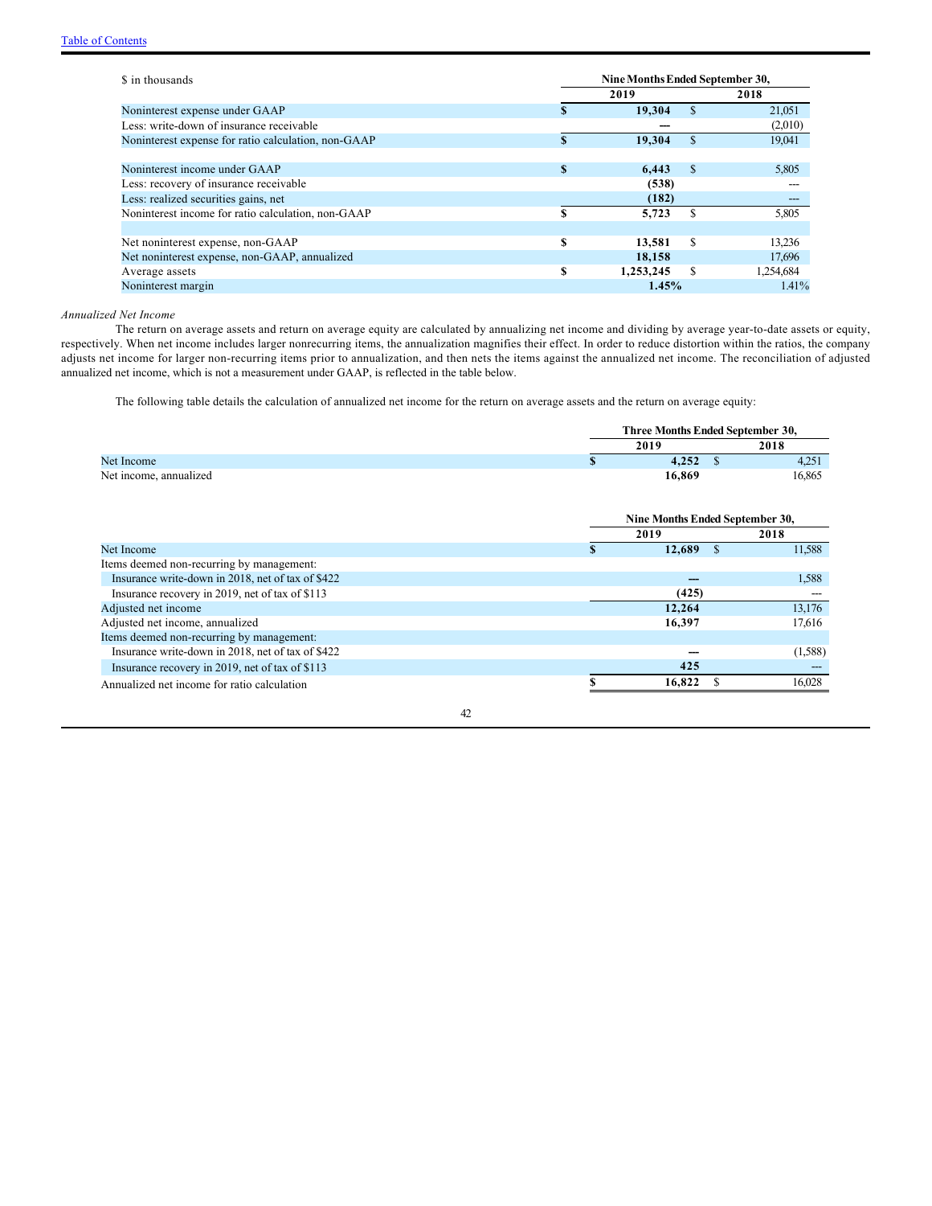| $ in thousands | Nine Months Ended September 30, | |
|---|---|---|
| | 2019 | 2018 |
| Noninterest expense under GAAP | **$ 19,304** | $ 21,051 |
| Less: write-down of insurance receivable | **---** | (2,010) |
| Noninterest expense for ratio calculation, non-GAAP | **$ 19,304** | $ 19,041 |
| | | |
| Noninterest income under GAAP | **$ 6,443** | $ 5,805 |
| Less: recovery of insurance receivable | **(538)** | --- |
| Less: realized securities gains, net | **(182)** | --- |
| Noninterest income for ratio calculation, non-GAAP | **$ 5,723** | $ 5,805 |
| | | |
| Net noninterest expense, non-GAAP | **$ 13,581** | $ 13,236 |
| Net noninterest expense, non-GAAP, annualized | **18,158** | 17,696 |
| Average assets | **$ 1,253,245** | $ 1,254,684 |
| Noninterest margin | **1.45%** | 1.41% |

*Annualized Net Income*

The return on average assets and return on average equity are calculated by annualizing net income and dividing by average year-to-date assets or equity, respectively. When net income includes larger nonrecurring items, the annualization magnifies their effect. In order to reduce distortion within the ratios, the company adjusts net income for larger non-recurring items prior to annualization, and then nets the items against the annualized net income. The reconciliation of adjusted annualized net income, which is not a measurement under GAAP, is reflected in the table below.

The following table details the calculation of annualized net income for the return on average assets and the return on average equity:

| | Three Months Ended September 30, | |
|---|---|---|
| | 2019 | 2018 |
| Net Income | **$ 4,252** | $ 4,251 |
| Net income, annualized | **16,869** | 16,865 |

| | Nine Months Ended September 30, | |
|---|---|---|
| | 2019 | 2018 |
| Net Income | **$ 12,689** | $ 11,588 |
| Items deemed non-recurring by management: | | |
| Insurance write-down in 2018, net of tax of $422 | **---** | 1,588 |
| Insurance recovery in 2019, net of tax of $113 | **(425)** | --- |
| Adjusted net income | **12,264** | 13,176 |
| Adjusted net income, annualized | **16,397** | 17,616 |
| Items deemed non-recurring by management: | | |
| Insurance write-down in 2018, net of tax of $422 | **---** | (1,588) |
| Insurance recovery in 2019, net of tax of $113 | **425** | --- |
| Annualized net income for ratio calculation | **$ 16,822** | $ 16,028 |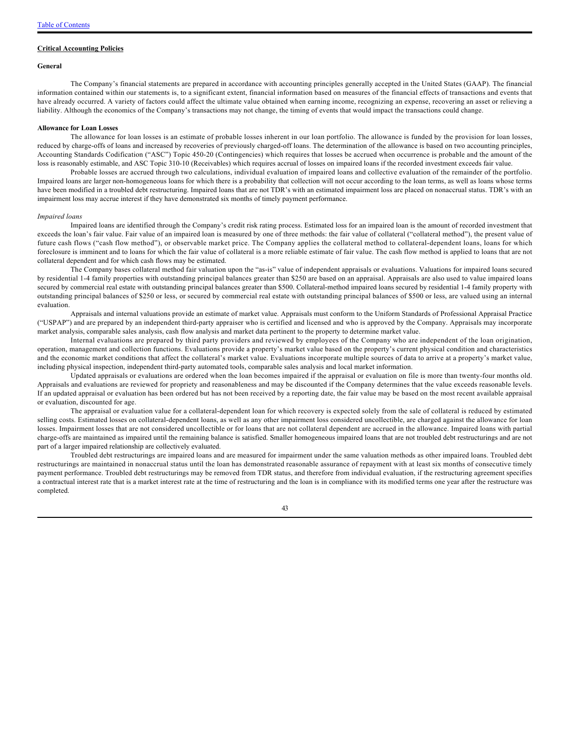[Table of Contents](#)

**Critical Accounting Policies**

**General**

The Company's financial statements are prepared in accordance with accounting principles generally accepted in the United States (GAAP). The financial information contained within our statements is, to a significant extent, financial information based on measures of the financial effects of transactions and events that have already occurred. A variety of factors could affect the ultimate value obtained when earning income, recognizing an expense, recovering an asset or relieving a liability. Although the economics of the Company's transactions may not change, the timing of events that would impact the transactions could change.

**Allowance for Loan Losses**

The allowance for loan losses is an estimate of probable losses inherent in our loan portfolio. The allowance is funded by the provision for loan losses, reduced by charge-offs of loans and increased by recoveries of previously charged-off loans. The determination of the allowance is based on two accounting principles, Accounting Standards Codification ("ASC") Topic 450-20 (Contingencies) which requires that losses be accrued when occurrence is probable and the amount of the loss is reasonably estimable, and ASC Topic 310-10 (Receivables) which requires accrual of losses on impaired loans if the recorded investment exceeds fair value.

Probable losses are accrued through two calculations, individual evaluation of impaired loans and collective evaluation of the remainder of the portfolio. Impaired loans are larger non-homogeneous loans for which there is a probability that collection will not occur according to the loan terms, as well as loans whose terms have been modified in a troubled debt restructuring. Impaired loans that are not TDR's with an estimated impairment loss are placed on nonaccrual status. TDR's with an impairment loss may accrue interest if they have demonstrated six months of timely payment performance.

*Impaired loans*

Impaired loans are identified through the Company's credit risk rating process. Estimated loss for an impaired loan is the amount of recorded investment that exceeds the loan's fair value. Fair value of an impaired loan is measured by one of three methods: the fair value of collateral ("collateral method"), the present value of future cash flows ("cash flow method"), or observable market price. The Company applies the collateral method to collateral-dependent loans, loans for which foreclosure is imminent and to loans for which the fair value of collateral is a more reliable estimate of fair value. The cash flow method is applied to loans that are not collateral dependent and for which cash flows may be estimated.

The Company bases collateral method fair valuation upon the "as-is" value of independent appraisals or evaluations. Valuations for impaired loans secured by residential 1-4 family properties with outstanding principal balances greater than $250 are based on an appraisal. Appraisals are also used to value impaired loans secured by commercial real estate with outstanding principal balances greater than $500. Collateral-method impaired loans secured by residential 1-4 family property with outstanding principal balances of $250 or less, or secured by commercial real estate with outstanding principal balances of $500 or less, are valued using an internal evaluation.

Appraisals and internal valuations provide an estimate of market value. Appraisals must conform to the Uniform Standards of Professional Appraisal Practice ("USPAP") and are prepared by an independent third-party appraiser who is certified and licensed and who is approved by the Company. Appraisals may incorporate market analysis, comparable sales analysis, cash flow analysis and market data pertinent to the property to determine market value.

Internal evaluations are prepared by third party providers and reviewed by employees of the Company who are independent of the loan origination, operation, management and collection functions. Evaluations provide a property's market value based on the property's current physical condition and characteristics and the economic market conditions that affect the collateral's market value. Evaluations incorporate multiple sources of data to arrive at a property's market value, including physical inspection, independent third-party automated tools, comparable sales analysis and local market information.

Updated appraisals or evaluations are ordered when the loan becomes impaired if the appraisal or evaluation on file is more than twenty-four months old. Appraisals and evaluations are reviewed for propriety and reasonableness and may be discounted if the Company determines that the value exceeds reasonable levels. If an updated appraisal or evaluation has been ordered but has not been received by a reporting date, the fair value may be based on the most recent available appraisal or evaluation, discounted for age.

The appraisal or evaluation value for a collateral-dependent loan for which recovery is expected solely from the sale of collateral is reduced by estimated selling costs. Estimated losses on collateral-dependent loans, as well as any other impairment loss considered uncollectible, are charged against the allowance for loan losses. Impairment losses that are not considered uncollectible or for loans that are not collateral dependent are accrued in the allowance. Impaired loans with partial charge-offs are maintained as impaired until the remaining balance is satisfied. Smaller homogeneous impaired loans that are not troubled debt restructurings and are not part of a larger impaired relationship are collectively evaluated.

Troubled debt restructurings are impaired loans and are measured for impairment under the same valuation methods as other impaired loans. Troubled debt restructurings are maintained in nonaccrual status until the loan has demonstrated reasonable assurance of repayment with at least six months of consecutive timely payment performance. Troubled debt restructurings may be removed from TDR status, and therefore from individual evaluation, if the restructuring agreement specifies a contractual interest rate that is a market interest rate at the time of restructuring and the loan is in compliance with its modified terms one year after the restructure was completed.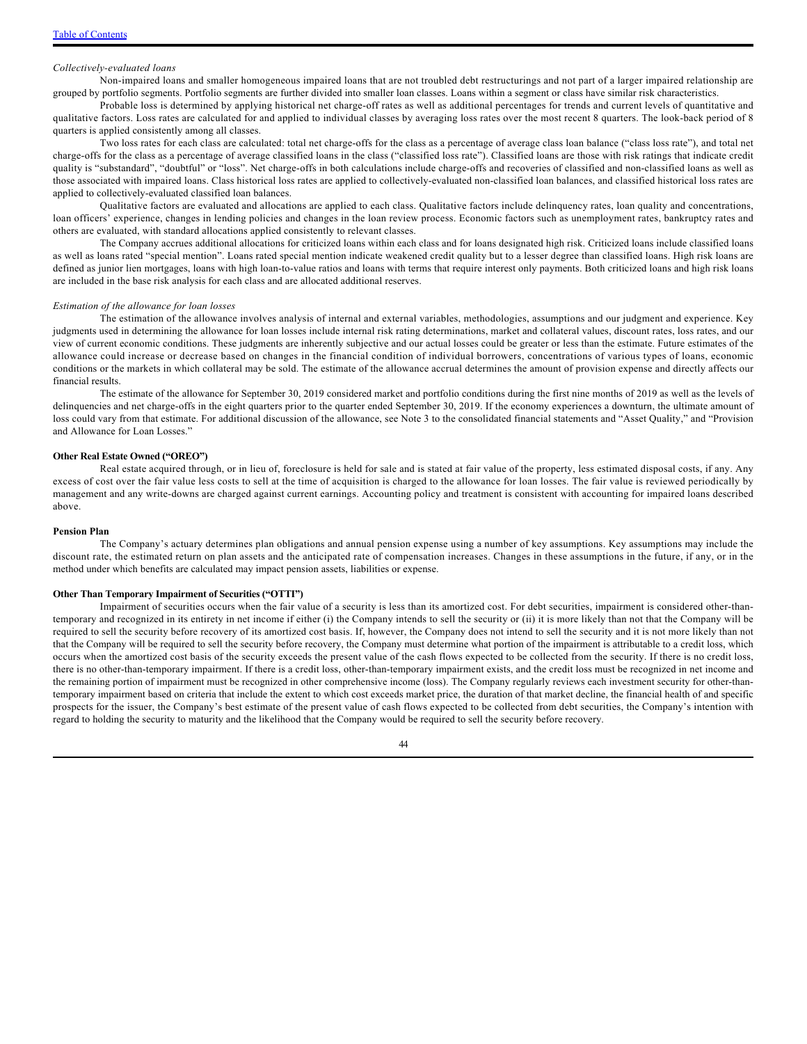*Collectively-evaluated loans*

Non-impaired loans and smaller homogeneous impaired loans that are not troubled debt restructurings and not part of a larger impaired relationship are grouped by portfolio segments. Portfolio segments are further divided into smaller loan classes. Loans within a segment or class have similar risk characteristics.

Probable loss is determined by applying historical net charge-off rates as well as additional percentages for trends and current levels of quantitative and qualitative factors. Loss rates are calculated for and applied to individual classes by averaging loss rates over the most recent 8 quarters. The look-back period of 8 quarters is applied consistently among all classes.

Two loss rates for each class are calculated: total net charge-offs for the class as a percentage of average class loan balance ("class loss rate"), and total net charge-offs for the class as a percentage of average classified loans in the class ("classified loss rate"). Classified loans are those with risk ratings that indicate credit quality is "substandard", "doubtful" or "loss". Net charge-offs in both calculations include charge-offs and recoveries of classified and non-classified loans as well as those associated with impaired loans. Class historical loss rates are applied to collectively-evaluated non-classified loan balances, and classified historical loss rates are applied to collectively-evaluated classified loan balances.

Qualitative factors are evaluated and allocations are applied to each class. Qualitative factors include delinquency rates, loan quality and concentrations, loan officers' experience, changes in lending policies and changes in the loan review process. Economic factors such as unemployment rates, bankruptcy rates and others are evaluated, with standard allocations applied consistently to relevant classes.

The Company accrues additional allocations for criticized loans within each class and for loans designated high risk. Criticized loans include classified loans as well as loans rated "special mention". Loans rated special mention indicate weakened credit quality but to a lesser degree than classified loans. High risk loans are defined as junior lien mortgages, loans with high loan-to-value ratios and loans with terms that require interest only payments. Both criticized loans and high risk loans are included in the base risk analysis for each class and are allocated additional reserves.

*Estimation of the allowance for loan losses*

The estimation of the allowance involves analysis of internal and external variables, methodologies, assumptions and our judgment and experience. Key judgments used in determining the allowance for loan losses include internal risk rating determinations, market and collateral values, discount rates, loss rates, and our view of current economic conditions. These judgments are inherently subjective and our actual losses could be greater or less than the estimate. Future estimates of the allowance could increase or decrease based on changes in the financial condition of individual borrowers, concentrations of various types of loans, economic conditions or the markets in which collateral may be sold. The estimate of the allowance accrual determines the amount of provision expense and directly affects our financial results.

The estimate of the allowance for September 30, 2019 considered market and portfolio conditions during the first nine months of 2019 as well as the levels of delinquencies and net charge-offs in the eight quarters prior to the quarter ended September 30, 2019. If the economy experiences a downturn, the ultimate amount of loss could vary from that estimate. For additional discussion of the allowance, see Note 3 to the consolidated financial statements and "Asset Quality," and "Provision and Allowance for Loan Losses."

**Other Real Estate Owned ("OREO")**

Real estate acquired through, or in lieu of, foreclosure is held for sale and is stated at fair value of the property, less estimated disposal costs, if any. Any excess of cost over the fair value less costs to sell at the time of acquisition is charged to the allowance for loan losses. The fair value is reviewed periodically by management and any write-downs are charged against current earnings. Accounting policy and treatment is consistent with accounting for impaired loans described above.

**Pension Plan**

The Company's actuary determines plan obligations and annual pension expense using a number of key assumptions. Key assumptions may include the discount rate, the estimated return on plan assets and the anticipated rate of compensation increases. Changes in these assumptions in the future, if any, or in the method under which benefits are calculated may impact pension assets, liabilities or expense.

**Other Than Temporary Impairment of Securities ("OTTI")**

Impairment of securities occurs when the fair value of a security is less than its amortized cost. For debt securities, impairment is considered other-than-temporary and recognized in its entirety in net income if either (i) the Company intends to sell the security or (ii) it is more likely than not that the Company will be required to sell the security before recovery of its amortized cost basis. If, however, the Company does not intend to sell the security and it is not more likely than not that the Company will be required to sell the security before recovery, the Company must determine what portion of the impairment is attributable to a credit loss, which occurs when the amortized cost basis of the security exceeds the present value of the cash flows expected to be collected from the security. If there is no credit loss, there is no other-than-temporary impairment. If there is a credit loss, other-than-temporary impairment exists, and the credit loss must be recognized in net income and the remaining portion of impairment must be recognized in other comprehensive income (loss). The Company regularly reviews each investment security for other-than-temporary impairment based on criteria that include the extent to which cost exceeds market price, the duration of that market decline, the financial health of and specific prospects for the issuer, the Company's best estimate of the present value of cash flows expected to be collected from debt securities, the Company's intention with regard to holding the security to maturity and the likelihood that the Company would be required to sell the security before recovery.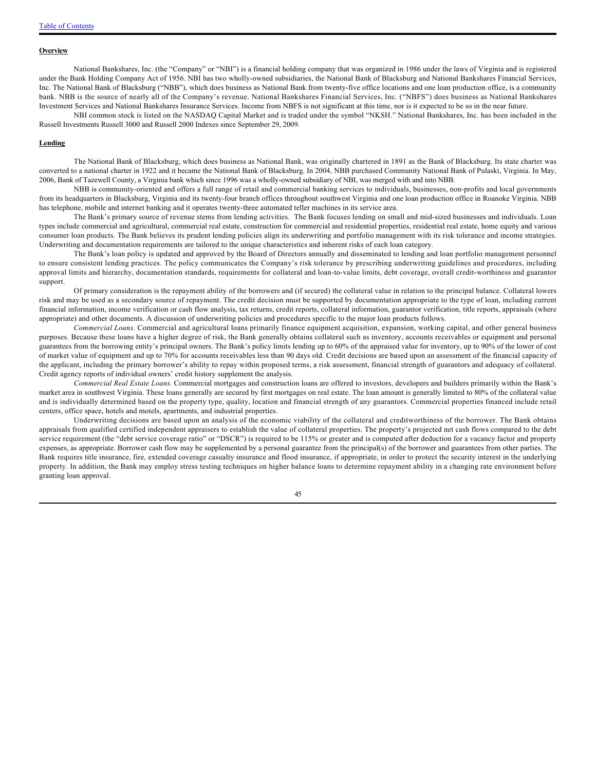**Overview**

National Bankshares, Inc. (the "Company" or "NBI") is a financial holding company that was organized in 1986 under the laws of Virginia and is registered under the Bank Holding Company Act of 1956. NBI has two wholly-owned subsidiaries, the National Bank of Blacksburg and National Bankshares Financial Services, Inc. The National Bank of Blacksburg ("NBB"), which does business as National Bank from twenty-five office locations and one loan production office, is a community bank. NBB is the source of nearly all of the Company's revenue. National Bankshares Financial Services, Inc. ("NBFS") does business as National Bankshares Investment Services and National Bankshares Insurance Services. Income from NBFS is not significant at this time, nor is it expected to be so in the near future.

NBI common stock is listed on the NASDAQ Capital Market and is traded under the symbol "NKSH." National Bankshares, Inc. has been included in the Russell Investments Russell 3000 and Russell 2000 Indexes since September 29, 2009.

**Lending**

The National Bank of Blacksburg, which does business as National Bank, was originally chartered in 1891 as the Bank of Blacksburg. Its state charter was converted to a national charter in 1922 and it became the National Bank of Blacksburg. In 2004, NBB purchased Community National Bank of Pulaski, Virginia. In May, 2006, Bank of Tazewell County, a Virginia bank which since 1996 was a wholly-owned subsidiary of NBI, was merged with and into NBB.

NBB is community-oriented and offers a full range of retail and commercial banking services to individuals, businesses, non-profits and local governments from its headquarters in Blacksburg, Virginia and its twenty-four branch offices throughout southwest Virginia and one loan production office in Roanoke Virginia. NBB has telephone, mobile and internet banking and it operates twenty-three automated teller machines in its service area.

The Bank's primary source of revenue stems from lending activities. The Bank focuses lending on small and mid-sized businesses and individuals. Loan types include commercial and agricultural, commercial real estate, construction for commercial and residential properties, residential real estate, home equity and various consumer loan products. The Bank believes its prudent lending policies align its underwriting and portfolio management with its risk tolerance and income strategies. Underwriting and documentation requirements are tailored to the unique characteristics and inherent risks of each loan category.

The Bank's loan policy is updated and approved by the Board of Directors annually and disseminated to lending and loan portfolio management personnel to ensure consistent lending practices. The policy communicates the Company's risk tolerance by prescribing underwriting guidelines and procedures, including approval limits and hierarchy, documentation standards, requirements for collateral and loan-to-value limits, debt coverage, overall credit-worthiness and guarantor support.

Of primary consideration is the repayment ability of the borrowers and (if secured) the collateral value in relation to the principal balance. Collateral lowers risk and may be used as a secondary source of repayment. The credit decision must be supported by documentation appropriate to the type of loan, including current financial information, income verification or cash flow analysis, tax returns, credit reports, collateral information, guarantor verification, title reports, appraisals (where appropriate) and other documents. A discussion of underwriting policies and procedures specific to the major loan products follows.

*Commercial Loans*. Commercial and agricultural loans primarily finance equipment acquisition, expansion, working capital, and other general business purposes. Because these loans have a higher degree of risk, the Bank generally obtains collateral such as inventory, accounts receivables or equipment and personal guarantees from the borrowing entity's principal owners. The Bank's policy limits lending up to 60% of the appraised value for inventory, up to 90% of the lower of cost of market value of equipment and up to 70% for accounts receivables less than 90 days old. Credit decisions are based upon an assessment of the financial capacity of the applicant, including the primary borrower's ability to repay within proposed terms, a risk assessment, financial strength of guarantors and adequacy of collateral. Credit agency reports of individual owners' credit history supplement the analysis.

*Commercial Real Estate Loans.* Commercial mortgages and construction loans are offered to investors, developers and builders primarily within the Bank's market area in southwest Virginia. These loans generally are secured by first mortgages on real estate. The loan amount is generally limited to 80% of the collateral value and is individually determined based on the property type, quality, location and financial strength of any guarantors. Commercial properties financed include retail centers, office space, hotels and motels, apartments, and industrial properties.

Underwriting decisions are based upon an analysis of the economic viability of the collateral and creditworthiness of the borrower. The Bank obtains appraisals from qualified certified independent appraisers to establish the value of collateral properties. The property's projected net cash flows compared to the debt service requirement (the "debt service coverage ratio" or "DSCR") is required to be 115% or greater and is computed after deduction for a vacancy factor and property expenses, as appropriate. Borrower cash flow may be supplemented by a personal guarantee from the principal(s) of the borrower and guarantees from other parties. The Bank requires title insurance, fire, extended coverage casualty insurance and flood insurance, if appropriate, in order to protect the security interest in the underlying property. In addition, the Bank may employ stress testing techniques on higher balance loans to determine repayment ability in a changing rate environment before granting loan approval.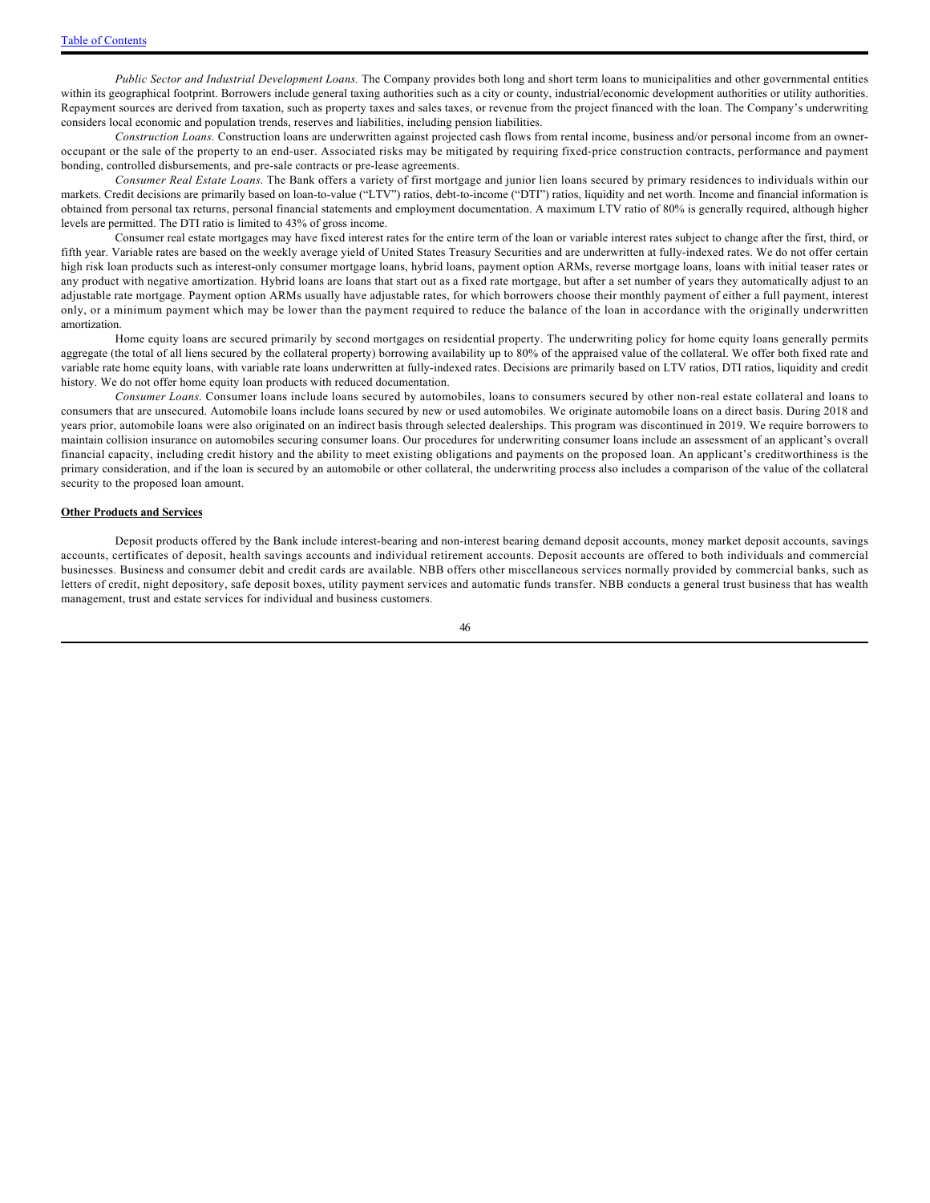*Public Sector and Industrial Development Loans.* The Company provides both long and short term loans to municipalities and other governmental entities within its geographical footprint. Borrowers include general taxing authorities such as a city or county, industrial/economic development authorities or utility authorities. Repayment sources are derived from taxation, such as property taxes and sales taxes, or revenue from the project financed with the loan. The Company's underwriting considers local economic and population trends, reserves and liabilities, including pension liabilities.

*Construction Loans.* Construction loans are underwritten against projected cash flows from rental income, business and/or personal income from an owner-occupant or the sale of the property to an end-user. Associated risks may be mitigated by requiring fixed-price construction contracts, performance and payment bonding, controlled disbursements, and pre-sale contracts or pre-lease agreements.

*Consumer Real Estate Loans.* The Bank offers a variety of first mortgage and junior lien loans secured by primary residences to individuals within our markets. Credit decisions are primarily based on loan-to-value ("LTV") ratios, debt-to-income ("DTI") ratios, liquidity and net worth. Income and financial information is obtained from personal tax returns, personal financial statements and employment documentation. A maximum LTV ratio of 80% is generally required, although higher levels are permitted. The DTI ratio is limited to 43% of gross income.

Consumer real estate mortgages may have fixed interest rates for the entire term of the loan or variable interest rates subject to change after the first, third, or fifth year. Variable rates are based on the weekly average yield of United States Treasury Securities and are underwritten at fully-indexed rates. We do not offer certain high risk loan products such as interest-only consumer mortgage loans, hybrid loans, payment option ARMs, reverse mortgage loans, loans with initial teaser rates or any product with negative amortization. Hybrid loans are loans that start out as a fixed rate mortgage, but after a set number of years they automatically adjust to an adjustable rate mortgage. Payment option ARMs usually have adjustable rates, for which borrowers choose their monthly payment of either a full payment, interest only, or a minimum payment which may be lower than the payment required to reduce the balance of the loan in accordance with the originally underwritten amortization.

Home equity loans are secured primarily by second mortgages on residential property. The underwriting policy for home equity loans generally permits aggregate (the total of all liens secured by the collateral property) borrowing availability up to 80% of the appraised value of the collateral. We offer both fixed rate and variable rate home equity loans, with variable rate loans underwritten at fully-indexed rates. Decisions are primarily based on LTV ratios, DTI ratios, liquidity and credit history. We do not offer home equity loan products with reduced documentation.

*Consumer Loans.* Consumer loans include loans secured by automobiles, loans to consumers secured by other non-real estate collateral and loans to consumers that are unsecured. Automobile loans include loans secured by new or used automobiles. We originate automobile loans on a direct basis. During 2018 and years prior, automobile loans were also originated on an indirect basis through selected dealerships. This program was discontinued in 2019. We require borrowers to maintain collision insurance on automobiles securing consumer loans. Our procedures for underwriting consumer loans include an assessment of an applicant's overall financial capacity, including credit history and the ability to meet existing obligations and payments on the proposed loan. An applicant's creditworthiness is the primary consideration, and if the loan is secured by an automobile or other collateral, the underwriting process also includes a comparison of the value of the collateral security to the proposed loan amount.

**Other Products and Services**

Deposit products offered by the Bank include interest-bearing and non-interest bearing demand deposit accounts, money market deposit accounts, savings accounts, certificates of deposit, health savings accounts and individual retirement accounts. Deposit accounts are offered to both individuals and commercial businesses. Business and consumer debit and credit cards are available. NBB offers other miscellaneous services normally provided by commercial banks, such as letters of credit, night depository, safe deposit boxes, utility payment services and automatic funds transfer. NBB conducts a general trust business that has wealth management, trust and estate services for individual and business customers.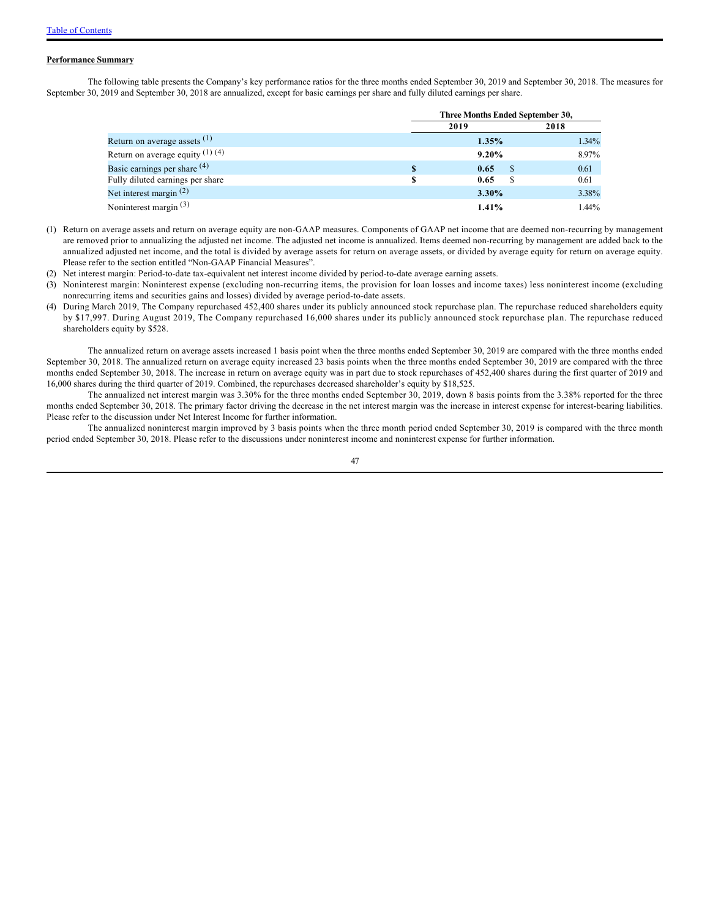**Performance Summary**

The following table presents the Company's key performance ratios for the three months ended September 30, 2019 and September 30, 2018. The measures for September 30, 2019 and September 30, 2018 are annualized, except for basic earnings per share and fully diluted earnings per share.

| | Three Months Ended September 30, | |
|---|---|---|
| | **2019** | **2018** |
| Return on average assets [(1)] | **1.35%** | 1.34% |
| Return on average equity [(1)] [(4)] | **9.20%** | 8.97% |
| Basic earnings per share [(4)] | **$ 0.65** | $ 0.61 |
| Fully diluted earnings per share | **$ 0.65** | $ 0.61 |
| Net interest margin [(2)] | **3.30%** | 3.38% |
| Noninterest margin [(3)] | **1.41%** | 1.44% |

(1) Return on average assets and return on average equity are non-GAAP measures. Components of GAAP net income that are deemed non-recurring by management are removed prior to annualizing the adjusted net income. The adjusted net income is annualized. Items deemed non-recurring by management are added back to the annualized adjusted net income, and the total is divided by average assets for return on average assets, or divided by average equity for return on average equity. Please refer to the section entitled "Non-GAAP Financial Measures".

(2) Net interest margin: Period-to-date tax-equivalent net interest income divided by period-to-date average earning assets.

(3) Noninterest margin: Noninterest expense (excluding non-recurring items, the provision for loan losses and income taxes) less noninterest income (excluding nonrecurring items and securities gains and losses) divided by average period-to-date assets.

(4) During March 2019, The Company repurchased 452,400 shares under its publicly announced stock repurchase plan. The repurchase reduced shareholders equity by $17,997. During August 2019, The Company repurchased 16,000 shares under its publicly announced stock repurchase plan. The repurchase reduced shareholders equity by $528.

The annualized return on average assets increased 1 basis point when the three months ended September 30, 2019 are compared with the three months ended September 30, 2018. The annualized return on average equity increased 23 basis points when the three months ended September 30, 2019 are compared with the three months ended September 30, 2018. The increase in return on average equity was in part due to stock repurchases of 452,400 shares during the first quarter of 2019 and 16,000 shares during the third quarter of 2019. Combined, the repurchases decreased shareholder's equity by $18,525.

The annualized net interest margin was 3.30% for the three months ended September 30, 2019, down 8 basis points from the 3.38% reported for the three months ended September 30, 2018. The primary factor driving the decrease in the net interest margin was the increase in interest expense for interest-bearing liabilities. Please refer to the discussion under Net Interest Income for further information.

The annualized noninterest margin improved by 3 basis points when the three month period ended September 30, 2019 is compared with the three month period ended September 30, 2018. Please refer to the discussions under noninterest income and noninterest expense for further information.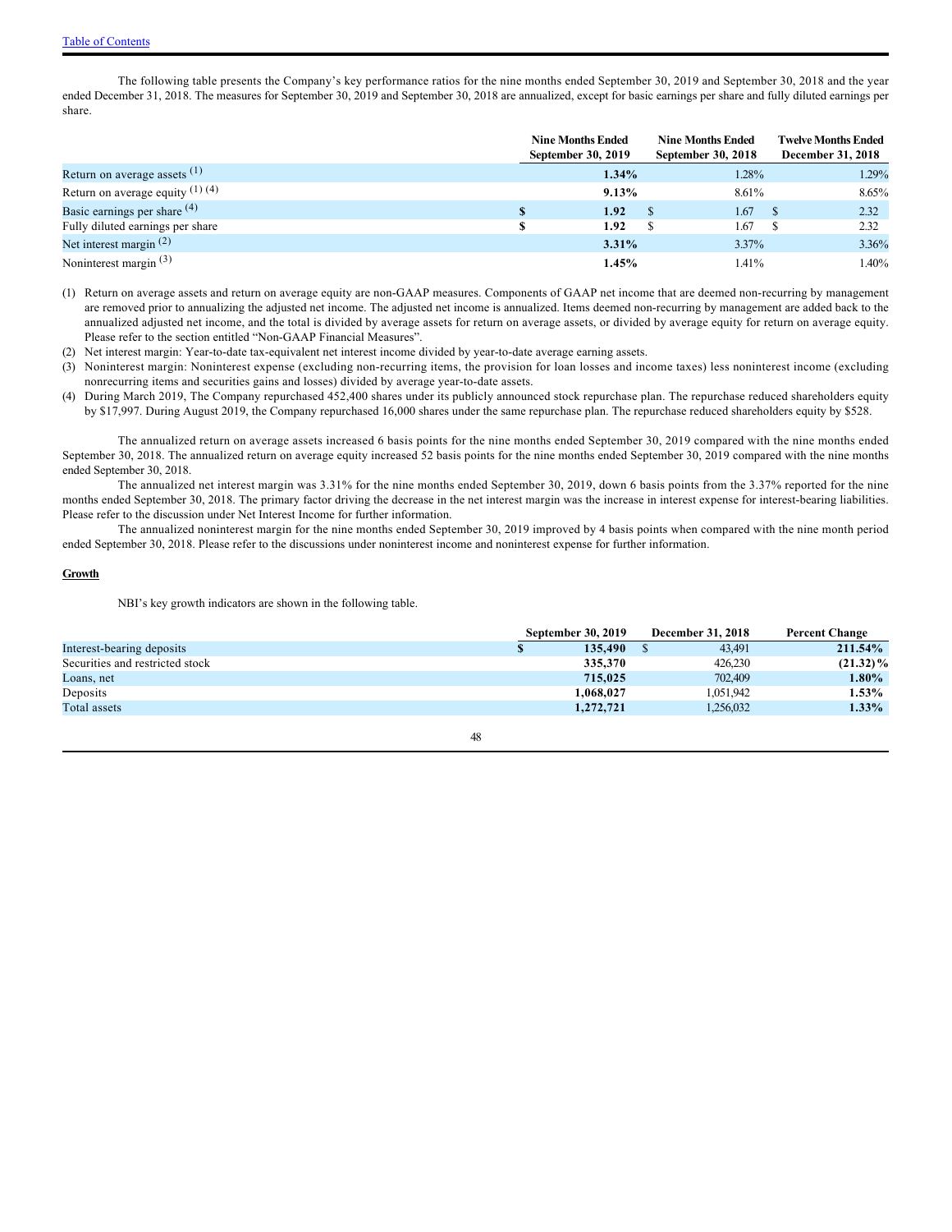The following table presents the Company's key performance ratios for the nine months ended September 30, 2019 and September 30, 2018 and the year ended December 31, 2018. The measures for September 30, 2019 and September 30, 2018 are annualized, except for basic earnings per share and fully diluted earnings per share.

| | Nine Months Ended September 30, 2019 | Nine Months Ended September 30, 2018 | Twelve Months Ended December 31, 2018 |
|---|---|---|---|
| Return on average assets (1) | **1.34%** | 1.28% | 1.29% |
| Return on average equity (1) (4) | **9.13%** | 8.61% | 8.65% |
| Basic earnings per share (4) | **$ 1.92** | $ 1.67 | $ 2.32 |
| Fully diluted earnings per share | **$ 1.92** | $ 1.67 | $ 2.32 |
| Net interest margin (2) | **3.31%** | 3.37% | 3.36% |
| Noninterest margin (3) | **1.45%** | 1.41% | 1.40% |

(1) Return on average assets and return on average equity are non-GAAP measures. Components of GAAP net income that are deemed non-recurring by management are removed prior to annualizing the adjusted net income. The adjusted net income is annualized. Items deemed non-recurring by management are added back to the annualized adjusted net income, and the total is divided by average assets for return on average assets, or divided by average equity for return on average equity. Please refer to the section entitled "Non-GAAP Financial Measures".

(2) Net interest margin: Year-to-date tax-equivalent net interest income divided by year-to-date average earning assets.

(3) Noninterest margin: Noninterest expense (excluding non-recurring items, the provision for loan losses and income taxes) less noninterest income (excluding nonrecurring items and securities gains and losses) divided by average year-to-date assets.

(4) During March 2019, The Company repurchased 452,400 shares under its publicly announced stock repurchase plan. The repurchase reduced shareholders equity by $17,997. During August 2019, the Company repurchased 16,000 shares under the same repurchase plan. The repurchase reduced shareholders equity by $528.

The annualized return on average assets increased 6 basis points for the nine months ended September 30, 2019 compared with the nine months ended September 30, 2018. The annualized return on average equity increased 52 basis points for the nine months ended September 30, 2019 compared with the nine months ended September 30, 2018.

The annualized net interest margin was 3.31% for the nine months ended September 30, 2019, down 6 basis points from the 3.37% reported for the nine months ended September 30, 2018. The primary factor driving the decrease in the net interest margin was the increase in interest expense for interest-bearing liabilities. Please refer to the discussion under Net Interest Income for further information.

The annualized noninterest margin for the nine months ended September 30, 2019 improved by 4 basis points when compared with the nine month period ended September 30, 2018. Please refer to the discussions under noninterest income and noninterest expense for further information.

**Growth**

NBI's key growth indicators are shown in the following table.

| | September 30, 2019 | December 31, 2018 | Percent Change |
|---|---|---|---|
| Interest-bearing deposits | **$ 135,490** | $ 43,491 | **211.54%** |
| Securities and restricted stock | **335,370** | 426,230 | **(21.32)%** |
| Loans, net | **715,025** | 702,409 | **1.80%** |
| Deposits | **1,068,027** | 1,051,942 | **1.53%** |
| Total assets | **1,272,721** | 1,256,032 | **1.33%** |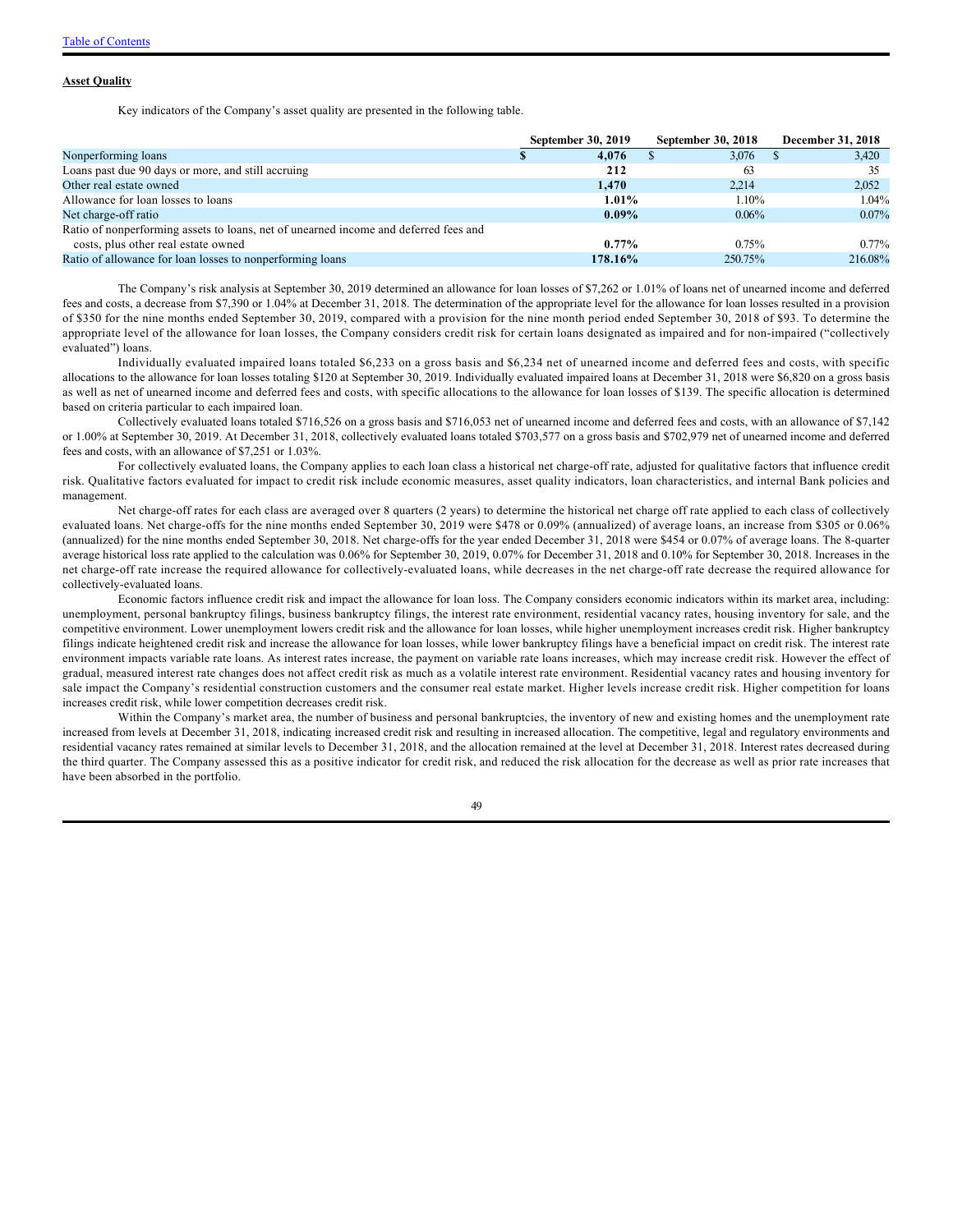**Asset Quality**

Key indicators of the Company's asset quality are presented in the following table.

| | September 30, 2019 | September 30, 2018 | December 31, 2018 |
|---|---|---|---|
| Nonperforming loans | **$ 4,076** | $ 3,076 | $ 3,420 |
| Loans past due 90 days or more, and still accruing | **212** | 63 | 35 |
| Other real estate owned | **1,470** | 2,214 | 2,052 |
| Allowance for loan losses to loans | **1.01%** | 1.10% | 1.04% |
| Net charge-off ratio | **0.09%** | 0.06% | 0.07% |
| Ratio of nonperforming assets to loans, net of unearned income and deferred fees and costs, plus other real estate owned | **0.77%** | 0.75% | 0.77% |
| Ratio of allowance for loan losses to nonperforming loans | **178.16%** | 250.75% | 216.08% |

The Company's risk analysis at September 30, 2019 determined an allowance for loan losses of $7,262 or 1.01% of loans net of unearned income and deferred fees and costs, a decrease from $7,390 or 1.04% at December 31, 2018. The determination of the appropriate level for the allowance for loan losses resulted in a provision of $350 for the nine months ended September 30, 2019, compared with a provision for the nine month period ended September 30, 2018 of $93. To determine the appropriate level of the allowance for loan losses, the Company considers credit risk for certain loans designated as impaired and for non-impaired ("collectively evaluated") loans.

Individually evaluated impaired loans totaled $6,233 on a gross basis and $6,234 net of unearned income and deferred fees and costs, with specific allocations to the allowance for loan losses totaling $120 at September 30, 2019. Individually evaluated impaired loans at December 31, 2018 were $6,820 on a gross basis as well as net of unearned income and deferred fees and costs, with specific allocations to the allowance for loan losses of $139. The specific allocation is determined based on criteria particular to each impaired loan.

Collectively evaluated loans totaled $716,526 on a gross basis and $716,053 net of unearned income and deferred fees and costs, with an allowance of $7,142 or 1.00% at September 30, 2019. At December 31, 2018, collectively evaluated loans totaled $703,577 on a gross basis and $702,979 net of unearned income and deferred fees and costs, with an allowance of $7,251 or 1.03%.

For collectively evaluated loans, the Company applies to each loan class a historical net charge-off rate, adjusted for qualitative factors that influence credit risk. Qualitative factors evaluated for impact to credit risk include economic measures, asset quality indicators, loan characteristics, and internal Bank policies and management.

Net charge-off rates for each class are averaged over 8 quarters (2 years) to determine the historical net charge off rate applied to each class of collectively evaluated loans. Net charge-offs for the nine months ended September 30, 2019 were $478 or 0.09% (annualized) of average loans, an increase from $305 or 0.06% (annualized) for the nine months ended September 30, 2018. Net charge-offs for the year ended December 31, 2018 were $454 or 0.07% of average loans. The 8-quarter average historical loss rate applied to the calculation was 0.06% for September 30, 2019, 0.07% for December 31, 2018 and 0.10% for September 30, 2018. Increases in the net charge-off rate increase the required allowance for collectively-evaluated loans, while decreases in the net charge-off rate decrease the required allowance for collectively-evaluated loans.

Economic factors influence credit risk and impact the allowance for loan loss. The Company considers economic indicators within its market area, including: unemployment, personal bankruptcy filings, business bankruptcy filings, the interest rate environment, residential vacancy rates, housing inventory for sale, and the competitive environment. Lower unemployment lowers credit risk and the allowance for loan losses, while higher unemployment increases credit risk. Higher bankruptcy filings indicate heightened credit risk and increase the allowance for loan losses, while lower bankruptcy filings have a beneficial impact on credit risk. The interest rate environment impacts variable rate loans. As interest rates increase, the payment on variable rate loans increases, which may increase credit risk. However the effect of gradual, measured interest rate changes does not affect credit risk as much as a volatile interest rate environment. Residential vacancy rates and housing inventory for sale impact the Company's residential construction customers and the consumer real estate market. Higher levels increase credit risk. Higher competition for loans increases credit risk, while lower competition decreases credit risk.

Within the Company's market area, the number of business and personal bankruptcies, the inventory of new and existing homes and the unemployment rate increased from levels at December 31, 2018, indicating increased credit risk and resulting in increased allocation. The competitive, legal and regulatory environments and residential vacancy rates remained at similar levels to December 31, 2018, and the allocation remained at the level at December 31, 2018. Interest rates decreased during the third quarter. The Company assessed this as a positive indicator for credit risk, and reduced the risk allocation for the decrease as well as prior rate increases that have been absorbed in the portfolio.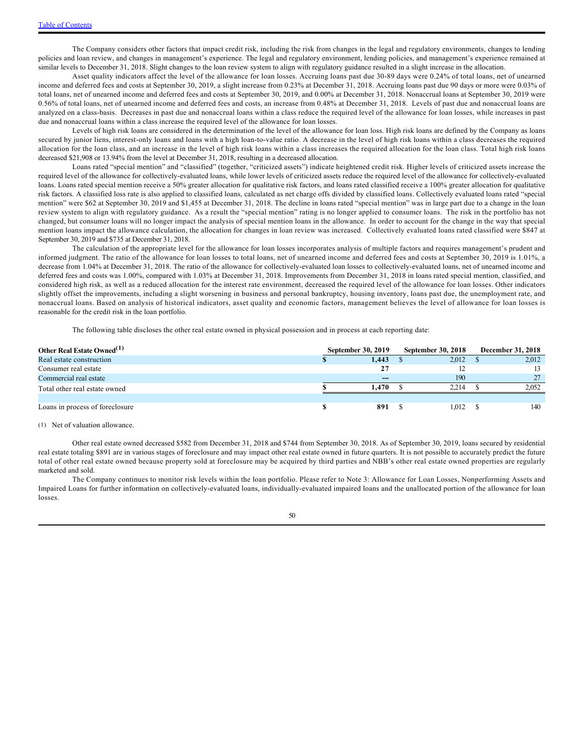[Table of Contents](#)

The Company considers other factors that impact credit risk, including the risk from changes in the legal and regulatory environments, changes to lending policies and loan review, and changes in management's experience. The legal and regulatory environment, lending policies, and management's experience remained at similar levels to December 31, 2018. Slight changes to the loan review system to align with regulatory guidance resulted in a slight increase in the allocation.

Asset quality indicators affect the level of the allowance for loan losses. Accruing loans past due 30-89 days were 0.24% of total loans, net of unearned income and deferred fees and costs at September 30, 2019, a slight increase from 0.23% at December 31, 2018. Accruing loans past due 90 days or more were 0.03% of total loans, net of unearned income and deferred fees and costs at September 30, 2019, and 0.00% at December 31, 2018. Nonaccrual loans at September 30, 2019 were 0.56% of total loans, net of unearned income and deferred fees and costs, an increase from 0.48% at December 31, 2018. Levels of past due and nonaccrual loans are analyzed on a class-basis. Decreases in past due and nonaccrual loans within a class reduce the required level of the allowance for loan losses, while increases in past due and nonaccrual loans within a class increase the required level of the allowance for loan losses.

Levels of high risk loans are considered in the determination of the level of the allowance for loan loss. High risk loans are defined by the Company as loans secured by junior liens, interest-only loans and loans with a high loan-to-value ratio. A decrease in the level of high risk loans within a class decreases the required allocation for the loan class, and an increase in the level of high risk loans within a class increases the required allocation for the loan class. Total high risk loans decreased $21,908 or 13.94% from the level at December 31, 2018, resulting in a decreased allocation.

Loans rated "special mention" and "classified" (together, "criticized assets") indicate heightened credit risk. Higher levels of criticized assets increase the required level of the allowance for collectively-evaluated loans, while lower levels of criticized assets reduce the required level of the allowance for collectively-evaluated loans. Loans rated special mention receive a 50% greater allocation for qualitative risk factors, and loans rated classified receive a 100% greater allocation for qualitative risk factors. A classified loss rate is also applied to classified loans, calculated as net charge offs divided by classified loans. Collectively evaluated loans rated "special mention" were $62 at September 30, 2019 and $1,455 at December 31, 2018. The decline in loans rated "special mention" was in large part due to a change in the loan review system to align with regulatory guidance. As a result the "special mention" rating is no longer applied to consumer loans. The risk in the portfolio has not changed, but consumer loans will no longer impact the analysis of special mention loans in the allowance. In order to account for the change in the way that special mention loans impact the allowance calculation, the allocation for changes in loan review was increased. Collectively evaluated loans rated classified were $847 at September 30, 2019 and $735 at December 31, 2018.

The calculation of the appropriate level for the allowance for loan losses incorporates analysis of multiple factors and requires management's prudent and informed judgment. The ratio of the allowance for loan losses to total loans, net of unearned income and deferred fees and costs at September 30, 2019 is 1.01%, a decrease from 1.04% at December 31, 2018. The ratio of the allowance for collectively-evaluated loan losses to collectively-evaluated loans, net of unearned income and deferred fees and costs was 1.00%, compared with 1.03% at December 31, 2018. Improvements from December 31, 2018 in loans rated special mention, classified, and considered high risk, as well as a reduced allocation for the interest rate environment, decreased the required level of the allowance for loan losses. Other indicators slightly offset the improvements, including a slight worsening in business and personal bankruptcy, housing inventory, loans past due, the unemployment rate, and nonaccrual loans. Based on analysis of historical indicators, asset quality and economic factors, management believes the level of allowance for loan losses is reasonable for the credit risk in the loan portfolio.

The following table discloses the other real estate owned in physical possession and in process at each reporting date:

| Other Real Estate Owned[(1)] | September 30, 2019 | September 30, 2018 | December 31, 2018 |
|---|---|---|---|
| Real estate construction | **$ 1,443** | $ 2,012 | $ 2,012 |
| Consumer real estate | **27** | 12 | 13 |
| Commercial real estate | **—** | 190 | 27 |
| Total other real estate owned | **$ 1,470** | $ 2,214 | $ 2,052 |
| | | | |
| Loans in process of foreclosure | **$ 891** | $ 1,012 | $ 140 |

(1) Net of valuation allowance.

Other real estate owned decreased $582 from December 31, 2018 and $744 from September 30, 2018. As of September 30, 2019, loans secured by residential real estate totaling $891 are in various stages of foreclosure and may impact other real estate owned in future quarters. It is not possible to accurately predict the future total of other real estate owned because property sold at foreclosure may be acquired by third parties and NBB's other real estate owned properties are regularly marketed and sold.

The Company continues to monitor risk levels within the loan portfolio. Please refer to Note 3: Allowance for Loan Losses, Nonperforming Assets and Impaired Loans for further information on collectively-evaluated loans, individually-evaluated impaired loans and the unallocated portion of the allowance for loan losses.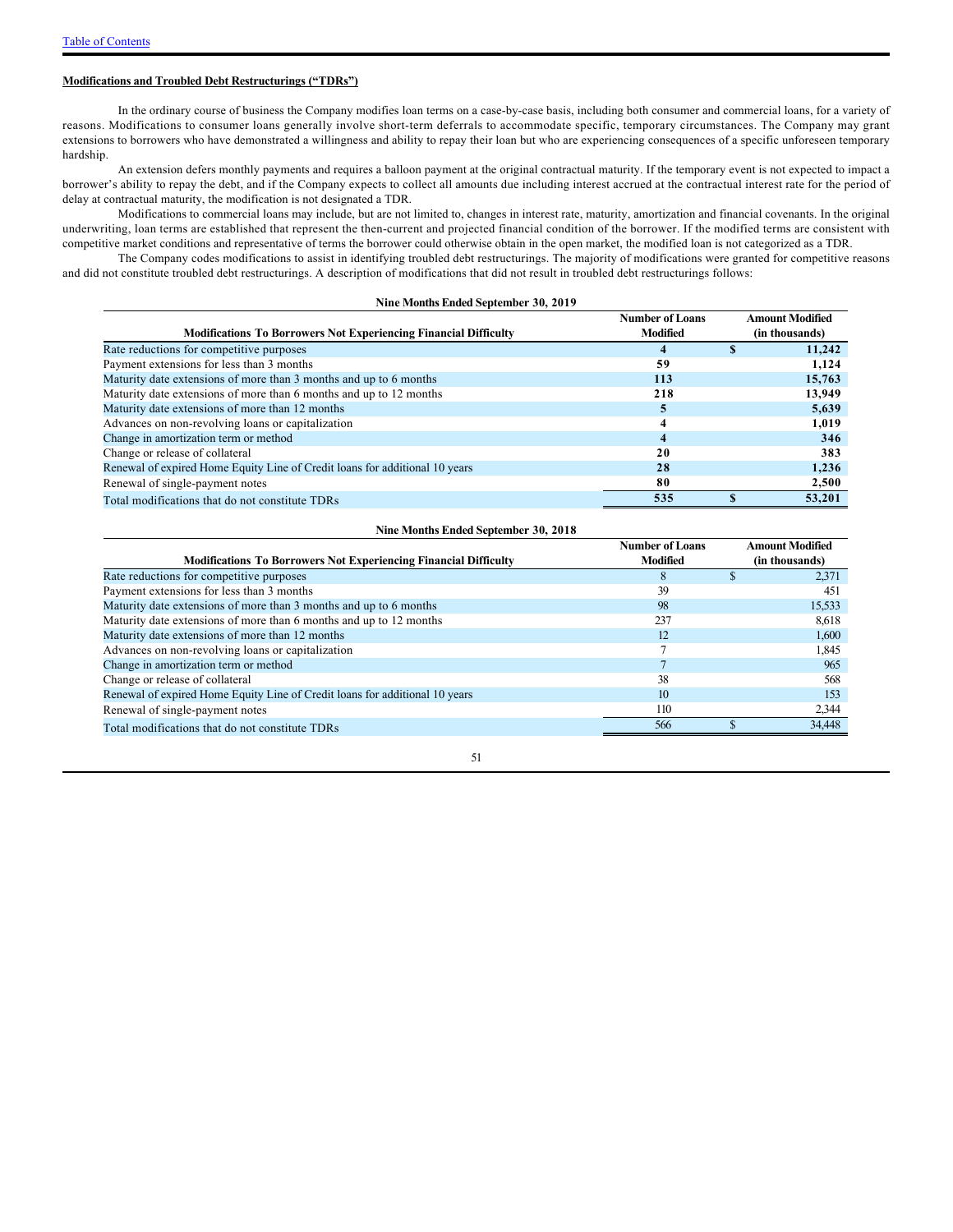**Modifications and Troubled Debt Restructurings ("TDRs")**

In the ordinary course of business the Company modifies loan terms on a case-by-case basis, including both consumer and commercial loans, for a variety of reasons. Modifications to consumer loans generally involve short-term deferrals to accommodate specific, temporary circumstances. The Company may grant extensions to borrowers who have demonstrated a willingness and ability to repay their loan but who are experiencing consequences of a specific unforeseen temporary hardship.

An extension defers monthly payments and requires a balloon payment at the original contractual maturity. If the temporary event is not expected to impact a borrower's ability to repay the debt, and if the Company expects to collect all amounts due including interest accrued at the contractual interest rate for the period of delay at contractual maturity, the modification is not designated a TDR.

Modifications to commercial loans may include, but are not limited to, changes in interest rate, maturity, amortization and financial covenants. In the original underwriting, loan terms are established that represent the then-current and projected financial condition of the borrower. If the modified terms are consistent with competitive market conditions and representative of terms the borrower could otherwise obtain in the open market, the modified loan is not categorized as a TDR.

The Company codes modifications to assist in identifying troubled debt restructurings. The majority of modifications were granted for competitive reasons and did not constitute troubled debt restructurings. A description of modifications that did not result in troubled debt restructurings follows:

**Nine Months Ended September 30, 2019**

| Modifications To Borrowers Not Experiencing Financial Difficulty | Number of Loans Modified | Amount Modified (in thousands) |
|---|---|---|
| Rate reductions for competitive purposes | **4** | **$ 11,242** |
| Payment extensions for less than 3 months | **59** | **1,124** |
| Maturity date extensions of more than 3 months and up to 6 months | **113** | **15,763** |
| Maturity date extensions of more than 6 months and up to 12 months | **218** | **13,949** |
| Maturity date extensions of more than 12 months | **5** | **5,639** |
| Advances on non-revolving loans or capitalization | **4** | **1,019** |
| Change in amortization term or method | **4** | **346** |
| Change or release of collateral | **20** | **383** |
| Renewal of expired Home Equity Line of Credit loans for additional 10 years | **28** | **1,236** |
| Renewal of single-payment notes | **80** | **2,500** |
| Total modifications that do not constitute TDRs | **535** | **$ 53,201** |

**Nine Months Ended September 30, 2018**

| Modifications To Borrowers Not Experiencing Financial Difficulty | Number of Loans Modified | Amount Modified (in thousands) |
|---|---|---|
| Rate reductions for competitive purposes | 8 | $ 2,371 |
| Payment extensions for less than 3 months | 39 | 451 |
| Maturity date extensions of more than 3 months and up to 6 months | 98 | 15,533 |
| Maturity date extensions of more than 6 months and up to 12 months | 237 | 8,618 |
| Maturity date extensions of more than 12 months | 12 | 1,600 |
| Advances on non-revolving loans or capitalization | 7 | 1,845 |
| Change in amortization term or method | 7 | 965 |
| Change or release of collateral | 38 | 568 |
| Renewal of expired Home Equity Line of Credit loans for additional 10 years | 10 | 153 |
| Renewal of single-payment notes | 110 | 2,344 |
| Total modifications that do not constitute TDRs | 566 | $ 34,448 |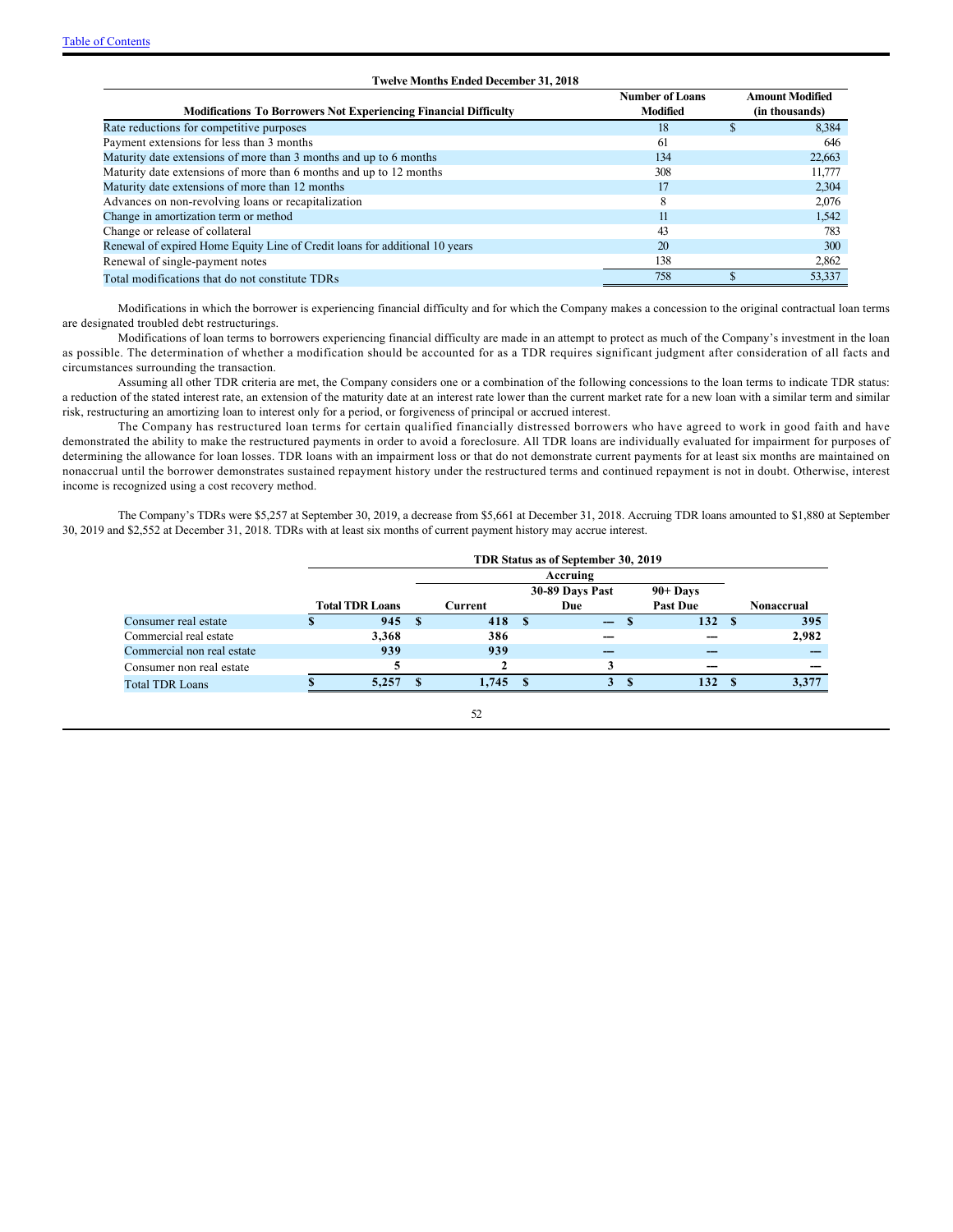[Table of Contents](#)

**Twelve Months Ended December 31, 2018**

| Modifications To Borrowers Not Experiencing Financial Difficulty | Number of Loans Modified | Amount Modified (in thousands) |
|---|---|---|
| Rate reductions for competitive purposes | 18 | $ 8,384 |
| Payment extensions for less than 3 months | 61 | 646 |
| Maturity date extensions of more than 3 months and up to 6 months | 134 | 22,663 |
| Maturity date extensions of more than 6 months and up to 12 months | 308 | 11,777 |
| Maturity date extensions of more than 12 months | 17 | 2,304 |
| Advances on non-revolving loans or recapitalization | 8 | 2,076 |
| Change in amortization term or method | 11 | 1,542 |
| Change or release of collateral | 43 | 783 |
| Renewal of expired Home Equity Line of Credit loans for additional 10 years | 20 | 300 |
| Renewal of single-payment notes | 138 | 2,862 |
| Total modifications that do not constitute TDRs | 758 | $ 53,337 |

Modifications in which the borrower is experiencing financial difficulty and for which the Company makes a concession to the original contractual loan terms are designated troubled debt restructurings.

Modifications of loan terms to borrowers experiencing financial difficulty are made in an attempt to protect as much of the Company's investment in the loan as possible. The determination of whether a modification should be accounted for as a TDR requires significant judgment after consideration of all facts and circumstances surrounding the transaction.

Assuming all other TDR criteria are met, the Company considers one or a combination of the following concessions to the loan terms to indicate TDR status: a reduction of the stated interest rate, an extension of the maturity date at an interest rate lower than the current market rate for a new loan with a similar term and similar risk, restructuring an amortizing loan to interest only for a period, or forgiveness of principal or accrued interest.

The Company has restructured loan terms for certain qualified financially distressed borrowers who have agreed to work in good faith and have demonstrated the ability to make the restructured payments in order to avoid a foreclosure. All TDR loans are individually evaluated for impairment for purposes of determining the allowance for loan losses. TDR loans with an impairment loss or that do not demonstrate current payments for at least six months are maintained on nonaccrual until the borrower demonstrates sustained repayment history under the restructured terms and continued repayment is not in doubt. Otherwise, interest income is recognized using a cost recovery method.

The Company's TDRs were $5,257 at September 30, 2019, a decrease from $5,661 at December 31, 2018. Accruing TDR loans amounted to $1,880 at September 30, 2019 and $2,552 at December 31, 2018. TDRs with at least six months of current payment history may accrue interest.

**TDR Status as of September 30, 2019**

| | Total TDR Loans | Accruing | | | Nonaccrual |
|---|---|---|---|---|---|
| | | Current | 30-89 Days Past Due | 90+ Days Past Due | |
| Consumer real estate | $ 945 | $ 418 | $ — | $ 132 | $ 395 |
| Commercial real estate | 3,368 | 386 | — | — | 2,982 |
| Commercial non real estate | 939 | 939 | — | — | — |
| Consumer non real estate | 5 | 2 | 3 | — | — |
| Total TDR Loans | $ 5,257 | $ 1,745 | $ 3 | $ 132 | $ 3,377 |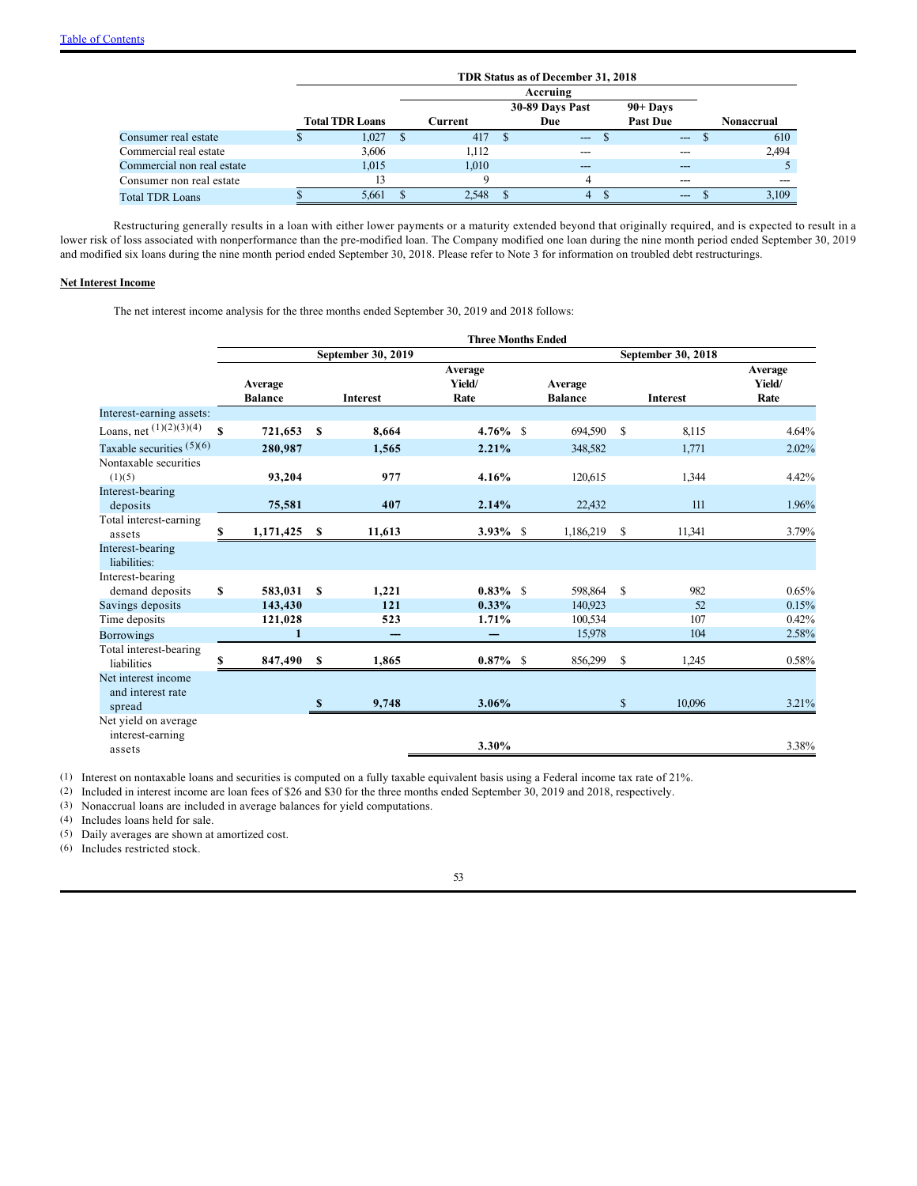| | TDR Status as of December 31, 2018 | | | | |
|---|---|---|---|---|---|
| | | Accruing | | | |
| | Total TDR Loans | Current | 30-89 Days Past Due | 90+ Days Past Due | Nonaccrual |
| Consumer real estate | $ 1,027 | $ 417 | $ --- | $ --- | $ 610 |
| Commercial real estate | 3,606 | 1,112 | --- | --- | 2,494 |
| Commercial non real estate | 1,015 | 1,010 | --- | --- | 5 |
| Consumer non real estate | 13 | 9 | 4 | --- | --- |
| Total TDR Loans | $ 5,661 | $ 2,548 | $ 4 | $ --- | $ 3,109 |

Restructuring generally results in a loan with either lower payments or a maturity extended beyond that originally required, and is expected to result in a lower risk of loss associated with nonperformance than the pre-modified loan. The Company modified one loan during the nine month period ended September 30, 2019 and modified six loans during the nine month period ended September 30, 2018. Please refer to Note 3 for information on troubled debt restructurings.

**Net Interest Income**

The net interest income analysis for the three months ended September 30, 2019 and 2018 follows:

| | Three Months Ended | | | | | |
|---|---|---|---|---|---|---|
| | September 30, 2019 | | | September 30, 2018 | | |
| | Average Balance | Interest | Average Yield/ Rate | Average Balance | Interest | Average Yield/ Rate |
| Interest-earning assets: | | | | | | |
| Loans, net (1)(2)(3)(4) | **$ 721,653** | **$ 8,664** | **4.76%** | $ 694,590 | $ 8,115 | 4.64% |
| Taxable securities (5)(6) | **280,987** | **1,565** | **2.21%** | 348,582 | 1,771 | 2.02% |
| Nontaxable securities (1)(5) | **93,204** | **977** | **4.16%** | 120,615 | 1,344 | 4.42% |
| Interest-bearing deposits | **75,581** | **407** | **2.14%** | 22,432 | 111 | 1.96% |
| Total interest-earning assets | **$ 1,171,425** | **$ 11,613** | **3.93%** | $ 1,186,219 | $ 11,341 | 3.79% |
| Interest-bearing liabilities: | | | | | | |
| Interest-bearing demand deposits | **$ 583,031** | **$ 1,221** | **0.83%** | $ 598,864 | $ 982 | 0.65% |
| Savings deposits | **143,430** | **121** | **0.33%** | 140,923 | 52 | 0.15% |
| Time deposits | **121,028** | **523** | **1.71%** | 100,534 | 107 | 0.42% |
| Borrowings | **1** | **—** | **—** | 15,978 | 104 | 2.58% |
| Total interest-bearing liabilities | **$ 847,490** | **$ 1,865** | **0.87%** | $ 856,299 | $ 1,245 | 0.58% |
| Net interest income and interest rate spread | | **$ 9,748** | **3.06%** | | $ 10,096 | 3.21% |
| Net yield on average interest-earning assets | | | **3.30%** | | | 3.38% |

(1) Interest on nontaxable loans and securities is computed on a fully taxable equivalent basis using a Federal income tax rate of 21%.

(2) Included in interest income are loan fees of $26 and $30 for the three months ended September 30, 2019 and 2018, respectively.

(3) Nonaccrual loans are included in average balances for yield computations.

(4) Includes loans held for sale.

(5) Daily averages are shown at amortized cost.

(6) Includes restricted stock.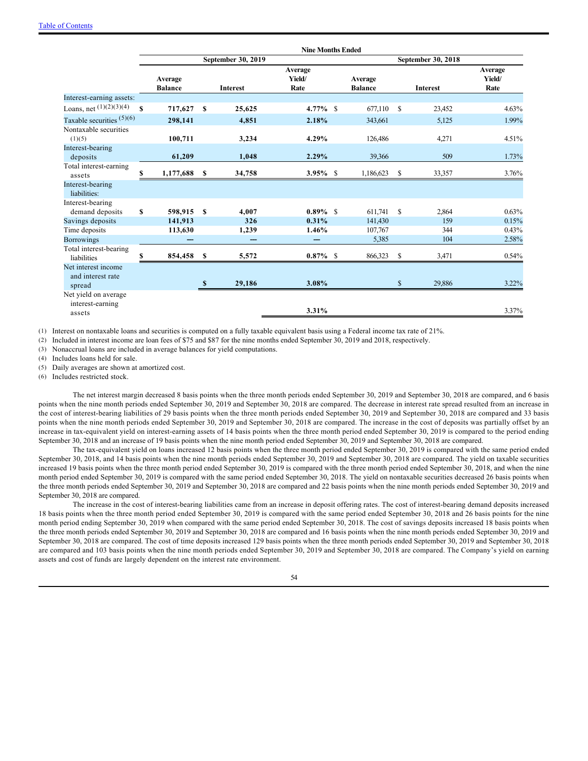| | Nine Months Ended | | | | | |
|---|---|---|---|---|---|---|
| | September 30, 2019 | | | September 30, 2018 | | |
| | Average Balance | Interest | Average Yield/ Rate | Average Balance | Interest | Average Yield/ Rate |
| Interest-earning assets: | | | | | | |
| Loans, net (1)(2)(3)(4) | $ 717,627 | $ 25,625 | 4.77% | $ 677,110 | $ 23,452 | 4.63% |
| Taxable securities (5)(6) | 298,141 | 4,851 | 2.18% | 343,661 | 5,125 | 1.99% |
| Nontaxable securities (1)(5) | 100,711 | 3,234 | 4.29% | 126,486 | 4,271 | 4.51% |
| Interest-bearing deposits | 61,209 | 1,048 | 2.29% | 39,366 | 509 | 1.73% |
| Total interest-earning assets | $ 1,177,688 | $ 34,758 | 3.95% | $ 1,186,623 | $ 33,357 | 3.76% |
| Interest-bearing liabilities: | | | | | | |
| Interest-bearing demand deposits | $ 598,915 | $ 4,007 | 0.89% | $ 611,741 | $ 2,864 | 0.63% |
| Savings deposits | 141,913 | 326 | 0.31% | 141,430 | 159 | 0.15% |
| Time deposits | 113,630 | 1,239 | 1.46% | 107,767 | 344 | 0.43% |
| Borrowings | — | — | — | 5,385 | 104 | 2.58% |
| Total interest-bearing liabilities | $ 854,458 | $ 5,572 | 0.87% | $ 866,323 | $ 3,471 | 0.54% |
| Net interest income and interest rate spread | | $ 29,186 | 3.08% | | $ 29,886 | 3.22% |
| Net yield on average interest-earning assets | | | 3.31% | | | 3.37% |

(1) Interest on nontaxable loans and securities is computed on a fully taxable equivalent basis using a Federal income tax rate of 21%.
(2) Included in interest income are loan fees of $75 and $87 for the nine months ended September 30, 2019 and 2018, respectively.
(3) Nonaccrual loans are included in average balances for yield computations.
(4) Includes loans held for sale.
(5) Daily averages are shown at amortized cost.
(6) Includes restricted stock.

The net interest margin decreased 8 basis points when the three month periods ended September 30, 2019 and September 30, 2018 are compared, and 6 basis points when the nine month periods ended September 30, 2019 and September 30, 2018 are compared. The decrease in interest rate spread resulted from an increase in the cost of interest-bearing liabilities of 29 basis points when the three month periods ended September 30, 2019 and September 30, 2018 are compared and 33 basis points when the nine month periods ended September 30, 2019 and September 30, 2018 are compared. The increase in the cost of deposits was partially offset by an increase in tax-equivalent yield on interest-earning assets of 14 basis points when the three month period ended September 30, 2019 is compared to the period ending September 30, 2018 and an increase of 19 basis points when the nine month period ended September 30, 2019 and September 30, 2018 are compared.

The tax-equivalent yield on loans increased 12 basis points when the three month period ended September 30, 2019 is compared with the same period ended September 30, 2018, and 14 basis points when the nine month periods ended September 30, 2019 and September 30, 2018 are compared. The yield on taxable securities increased 19 basis points when the three month period ended September 30, 2019 is compared with the three month period ended September 30, 2018, and when the nine month period ended September 30, 2019 is compared with the same period ended September 30, 2018. The yield on nontaxable securities decreased 26 basis points when the three month periods ended September 30, 2019 and September 30, 2018 are compared and 22 basis points when the nine month periods ended September 30, 2019 and September 30, 2018 are compared.

The increase in the cost of interest-bearing liabilities came from an increase in deposit offering rates. The cost of interest-bearing demand deposits increased 18 basis points when the three month period ended September 30, 2019 is compared with the same period ended September 30, 2018 and 26 basis points for the nine month period ending September 30, 2019 when compared with the same period ended September 30, 2018. The cost of savings deposits increased 18 basis points when the three month periods ended September 30, 2019 and September 30, 2018 are compared and 16 basis points when the nine month periods ended September 30, 2019 and September 30, 2018 are compared. The cost of time deposits increased 129 basis points when the three month periods ended September 30, 2019 and September 30, 2018 are compared and 103 basis points when the nine month periods ended September 30, 2019 and September 30, 2018 are compared. The Company's yield on earning assets and cost of funds are largely dependent on the interest rate environment.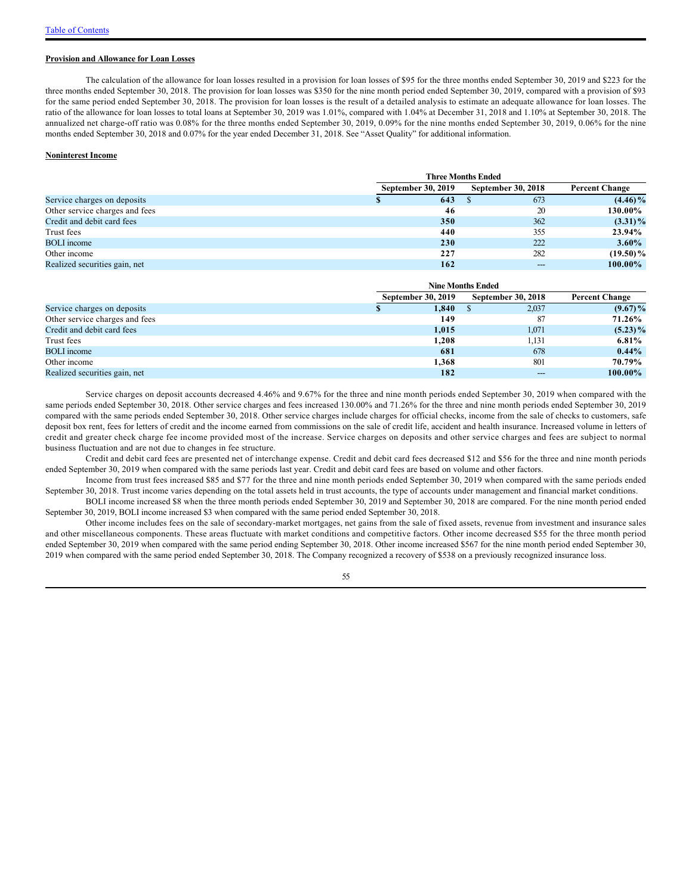**Provision and Allowance for Loan Losses**

The calculation of the allowance for loan losses resulted in a provision for loan losses of $95 for the three months ended September 30, 2019 and $223 for the three months ended September 30, 2018. The provision for loan losses was $350 for the nine month period ended September 30, 2019, compared with a provision of $93 for the same period ended September 30, 2018. The provision for loan losses is the result of a detailed analysis to estimate an adequate allowance for loan losses. The ratio of the allowance for loan losses to total loans at September 30, 2019 was 1.01%, compared with 1.04% at December 31, 2018 and 1.10% at September 30, 2018. The annualized net charge-off ratio was 0.08% for the three months ended September 30, 2019, 0.09% for the nine months ended September 30, 2019, 0.06% for the nine months ended September 30, 2018 and 0.07% for the year ended December 31, 2018. See "Asset Quality" for additional information.

**Noninterest Income**

| | Three Months Ended | | |
|---|---|---|---|
| | September 30, 2019 | September 30, 2018 | Percent Change |
| Service charges on deposits | **$ 643** | $ 673 | **(4.46)%** |
| Other service charges and fees | **46** | 20 | **130.00%** |
| Credit and debit card fees | **350** | 362 | **(3.31)%** |
| Trust fees | **440** | 355 | **23.94%** |
| BOLI income | **230** | 222 | **3.60%** |
| Other income | **227** | 282 | **(19.50)%** |
| Realized securities gain, net | **162** | --- | **100.00%** |

| | Nine Months Ended | | |
|---|---|---|---|
| | September 30, 2019 | September 30, 2018 | Percent Change |
| Service charges on deposits | **$ 1,840** | $ 2,037 | **(9.67)%** |
| Other service charges and fees | **149** | 87 | **71.26%** |
| Credit and debit card fees | **1,015** | 1,071 | **(5.23)%** |
| Trust fees | **1,208** | 1,131 | **6.81%** |
| BOLI income | **681** | 678 | **0.44%** |
| Other income | **1,368** | 801 | **70.79%** |
| Realized securities gain, net | **182** | --- | **100.00%** |

Service charges on deposit accounts decreased 4.46% and 9.67% for the three and nine month periods ended September 30, 2019 when compared with the same periods ended September 30, 2018. Other service charges and fees increased 130.00% and 71.26% for the three and nine month periods ended September 30, 2019 compared with the same periods ended September 30, 2018. Other service charges include charges for official checks, income from the sale of checks to customers, safe deposit box rent, fees for letters of credit and the income earned from commissions on the sale of credit life, accident and health insurance. Increased volume in letters of credit and greater check charge fee income provided most of the increase. Service charges on deposits and other service charges and fees are subject to normal business fluctuation and are not due to changes in fee structure.

Credit and debit card fees are presented net of interchange expense. Credit and debit card fees decreased $12 and $56 for the three and nine month periods ended September 30, 2019 when compared with the same periods last year. Credit and debit card fees are based on volume and other factors.

Income from trust fees increased $85 and $77 for the three and nine month periods ended September 30, 2019 when compared with the same periods ended September 30, 2018. Trust income varies depending on the total assets held in trust accounts, the type of accounts under management and financial market conditions.

BOLI income increased $8 when the three month periods ended September 30, 2019 and September 30, 2018 are compared. For the nine month period ended September 30, 2019, BOLI income increased $3 when compared with the same period ended September 30, 2018.

Other income includes fees on the sale of secondary-market mortgages, net gains from the sale of fixed assets, revenue from investment and insurance sales and other miscellaneous components. These areas fluctuate with market conditions and competitive factors. Other income decreased $55 for the three month period ended September 30, 2019 when compared with the same period ending September 30, 2018. Other income increased $567 for the nine month period ended September 30, 2019 when compared with the same period ended September 30, 2018. The Company recognized a recovery of $538 on a previously recognized insurance loss.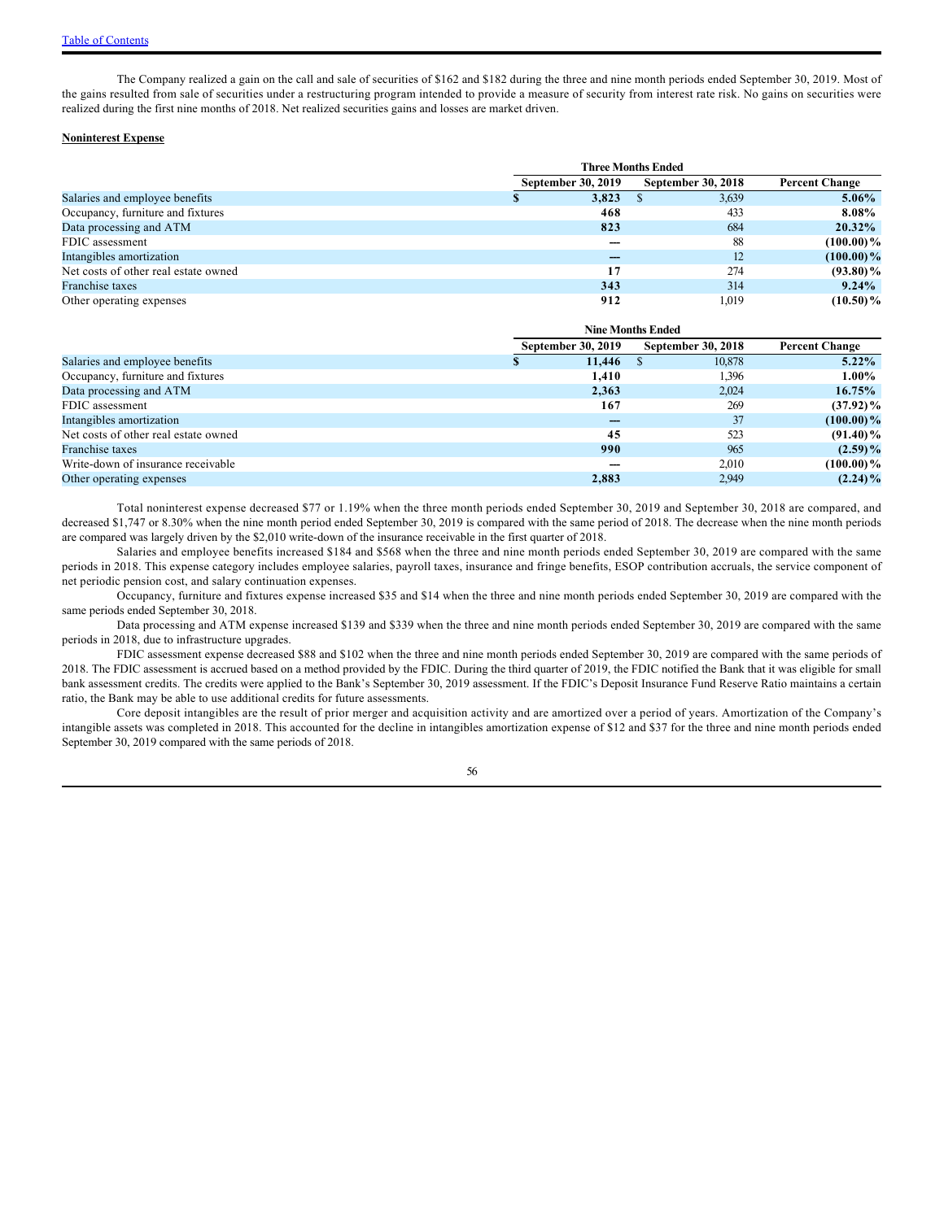The Company realized a gain on the call and sale of securities of $162 and $182 during the three and nine month periods ended September 30, 2019. Most of the gains resulted from sale of securities under a restructuring program intended to provide a measure of security from interest rate risk. No gains on securities were realized during the first nine months of 2018. Net realized securities gains and losses are market driven.

**Noninterest Expense**

| | Three Months Ended | | |
|---|---|---|---|
| | September 30, 2019 | September 30, 2018 | Percent Change |
| Salaries and employee benefits | **$ 3,823** | $ 3,639 | **5.06%** |
| Occupancy, furniture and fixtures | **468** | 433 | **8.08%** |
| Data processing and ATM | **823** | 684 | **20.32%** |
| FDIC assessment | **—** | 88 | **(100.00)%** |
| Intangibles amortization | **—** | 12 | **(100.00)%** |
| Net costs of other real estate owned | **17** | 274 | **(93.80)%** |
| Franchise taxes | **343** | 314 | **9.24%** |
| Other operating expenses | **912** | 1,019 | **(10.50)%** |

| | Nine Months Ended | | |
|---|---|---|---|
| | September 30, 2019 | September 30, 2018 | Percent Change |
| Salaries and employee benefits | **$ 11,446** | $ 10,878 | **5.22%** |
| Occupancy, furniture and fixtures | **1,410** | 1,396 | **1.00%** |
| Data processing and ATM | **2,363** | 2,024 | **16.75%** |
| FDIC assessment | **167** | 269 | **(37.92)%** |
| Intangibles amortization | **—** | 37 | **(100.00)%** |
| Net costs of other real estate owned | **45** | 523 | **(91.40)%** |
| Franchise taxes | **990** | 965 | **(2.59)%** |
| Write-down of insurance receivable | **—** | 2,010 | **(100.00)%** |
| Other operating expenses | **2,883** | 2,949 | **(2.24)%** |

Total noninterest expense decreased $77 or 1.19% when the three month periods ended September 30, 2019 and September 30, 2018 are compared, and decreased $1,747 or 8.30% when the nine month period ended September 30, 2019 is compared with the same period of 2018. The decrease when the nine month periods are compared was largely driven by the $2,010 write-down of the insurance receivable in the first quarter of 2018.

Salaries and employee benefits increased $184 and $568 when the three and nine month periods ended September 30, 2019 are compared with the same periods in 2018. This expense category includes employee salaries, payroll taxes, insurance and fringe benefits, ESOP contribution accruals, the service component of net periodic pension cost, and salary continuation expenses.

Occupancy, furniture and fixtures expense increased $35 and $14 when the three and nine month periods ended September 30, 2019 are compared with the same periods ended September 30, 2018.

Data processing and ATM expense increased $139 and $339 when the three and nine month periods ended September 30, 2019 are compared with the same periods in 2018, due to infrastructure upgrades.

FDIC assessment expense decreased $88 and $102 when the three and nine month periods ended September 30, 2019 are compared with the same periods of 2018. The FDIC assessment is accrued based on a method provided by the FDIC. During the third quarter of 2019, the FDIC notified the Bank that it was eligible for small bank assessment credits. The credits were applied to the Bank's September 30, 2019 assessment. If the FDIC's Deposit Insurance Fund Reserve Ratio maintains a certain ratio, the Bank may be able to use additional credits for future assessments.

Core deposit intangibles are the result of prior merger and acquisition activity and are amortized over a period of years. Amortization of the Company's intangible assets was completed in 2018. This accounted for the decline in intangibles amortization expense of $12 and $37 for the three and nine month periods ended September 30, 2019 compared with the same periods of 2018.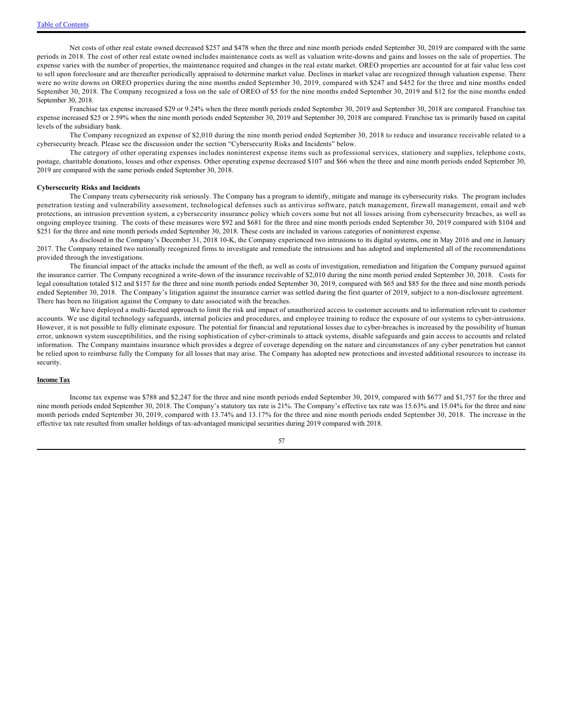Net costs of other real estate owned decreased $257 and $478 when the three and nine month periods ended September 30, 2019 are compared with the same periods in 2018. The cost of other real estate owned includes maintenance costs as well as valuation write-downs and gains and losses on the sale of properties. The expense varies with the number of properties, the maintenance required and changes in the real estate market. OREO properties are accounted for at fair value less cost to sell upon foreclosure and are thereafter periodically appraised to determine market value. Declines in market value are recognized through valuation expense. There were no write downs on OREO properties during the nine months ended September 30, 2019, compared with $247 and $452 for the three and nine months ended September 30, 2018. The Company recognized a loss on the sale of OREO of $5 for the nine months ended September 30, 2019 and $12 for the nine months ended September 30, 2018.

Franchise tax expense increased $29 or 9.24% when the three month periods ended September 30, 2019 and September 30, 2018 are compared. Franchise tax expense increased $25 or 2.59% when the nine month periods ended September 30, 2019 and September 30, 2018 are compared. Franchise tax is primarily based on capital levels of the subsidiary bank.

The Company recognized an expense of $2,010 during the nine month period ended September 30, 2018 to reduce and insurance receivable related to a cybersecurity breach. Please see the discussion under the section "Cybersecurity Risks and Incidents" below.

The category of other operating expenses includes noninterest expense items such as professional services, stationery and supplies, telephone costs, postage, charitable donations, losses and other expenses. Other operating expense decreased $107 and $66 when the three and nine month periods ended September 30, 2019 are compared with the same periods ended September 30, 2018.

**Cybersecurity Risks and Incidents**

The Company treats cybersecurity risk seriously. The Company has a program to identify, mitigate and manage its cybersecurity risks. The program includes penetration testing and vulnerability assessment, technological defenses such as antivirus software, patch management, firewall management, email and web protections, an intrusion prevention system, a cybersecurity insurance policy which covers some but not all losses arising from cybersecurity breaches, as well as ongoing employee training. The costs of these measures were $92 and $681 for the three and nine month periods ended September 30, 2019 compared with $104 and $251 for the three and nine month periods ended September 30, 2018. These costs are included in various categories of noninterest expense.

As disclosed in the Company's December 31, 2018 10-K, the Company experienced two intrusions to its digital systems, one in May 2016 and one in January 2017. The Company retained two nationally recognized firms to investigate and remediate the intrusions and has adopted and implemented all of the recommendations provided through the investigations.

The financial impact of the attacks include the amount of the theft, as well as costs of investigation, remediation and litigation the Company pursued against the insurance carrier. The Company recognized a write-down of the insurance receivable of $2,010 during the nine month period ended September 30, 2018. Costs for legal consultation totaled $12 and $157 for the three and nine month periods ended September 30, 2019, compared with $65 and $85 for the three and nine month periods ended September 30, 2018. The Company's litigation against the insurance carrier was settled during the first quarter of 2019, subject to a non-disclosure agreement. There has been no litigation against the Company to date associated with the breaches.

We have deployed a multi-faceted approach to limit the risk and impact of unauthorized access to customer accounts and to information relevant to customer accounts. We use digital technology safeguards, internal policies and procedures, and employee training to reduce the exposure of our systems to cyber-intrusions. However, it is not possible to fully eliminate exposure. The potential for financial and reputational losses due to cyber-breaches is increased by the possibility of human error, unknown system susceptibilities, and the rising sophistication of cyber-criminals to attack systems, disable safeguards and gain access to accounts and related information. The Company maintains insurance which provides a degree of coverage depending on the nature and circumstances of any cyber penetration but cannot be relied upon to reimburse fully the Company for all losses that may arise. The Company has adopted new protections and invested additional resources to increase its security.

**Income Tax**

Income tax expense was $788 and $2,247 for the three and nine month periods ended September 30, 2019, compared with $677 and $1,757 for the three and nine month periods ended September 30, 2018. The Company's statutory tax rate is 21%. The Company's effective tax rate was 15.63% and 15.04% for the three and nine month periods ended September 30, 2019, compared with 13.74% and 13.17% for the three and nine month periods ended September 30, 2018. The increase in the effective tax rate resulted from smaller holdings of tax-advantaged municipal securities during 2019 compared with 2018.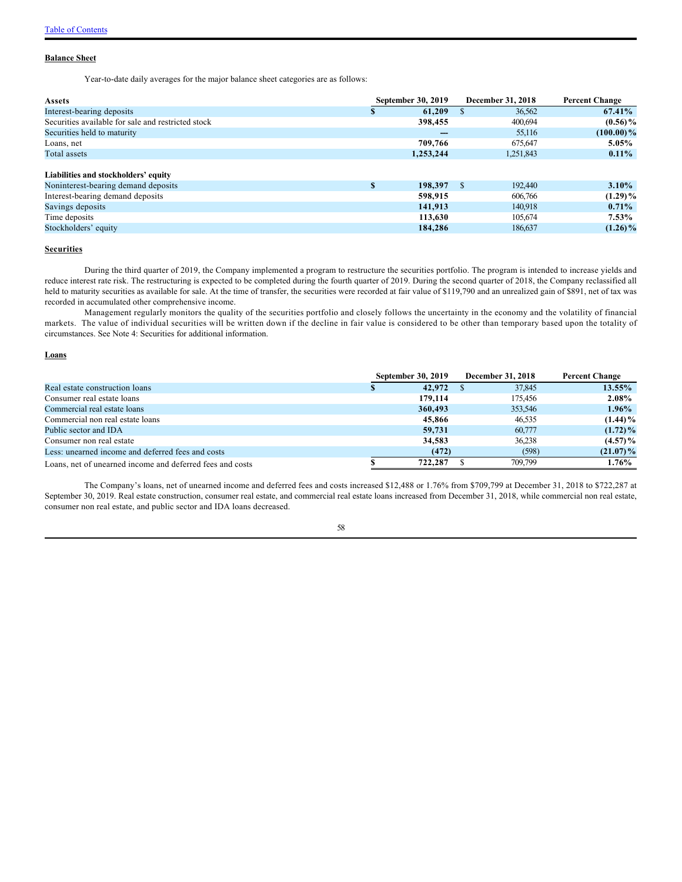**Balance Sheet**

Year-to-date daily averages for the major balance sheet categories are as follows:

| Assets | September 30, 2019 | December 31, 2018 | Percent Change |
|---|---|---|---|
| Interest-bearing deposits | $ 61,209 | $ 36,562 | 67.41% |
| Securities available for sale and restricted stock | 398,455 | 400,694 | (0.56)% |
| Securities held to maturity | — | 55,116 | (100.00)% |
| Loans, net | 709,766 | 675,647 | 5.05% |
| Total assets | 1,253,244 | 1,251,843 | 0.11% |
| | | | |
| **Liabilities and stockholders' equity** | | | |
| Noninterest-bearing demand deposits | $ 198,397 | $ 192,440 | 3.10% |
| Interest-bearing demand deposits | 598,915 | 606,766 | (1.29)% |
| Savings deposits | 141,913 | 140,918 | 0.71% |
| Time deposits | 113,630 | 105,674 | 7.53% |
| Stockholders' equity | 184,286 | 186,637 | (1.26)% |

**Securities**

During the third quarter of 2019, the Company implemented a program to restructure the securities portfolio. The program is intended to increase yields and reduce interest rate risk. The restructuring is expected to be completed during the fourth quarter of 2019. During the second quarter of 2018, the Company reclassified all held to maturity securities as available for sale. At the time of transfer, the securities were recorded at fair value of $119,790 and an unrealized gain of $891, net of tax was recorded in accumulated other comprehensive income.

Management regularly monitors the quality of the securities portfolio and closely follows the uncertainty in the economy and the volatility of financial markets. The value of individual securities will be written down if the decline in fair value is considered to be other than temporary based upon the totality of circumstances. See Note 4: Securities for additional information.

**Loans**

| | September 30, 2019 | December 31, 2018 | Percent Change |
|---|---|---|---|
| Real estate construction loans | $ 42,972 | $ 37,845 | 13.55% |
| Consumer real estate loans | 179,114 | 175,456 | 2.08% |
| Commercial real estate loans | 360,493 | 353,546 | 1.96% |
| Commercial non real estate loans | 45,866 | 46,535 | (1.44)% |
| Public sector and IDA | 59,731 | 60,777 | (1.72)% |
| Consumer non real estate | 34,583 | 36,238 | (4.57)% |
| Less: unearned income and deferred fees and costs | (472) | (598) | (21.07)% |
| Loans, net of unearned income and deferred fees and costs | $ 722,287 | $ 709,799 | 1.76% |

The Company's loans, net of unearned income and deferred fees and costs increased $12,488 or 1.76% from $709,799 at December 31, 2018 to $722,287 at September 30, 2019. Real estate construction, consumer real estate, and commercial real estate loans increased from December 31, 2018, while commercial non real estate, consumer non real estate, and public sector and IDA loans decreased.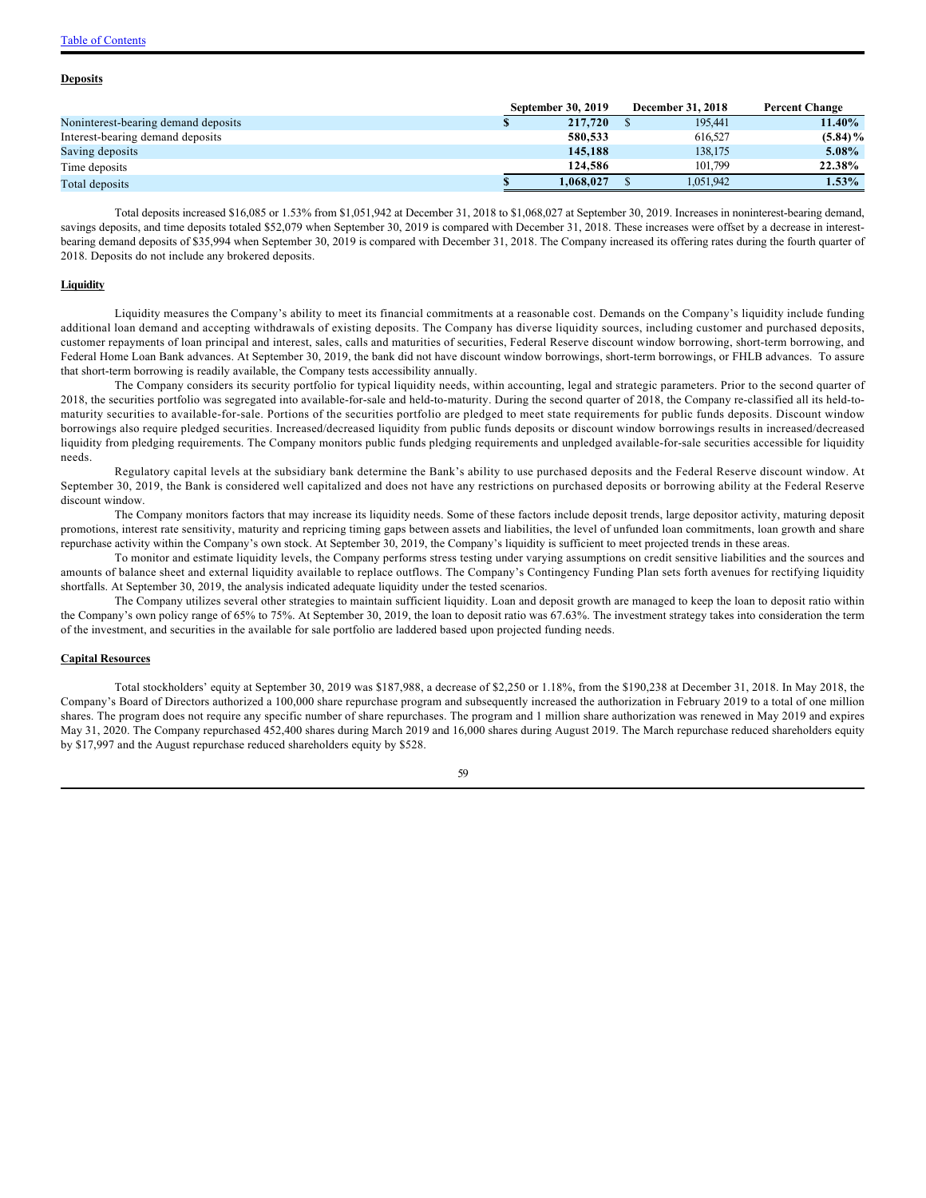**Deposits**

| | September 30, 2019 | December 31, 2018 | Percent Change |
|---|---|---|---|
| Noninterest-bearing demand deposits | **$ 217,720** | $ 195,441 | **11.40%** |
| Interest-bearing demand deposits | **580,533** | 616,527 | **(5.84)%** |
| Saving deposits | **145,188** | 138,175 | **5.08%** |
| Time deposits | **124,586** | 101,799 | **22.38%** |
| Total deposits | **$ 1,068,027** | $ 1,051,942 | **1.53%** |

Total deposits increased $16,085 or 1.53% from $1,051,942 at December 31, 2018 to $1,068,027 at September 30, 2019. Increases in noninterest-bearing demand, savings deposits, and time deposits totaled $52,079 when September 30, 2019 is compared with December 31, 2018. These increases were offset by a decrease in interest-bearing demand deposits of $35,994 when September 30, 2019 is compared with December 31, 2018. The Company increased its offering rates during the fourth quarter of 2018. Deposits do not include any brokered deposits.

**Liquidity**

Liquidity measures the Company's ability to meet its financial commitments at a reasonable cost. Demands on the Company's liquidity include funding additional loan demand and accepting withdrawals of existing deposits. The Company has diverse liquidity sources, including customer and purchased deposits, customer repayments of loan principal and interest, sales, calls and maturities of securities, Federal Reserve discount window borrowing, short-term borrowing, and Federal Home Loan Bank advances. At September 30, 2019, the bank did not have discount window borrowings, short-term borrowings, or FHLB advances. To assure that short-term borrowing is readily available, the Company tests accessibility annually.

The Company considers its security portfolio for typical liquidity needs, within accounting, legal and strategic parameters. Prior to the second quarter of 2018, the securities portfolio was segregated into available-for-sale and held-to-maturity. During the second quarter of 2018, the Company re-classified all its held-to-maturity securities to available-for-sale. Portions of the securities portfolio are pledged to meet state requirements for public funds deposits. Discount window borrowings also require pledged securities. Increased/decreased liquidity from public funds deposits or discount window borrowings results in increased/decreased liquidity from pledging requirements. The Company monitors public funds pledging requirements and unpledged available-for-sale securities accessible for liquidity needs.

Regulatory capital levels at the subsidiary bank determine the Bank's ability to use purchased deposits and the Federal Reserve discount window. At September 30, 2019, the Bank is considered well capitalized and does not have any restrictions on purchased deposits or borrowing ability at the Federal Reserve discount window.

The Company monitors factors that may increase its liquidity needs. Some of these factors include deposit trends, large depositor activity, maturing deposit promotions, interest rate sensitivity, maturity and repricing timing gaps between assets and liabilities, the level of unfunded loan commitments, loan growth and share repurchase activity within the Company's own stock. At September 30, 2019, the Company's liquidity is sufficient to meet projected trends in these areas.

To monitor and estimate liquidity levels, the Company performs stress testing under varying assumptions on credit sensitive liabilities and the sources and amounts of balance sheet and external liquidity available to replace outflows. The Company's Contingency Funding Plan sets forth avenues for rectifying liquidity shortfalls. At September 30, 2019, the analysis indicated adequate liquidity under the tested scenarios.

The Company utilizes several other strategies to maintain sufficient liquidity. Loan and deposit growth are managed to keep the loan to deposit ratio within the Company's own policy range of 65% to 75%. At September 30, 2019, the loan to deposit ratio was 67.63%. The investment strategy takes into consideration the term of the investment, and securities in the available for sale portfolio are laddered based upon projected funding needs.

**Capital Resources**

Total stockholders' equity at September 30, 2019 was $187,988, a decrease of $2,250 or 1.18%, from the $190,238 at December 31, 2018. In May 2018, the Company's Board of Directors authorized a 100,000 share repurchase program and subsequently increased the authorization in February 2019 to a total of one million shares. The program does not require any specific number of share repurchases. The program and 1 million share authorization was renewed in May 2019 and expires May 31, 2020. The Company repurchased 452,400 shares during March 2019 and 16,000 shares during August 2019. The March repurchase reduced shareholders equity by $17,997 and the August repurchase reduced shareholders equity by $528.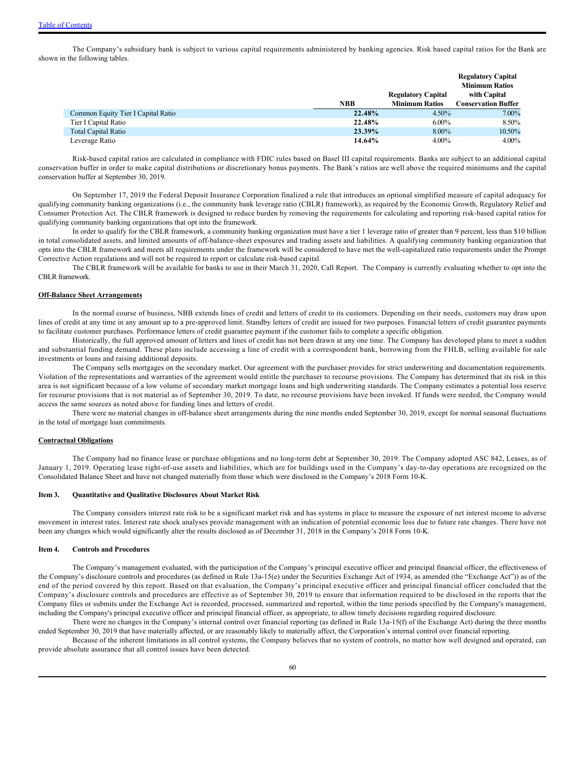The Company's subsidiary bank is subject to various capital requirements administered by banking agencies. Risk based capital ratios for the Bank are shown in the following tables.

| | NBB | Regulatory Capital Minimum Ratios | Regulatory Capital Minimum Ratios with Capital Conservation Buffer |
|---|---|---|---|
| Common Equity Tier I Capital Ratio | **22.48%** | 4.50% | 7.00% |
| Tier I Capital Ratio | **22.48%** | 6.00% | 8.50% |
| Total Capital Ratio | **23.39%** | 8.00% | 10.50% |
| Leverage Ratio | **14.64%** | 4.00% | 4.00% |

Risk-based capital ratios are calculated in compliance with FDIC rules based on Basel III capital requirements. Banks are subject to an additional capital conservation buffer in order to make capital distributions or discretionary bonus payments. The Bank's ratios are well above the required minimums and the capital conservation buffer at September 30, 2019.

On September 17, 2019 the Federal Deposit Insurance Corporation finalized a rule that introduces an optional simplified measure of capital adequacy for qualifying community banking organizations (i.e., the community bank leverage ratio (CBLR) framework), as required by the Economic Growth, Regulatory Relief and Consumer Protection Act. The CBLR framework is designed to reduce burden by removing the requirements for calculating and reporting risk-based capital ratios for qualifying community banking organizations that opt into the framework.

In order to qualify for the CBLR framework, a community banking organization must have a tier 1 leverage ratio of greater than 9 percent, less than $10 billion in total consolidated assets, and limited amounts of off-balance-sheet exposures and trading assets and liabilities. A qualifying community banking organization that opts into the CBLR framework and meets all requirements under the framework will be considered to have met the well-capitalized ratio requirements under the Prompt Corrective Action regulations and will not be required to report or calculate risk-based capital.

The CBLR framework will be available for banks to use in their March 31, 2020, Call Report. The Company is currently evaluating whether to opt into the CBLR framework.

**Off-Balance Sheet Arrangements**

In the normal course of business, NBB extends lines of credit and letters of credit to its customers. Depending on their needs, customers may draw upon lines of credit at any time in any amount up to a pre-approved limit. Standby letters of credit are issued for two purposes. Financial letters of credit guarantee payments to facilitate customer purchases. Performance letters of credit guarantee payment if the customer fails to complete a specific obligation.

Historically, the full approved amount of letters and lines of credit has not been drawn at any one time. The Company has developed plans to meet a sudden and substantial funding demand. These plans include accessing a line of credit with a correspondent bank, borrowing from the FHLB, selling available for sale investments or loans and raising additional deposits.

The Company sells mortgages on the secondary market. Our agreement with the purchaser provides for strict underwriting and documentation requirements. Violation of the representations and warranties of the agreement would entitle the purchaser to recourse provisions. The Company has determined that its risk in this area is not significant because of a low volume of secondary market mortgage loans and high underwriting standards. The Company estimates a potential loss reserve for recourse provisions that is not material as of September 30, 2019. To date, no recourse provisions have been invoked. If funds were needed, the Company would access the same sources as noted above for funding lines and letters of credit.

There were no material changes in off-balance sheet arrangements during the nine months ended September 30, 2019, except for normal seasonal fluctuations in the total of mortgage loan commitments.

**Contractual Obligations**

The Company had no finance lease or purchase obligations and no long-term debt at September 30, 2019. The Company adopted ASC 842, Leases, as of January 1, 2019. Operating lease right-of-use assets and liabilities, which are for buildings used in the Company's day-to-day operations are recognized on the Consolidated Balance Sheet and have not changed materially from those which were disclosed in the Company's 2018 Form 10-K.

## Item 3. Quantitative and Qualitative Disclosures About Market Risk

The Company considers interest rate risk to be a significant market risk and has systems in place to measure the exposure of net interest income to adverse movement in interest rates. Interest rate shock analyses provide management with an indication of potential economic loss due to future rate changes. There have not been any changes which would significantly alter the results disclosed as of December 31, 2018 in the Company's 2018 Form 10-K.

## Item 4. Controls and Procedures

The Company's management evaluated, with the participation of the Company's principal executive officer and principal financial officer, the effectiveness of the Company's disclosure controls and procedures (as defined in Rule 13a-15(e) under the Securities Exchange Act of 1934, as amended (the "Exchange Act")) as of the end of the period covered by this report. Based on that evaluation, the Company's principal executive officer and principal financial officer concluded that the Company's disclosure controls and procedures are effective as of September 30, 2019 to ensure that information required to be disclosed in the reports that the Company files or submits under the Exchange Act is recorded, processed, summarized and reported, within the time periods specified by the Company's management, including the Company's principal executive officer and principal financial officer, as appropriate, to allow timely decisions regarding required disclosure.

There were no changes in the Company's internal control over financial reporting (as defined in Rule 13a-15(f) of the Exchange Act) during the three months ended September 30, 2019 that have materially affected, or are reasonably likely to materially affect, the Corporation's internal control over financial reporting.

Because of the inherent limitations in all control systems, the Company believes that no system of controls, no matter how well designed and operated, can provide absolute assurance that all control issues have been detected.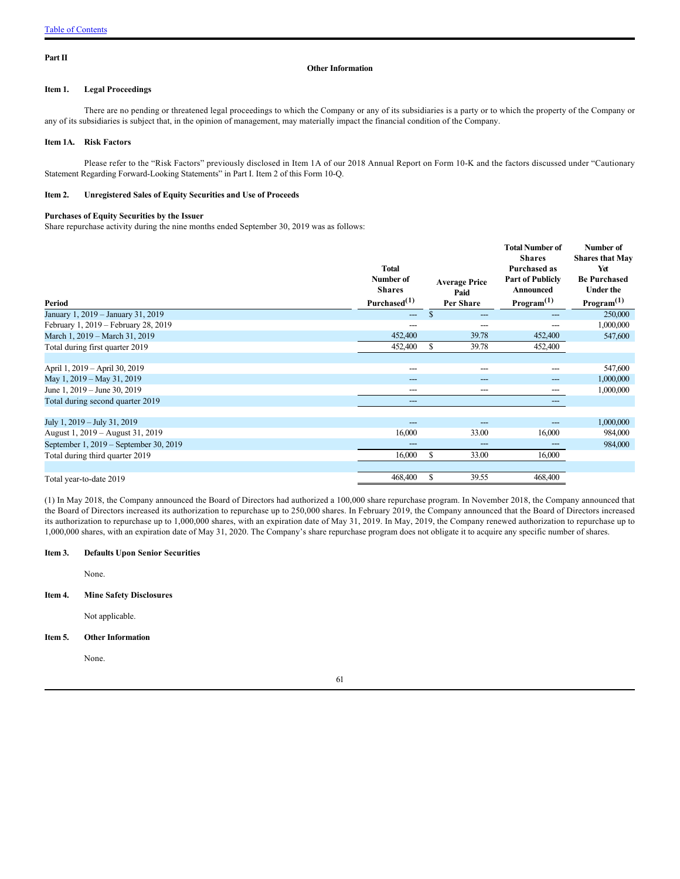[Table of Contents](#)

**Part II**

**Other Information**

**Item 1. Legal Proceedings**

There are no pending or threatened legal proceedings to which the Company or any of its subsidiaries is a party or to which the property of the Company or any of its subsidiaries is subject that, in the opinion of management, may materially impact the financial condition of the Company.

**Item 1A. Risk Factors**

Please refer to the "Risk Factors" previously disclosed in Item 1A of our 2018 Annual Report on Form 10-K and the factors discussed under "Cautionary Statement Regarding Forward-Looking Statements" in Part I. Item 2 of this Form 10-Q.

**Item 2. Unregistered Sales of Equity Securities and Use of Proceeds**

**Purchases of Equity Securities by the Issuer**

Share repurchase activity during the nine months ended September 30, 2019 was as follows:

| Period | Total Number of Shares Purchased[(1)] | Average Price Paid Per Share | Total Number of Shares Purchased as Part of Publicly Announced Program[(1)] | Number of Shares that May Yet Be Purchased Under the Program[(1)] |
|---|---|---|---|---|
| January 1, 2019 – January 31, 2019 | --- | $ --- | --- | 250,000 |
| February 1, 2019 – February 28, 2019 | --- | --- | --- | 1,000,000 |
| March 1, 2019 – March 31, 2019 | 452,400 | 39.78 | 452,400 | 547,600 |
| Total during first quarter 2019 | 452,400 | $ 39.78 | 452,400 | |
| | | | | |
| April 1, 2019 – April 30, 2019 | --- | --- | --- | 547,600 |
| May 1, 2019 – May 31, 2019 | --- | --- | --- | 1,000,000 |
| June 1, 2019 – June 30, 2019 | --- | --- | --- | 1,000,000 |
| Total during second quarter 2019 | --- | | --- | |
| | | | | |
| July 1, 2019 – July 31, 2019 | --- | --- | --- | 1,000,000 |
| August 1, 2019 – August 31, 2019 | 16,000 | 33.00 | 16,000 | 984,000 |
| September 1, 2019 – September 30, 2019 | --- | --- | --- | 984,000 |
| Total during third quarter 2019 | 16,000 | $ 33.00 | 16,000 | |
| | | | | |
| Total year-to-date 2019 | 468,400 | $ 39.55 | 468,400 | |

(1) In May 2018, the Company announced the Board of Directors had authorized a 100,000 share repurchase program. In November 2018, the Company announced that the Board of Directors increased its authorization to repurchase up to 250,000 shares. In February 2019, the Company announced that the Board of Directors increased its authorization to repurchase up to 1,000,000 shares, with an expiration date of May 31, 2019. In May, 2019, the Company renewed authorization to repurchase up to 1,000,000 shares, with an expiration date of May 31, 2020. The Company's share repurchase program does not obligate it to acquire any specific number of shares.

**Item 3. Defaults Upon Senior Securities**

None.

**Item 4. Mine Safety Disclosures**

Not applicable.

**Item 5. Other Information**

None.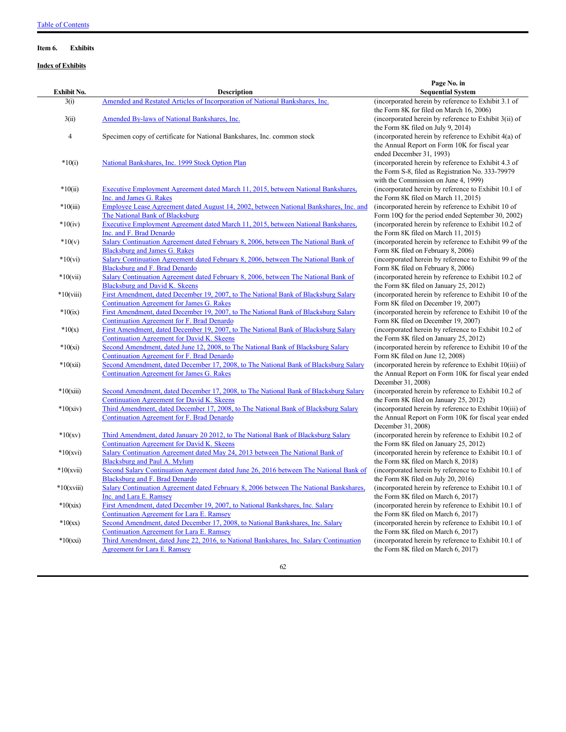[Table of Contents](#)

**Item 6. Exhibits**

**Index of Exhibits**

| Exhibit No. | Description | Page No. in Sequential System |
|---|---|---|
| 3(i) | Amended and Restated Articles of Incorporation of National Bankshares, Inc. | (incorporated herein by reference to Exhibit 3.1 of the Form 8K for filed on March 16, 2006) |
| 3(ii) | Amended By-laws of National Bankshares, Inc. | (incorporated herein by reference to Exhibit 3(ii) of the Form 8K filed on July 9, 2014) |
| 4 | Specimen copy of certificate for National Bankshares, Inc. common stock | (incorporated herein by reference to Exhibit 4(a) of the Annual Report on Form 10K for fiscal year ended December 31, 1993) |
| *10(i) | National Bankshares, Inc. 1999 Stock Option Plan | (incorporated herein by reference to Exhibit 4.3 of the Form S-8, filed as Registration No. 333-79979 with the Commission on June 4, 1999) |
| *10(ii) | Executive Employment Agreement dated March 11, 2015, between National Bankshares, Inc. and James G. Rakes | (incorporated herein by reference to Exhibit 10.1 of the Form 8K filed on March 11, 2015) |
| *10(iii) | Employee Lease Agreement dated August 14, 2002, between National Bankshares, Inc. and The National Bank of Blacksburg | (incorporated herein by reference to Exhibit 10 of Form 10Q for the period ended September 30, 2002) |
| *10(iv) | Executive Employment Agreement dated March 11, 2015, between National Bankshares, Inc. and F. Brad Denardo | (incorporated herein by reference to Exhibit 10.2 of the Form 8K filed on March 11, 2015) |
| *10(v) | Salary Continuation Agreement dated February 8, 2006, between The National Bank of Blacksburg and James G. Rakes | (incorporated herein by reference to Exhibit 99 of the Form 8K filed on February 8, 2006) |
| *10(vi) | Salary Continuation Agreement dated February 8, 2006, between The National Bank of Blacksburg and F. Brad Denardo | (incorporated herein by reference to Exhibit 99 of the Form 8K filed on February 8, 2006) |
| *10(vii) | Salary Continuation Agreement dated February 8, 2006, between The National Bank of Blacksburg and David K. Skeens | (incorporated herein by reference to Exhibit 10.2 of the Form 8K filed on January 25, 2012) |
| *10(viii) | First Amendment, dated December 19, 2007, to The National Bank of Blacksburg Salary Continuation Agreement for James G. Rakes | (incorporated herein by reference to Exhibit 10 of the Form 8K filed on December 19, 2007) |
| *10(ix) | First Amendment, dated December 19, 2007, to The National Bank of Blacksburg Salary Continuation Agreement for F. Brad Denardo | (incorporated herein by reference to Exhibit 10 of the Form 8K filed on December 19, 2007) |
| *10(x) | First Amendment, dated December 19, 2007, to The National Bank of Blacksburg Salary Continuation Agreement for David K. Skeens | (incorporated herein by reference to Exhibit 10.2 of the Form 8K filed on January 25, 2012) |
| *10(xi) | Second Amendment, dated June 12, 2008, to The National Bank of Blacksburg Salary Continuation Agreement for F. Brad Denardo | (incorporated herein by reference to Exhibit 10 of the Form 8K filed on June 12, 2008) |
| *10(xii) | Second Amendment, dated December 17, 2008, to The National Bank of Blacksburg Salary Continuation Agreement for James G. Rakes | (incorporated herein by reference to Exhibit 10(iii) of the Annual Report on Form 10K for fiscal year ended December 31, 2008) |
| *10(xiii) | Second Amendment, dated December 17, 2008, to The National Bank of Blacksburg Salary Continuation Agreement for David K. Skeens | (incorporated herein by reference to Exhibit 10.2 of the Form 8K filed on January 25, 2012) |
| *10(xiv) | Third Amendment, dated December 17, 2008, to The National Bank of Blacksburg Salary Continuation Agreement for F. Brad Denardo | (incorporated herein by reference to Exhibit 10(iii) of the Annual Report on Form 10K for fiscal year ended December 31, 2008) |
| *10(xv) | Third Amendment, dated January 20 2012, to The National Bank of Blacksburg Salary Continuation Agreement for David K. Skeens | (incorporated herein by reference to Exhibit 10.2 of the Form 8K filed on January 25, 2012) |
| *10(xvi) | Salary Continuation Agreement dated May 24, 2013 between The National Bank of Blacksburg and Paul A. Mylum | (incorporated herein by reference to Exhibit 10.1 of the Form 8K filed on March 8, 2018) |
| *10(xvii) | Second Salary Continuation Agreement dated June 26, 2016 between The National Bank of Blacksburg and F. Brad Denardo | (incorporated herein by reference to Exhibit 10.1 of the Form 8K filed on July 20, 2016) |
| *10(xviii) | Salary Continuation Agreement dated February 8, 2006 between The National Bankshares, Inc. and Lara E. Ramsey | (incorporated herein by reference to Exhibit 10.1 of the Form 8K filed on March 6, 2017) |
| *10(xix) | First Amendment, dated December 19, 2007, to National Bankshares, Inc. Salary Continuation Agreement for Lara E. Ramsey | (incorporated herein by reference to Exhibit 10.1 of the Form 8K filed on March 6, 2017) |
| *10(xx) | Second Amendment, dated December 17, 2008, to National Bankshares, Inc. Salary Continuation Agreement for Lara E. Ramsey | (incorporated herein by reference to Exhibit 10.1 of the Form 8K filed on March 6, 2017) |
| *10(xxi) | Third Amendment, dated June 22, 2016, to National Bankshares, Inc. Salary Continuation Agreement for Lara E. Ramsey | (incorporated herein by reference to Exhibit 10.1 of the Form 8K filed on March 6, 2017) |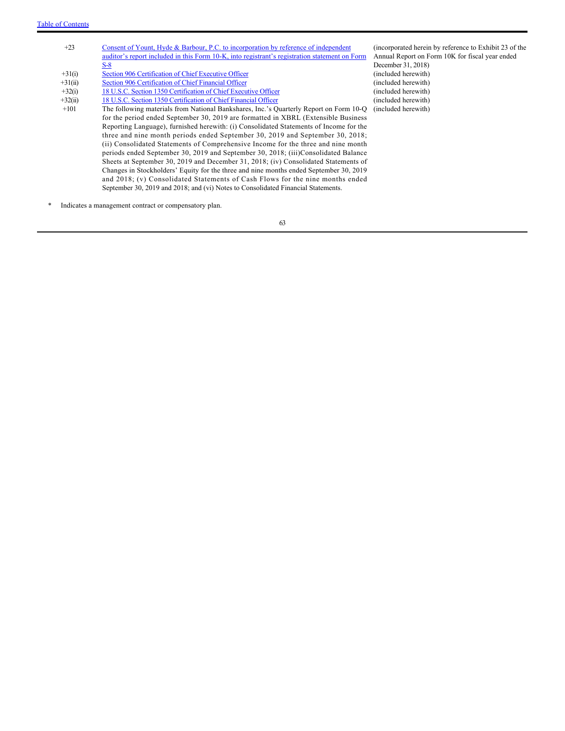| | | |
|---|---|---|
| +23 | Consent of Yount, Hyde & Barbour, P.C. to incorporation by reference of independent auditor's report included in this Form 10-K, into registrant's registration statement on Form S-8 | (incorporated herein by reference to Exhibit 23 of the Annual Report on Form 10K for fiscal year ended December 31, 2018) |
| +31(i) | Section 906 Certification of Chief Executive Officer | (included herewith) |
| +31(ii) | Section 906 Certification of Chief Financial Officer | (included herewith) |
| +32(i) | 18 U.S.C. Section 1350 Certification of Chief Executive Officer | (included herewith) |
| +32(ii) | 18 U.S.C. Section 1350 Certification of Chief Financial Officer | (included herewith) |
| +101 | The following materials from National Bankshares, Inc.'s Quarterly Report on Form 10-Q for the period ended September 30, 2019 are formatted in XBRL (Extensible Business Reporting Language), furnished herewith: (i) Consolidated Statements of Income for the three and nine month periods ended September 30, 2019 and September 30, 2018; (ii) Consolidated Statements of Comprehensive Income for the three and nine month periods ended September 30, 2019 and September 30, 2018; (iii)Consolidated Balance Sheets at September 30, 2019 and December 31, 2018; (iv) Consolidated Statements of Changes in Stockholders' Equity for the three and nine months ended September 30, 2019 and 2018; (v) Consolidated Statements of Cash Flows for the nine months ended September 30, 2019 and 2018; and (vi) Notes to Consolidated Financial Statements. | (included herewith) |

\* Indicates a management contract or compensatory plan.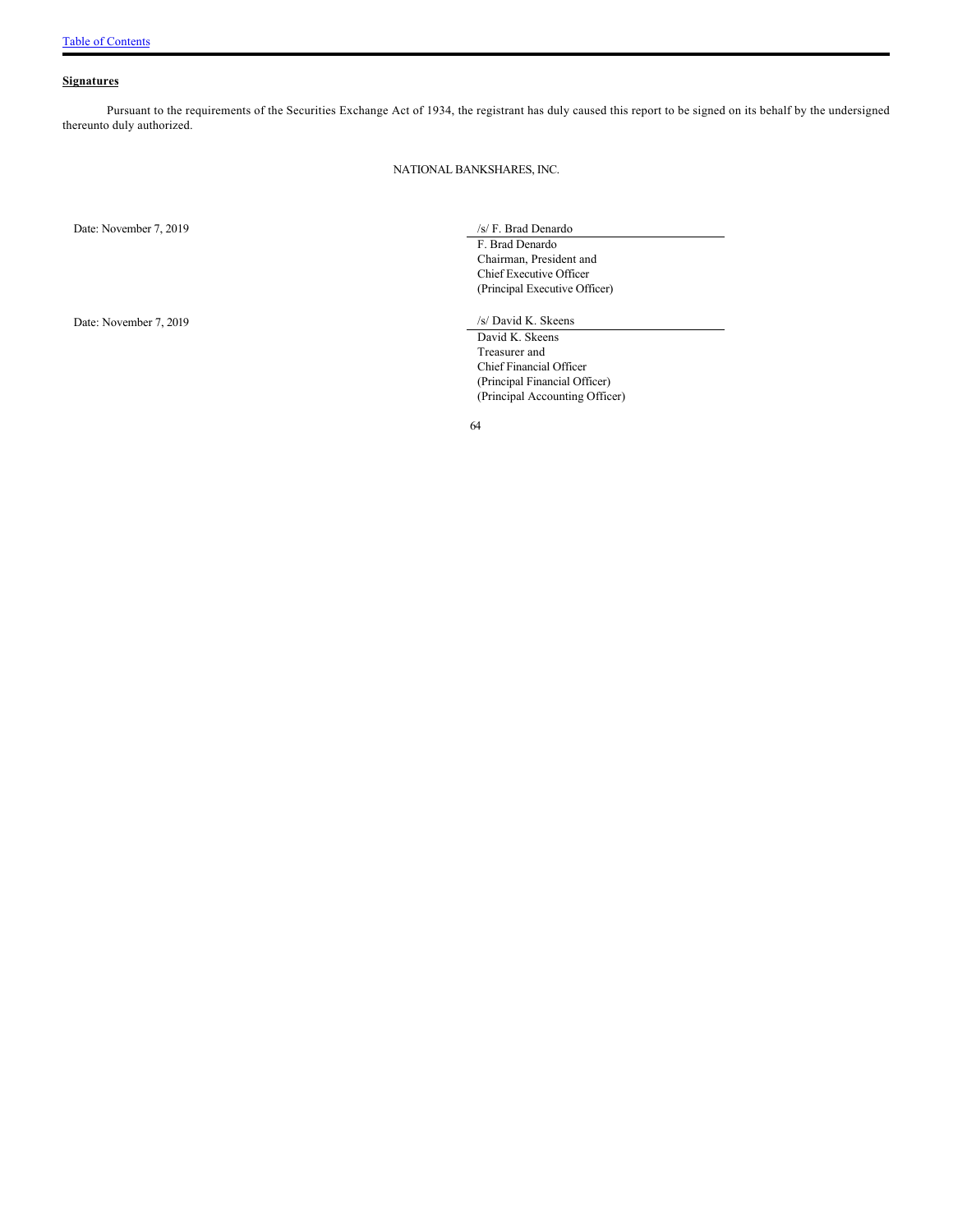**Signatures**

Pursuant to the requirements of the Securities Exchange Act of 1934, the registrant has duly caused this report to be signed on its behalf by the undersigned thereunto duly authorized.

NATIONAL BANKSHARES, INC.

| | |
|---|---|
| Date: November 7, 2019 | /s/ F. Brad Denardo<br>F. Brad Denardo<br>Chairman, President and<br>Chief Executive Officer<br>(Principal Executive Officer) |
| Date: November 7, 2019 | /s/ David K. Skeens<br>David K. Skeens<br>Treasurer and<br>Chief Financial Officer<br>(Principal Financial Officer)<br>(Principal Accounting Officer) |